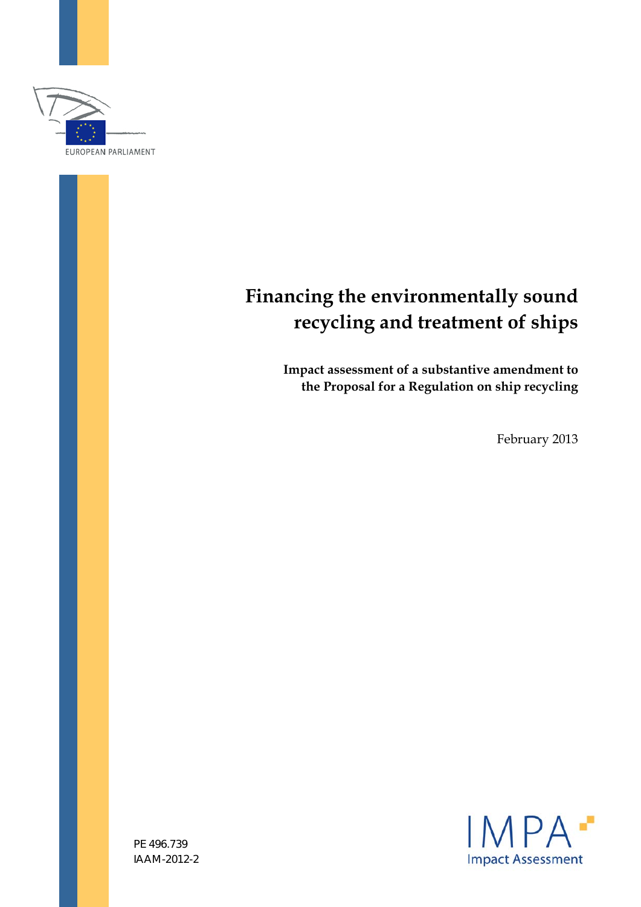EUROPEAN PARLIAMENT

# Financing the environmentally sound recycling and treatment of ships

**Impact assessment of a substantive amendment to the Proposal for a Regulation on ship recycling**

February 2013

PE 496.739
IAAM-2012-2

IMPA
Impact Assessment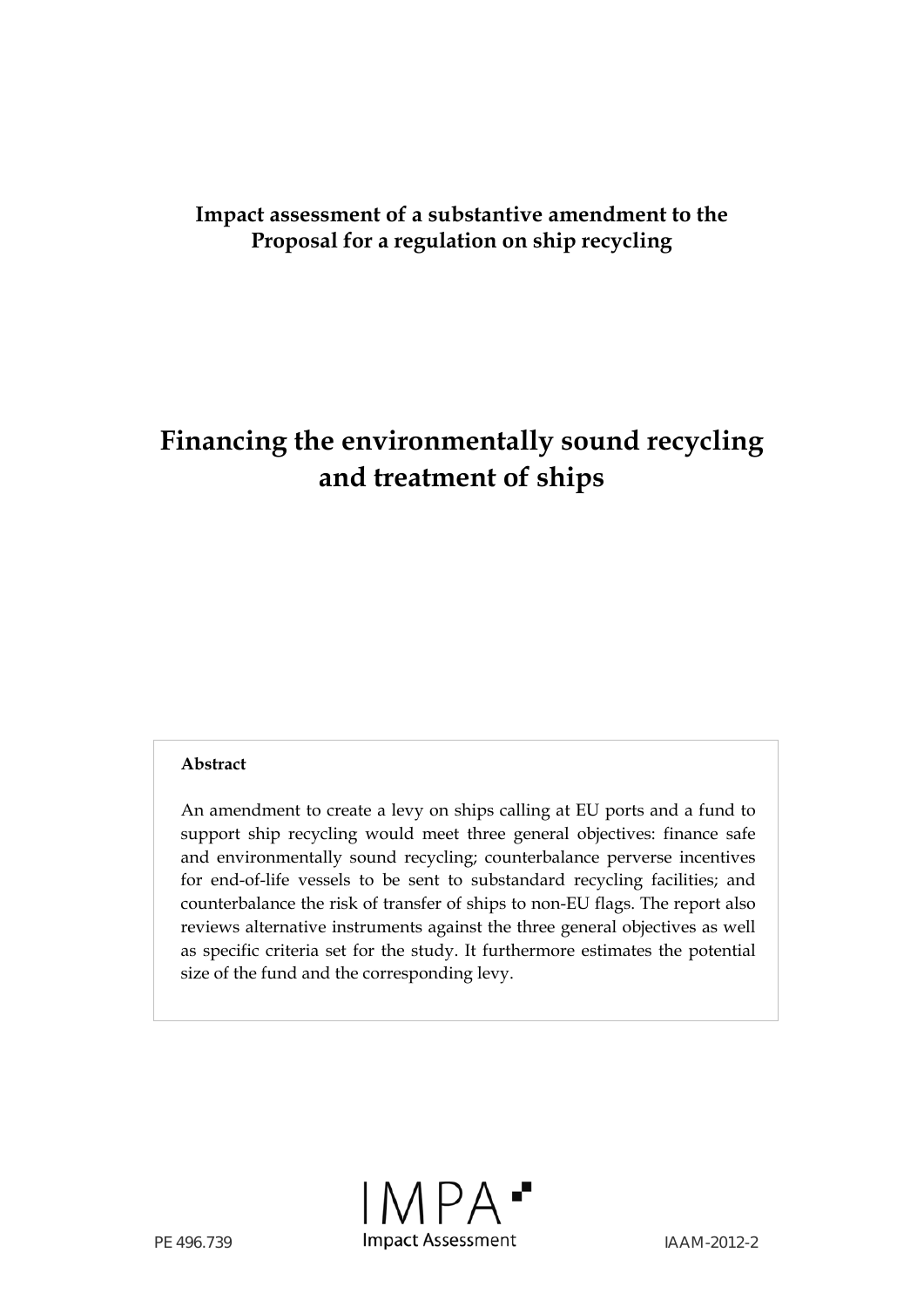**Impact assessment of a substantive amendment to the Proposal for a regulation on ship recycling**

# Financing the environmentally sound recycling and treatment of ships

**Abstract**

An amendment to create a levy on ships calling at EU ports and a fund to support ship recycling would meet three general objectives: finance safe and environmentally sound recycling; counterbalance perverse incentives for end-of-life vessels to be sent to substandard recycling facilities; and counterbalance the risk of transfer of ships to non-EU flags. The report also reviews alternative instruments against the three general objectives as well as specific criteria set for the study. It furthermore estimates the potential size of the fund and the corresponding levy.

IMPA Impact Assessment

PE 496.739

IAAM-2012-2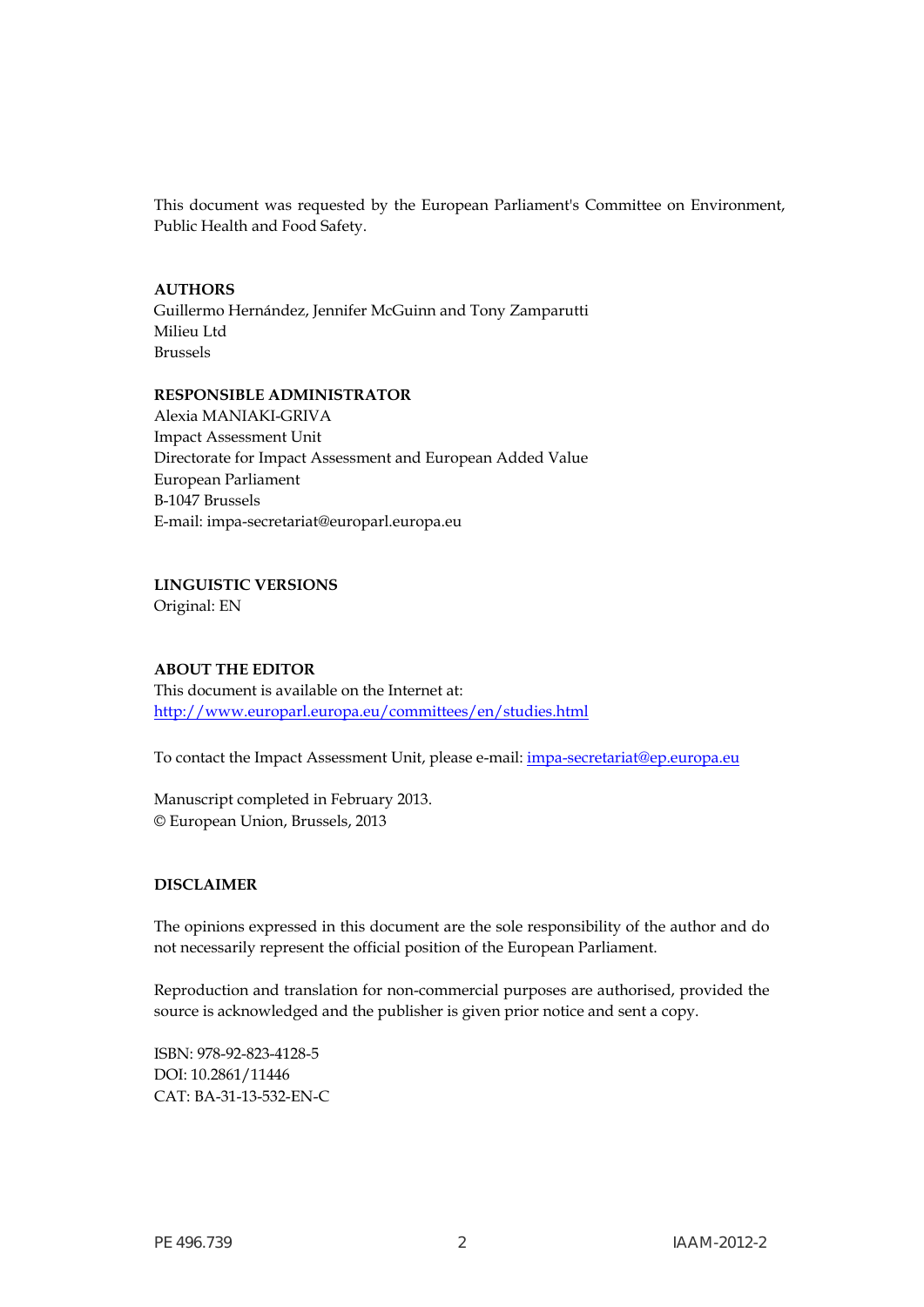This document was requested by the European Parliament's Committee on Environment, Public Health and Food Safety.

**AUTHORS**
Guillermo Hernández, Jennifer McGuinn and Tony Zamparutti
Milieu Ltd
Brussels

**RESPONSIBLE ADMINISTRATOR**
Alexia MANIAKI-GRIVA
Impact Assessment Unit
Directorate for Impact Assessment and European Added Value
European Parliament
B-1047 Brussels
E-mail: impa-secretariat@europarl.europa.eu

**LINGUISTIC VERSIONS**
Original: EN

**ABOUT THE EDITOR**
This document is available on the Internet at:
http://www.europarl.europa.eu/committees/en/studies.html

To contact the Impact Assessment Unit, please e-mail: impa-secretariat@ep.europa.eu

Manuscript completed in February 2013.
© European Union, Brussels, 2013

**DISCLAIMER**

The opinions expressed in this document are the sole responsibility of the author and do not necessarily represent the official position of the European Parliament.

Reproduction and translation for non-commercial purposes are authorised, provided the source is acknowledged and the publisher is given prior notice and sent a copy.

ISBN: 978-92-823-4128-5
DOI: 10.2861/11446
CAT: BA-31-13-532-EN-C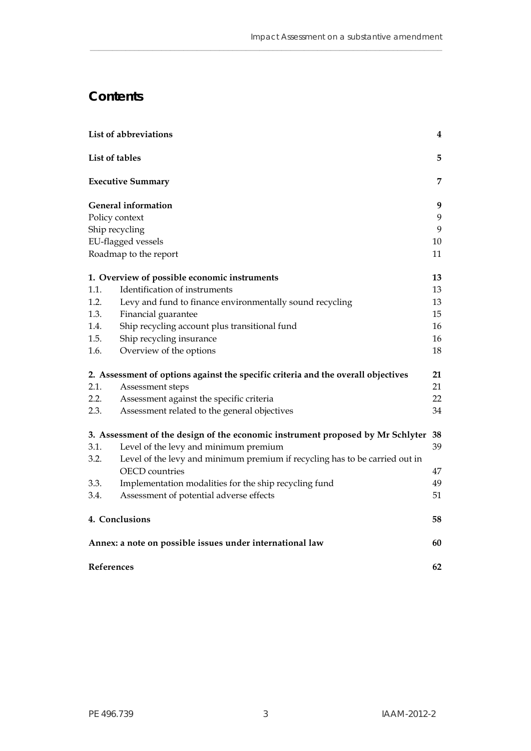# Contents

| | | |
|---|---|---|
| **List of abbreviations** | | **4** |
| **List of tables** | | **5** |
| **Executive Summary** | | **7** |
| **General information** | | **9** |
| Policy context | | 9 |
| Ship recycling | | 9 |
| EU-flagged vessels | | 10 |
| Roadmap to the report | | 11 |
| **1. Overview of possible economic instruments** | | **13** |
| 1.1. | Identification of instruments | 13 |
| 1.2. | Levy and fund to finance environmentally sound recycling | 13 |
| 1.3. | Financial guarantee | 15 |
| 1.4. | Ship recycling account plus transitional fund | 16 |
| 1.5. | Ship recycling insurance | 16 |
| 1.6. | Overview of the options | 18 |
| **2. Assessment of options against the specific criteria and the overall objectives** | | **21** |
| 2.1. | Assessment steps | 21 |
| 2.2. | Assessment against the specific criteria | 22 |
| 2.3. | Assessment related to the general objectives | 34 |
| **3. Assessment of the design of the economic instrument proposed by Mr Schlyter** | | **38** |
| 3.1. | Level of the levy and minimum premium | 39 |
| 3.2. | Level of the levy and minimum premium if recycling has to be carried out in OECD countries | 47 |
| 3.3. | Implementation modalities for the ship recycling fund | 49 |
| 3.4. | Assessment of potential adverse effects | 51 |
| **4. Conclusions** | | **58** |
| **Annex: a note on possible issues under international law** | | **60** |
| **References** | | **62** |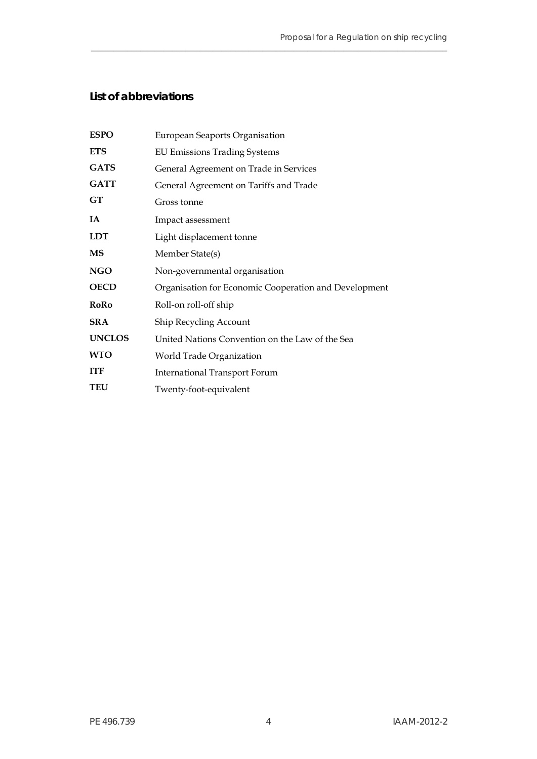## List of abbreviations

| | |
|---|---|
| **ESPO** | European Seaports Organisation |
| **ETS** | EU Emissions Trading Systems |
| **GATS** | General Agreement on Trade in Services |
| **GATT** | General Agreement on Tariffs and Trade |
| **GT** | Gross tonne |
| **IA** | Impact assessment |
| **LDT** | Light displacement tonne |
| **MS** | Member State(s) |
| **NGO** | Non-governmental organisation |
| **OECD** | Organisation for Economic Cooperation and Development |
| **RoRo** | Roll-on roll-off ship |
| **SRA** | Ship Recycling Account |
| **UNCLOS** | United Nations Convention on the Law of the Sea |
| **WTO** | World Trade Organization |
| **ITF** | International Transport Forum |
| **TEU** | Twenty-foot-equivalent |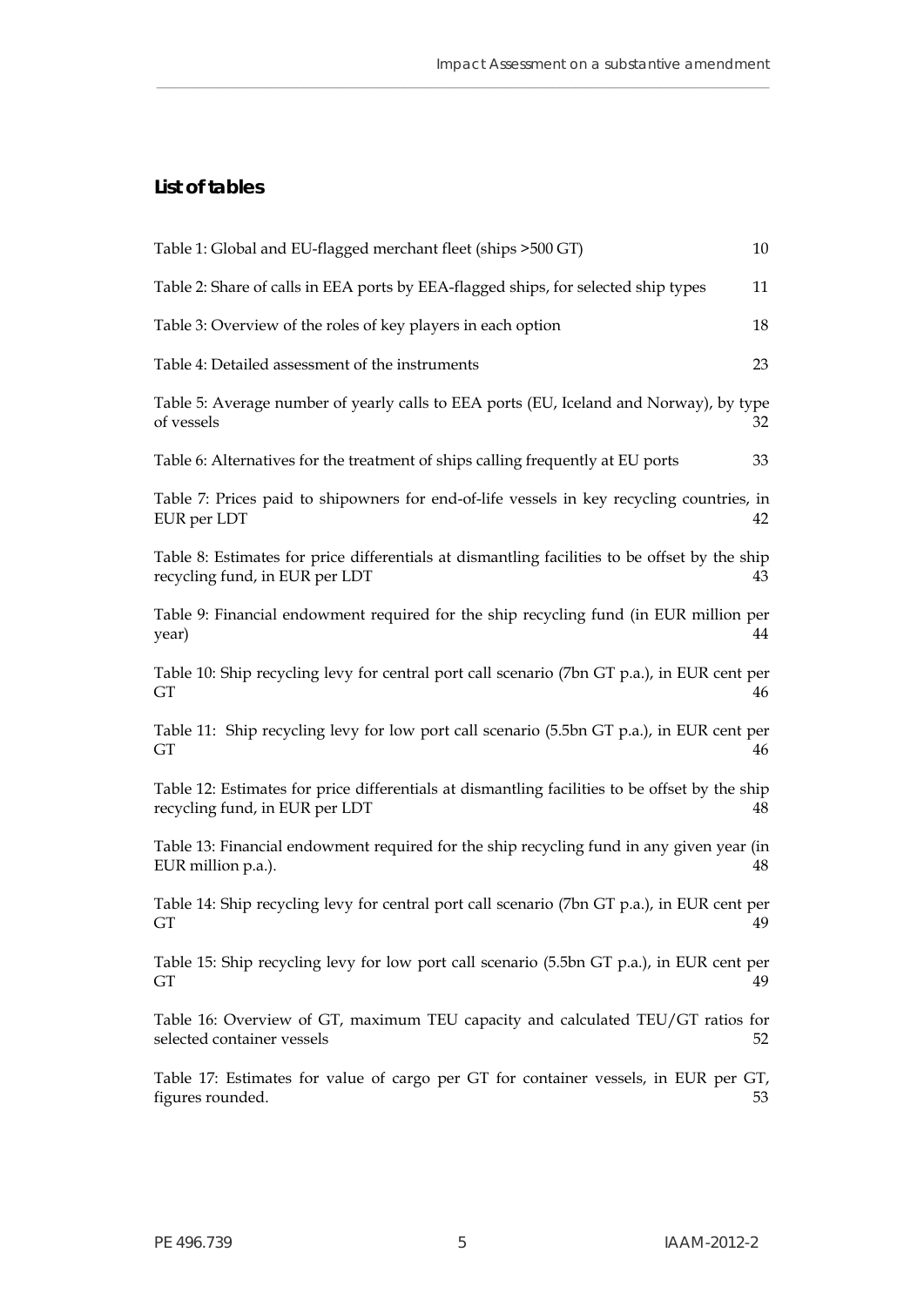## List of tables

Table 1: Global and EU-flagged merchant fleet (ships >500 GT) 10

Table 2: Share of calls in EEA ports by EEA-flagged ships, for selected ship types 11

Table 3: Overview of the roles of key players in each option 18

Table 4: Detailed assessment of the instruments 23

Table 5: Average number of yearly calls to EEA ports (EU, Iceland and Norway), by type of vessels 32

Table 6: Alternatives for the treatment of ships calling frequently at EU ports 33

Table 7: Prices paid to shipowners for end-of-life vessels in key recycling countries, in EUR per LDT 42

Table 8: Estimates for price differentials at dismantling facilities to be offset by the ship recycling fund, in EUR per LDT 43

Table 9: Financial endowment required for the ship recycling fund (in EUR million per year) 44

Table 10: Ship recycling levy for central port call scenario (7bn GT p.a.), in EUR cent per GT 46

Table 11: Ship recycling levy for low port call scenario (5.5bn GT p.a.), in EUR cent per GT 46

Table 12: Estimates for price differentials at dismantling facilities to be offset by the ship recycling fund, in EUR per LDT 48

Table 13: Financial endowment required for the ship recycling fund in any given year (in EUR million p.a.). 48

Table 14: Ship recycling levy for central port call scenario (7bn GT p.a.), in EUR cent per GT 49

Table 15: Ship recycling levy for low port call scenario (5.5bn GT p.a.), in EUR cent per GT 49

Table 16: Overview of GT, maximum TEU capacity and calculated TEU/GT ratios for selected container vessels 52

Table 17: Estimates for value of cargo per GT for container vessels, in EUR per GT, figures rounded. 53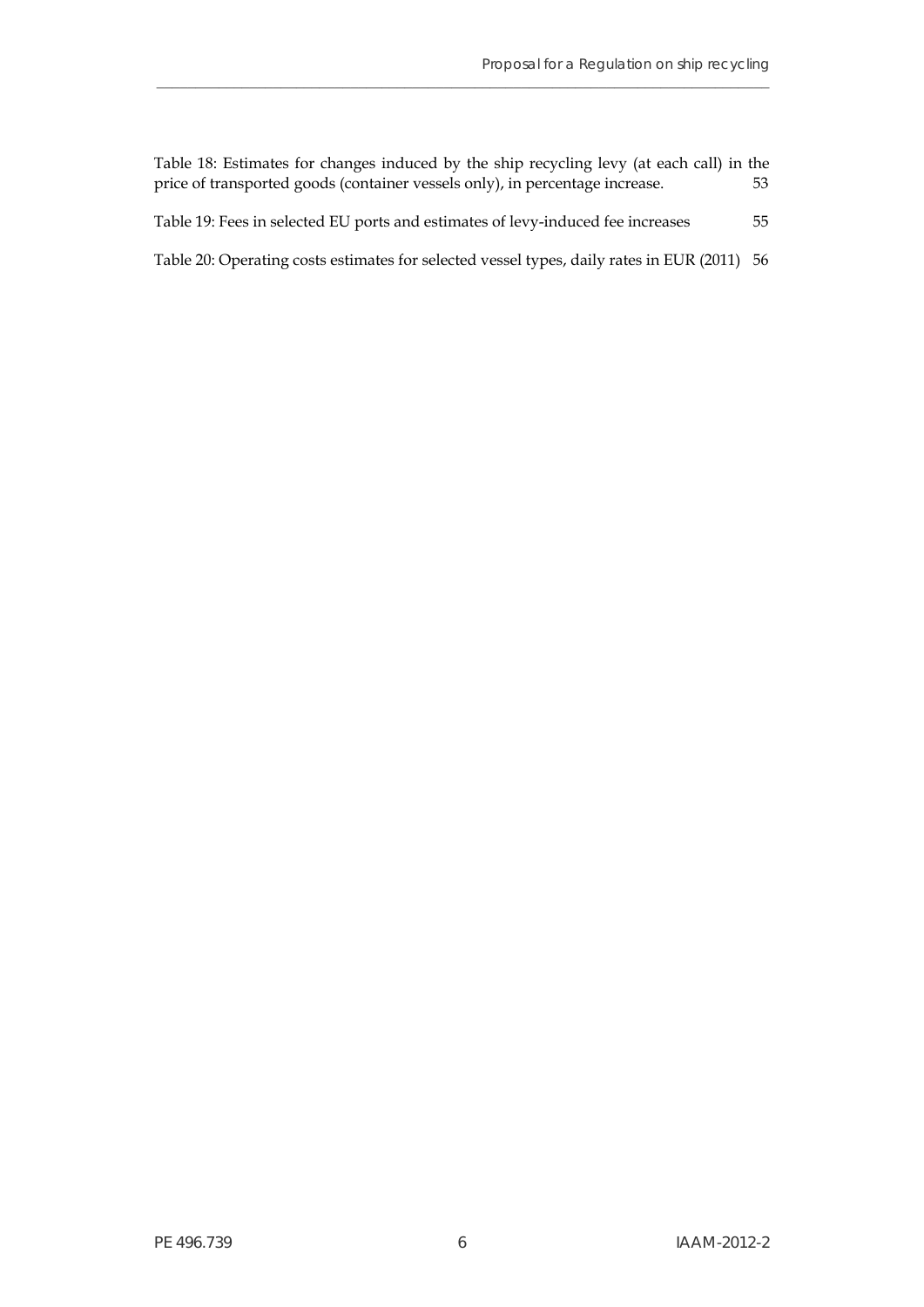Table 18: Estimates for changes induced by the ship recycling levy (at each call) in the price of transported goods (container vessels only), in percentage increase. 53

Table 19: Fees in selected EU ports and estimates of levy-induced fee increases 55

Table 20: Operating costs estimates for selected vessel types, daily rates in EUR (2011) 56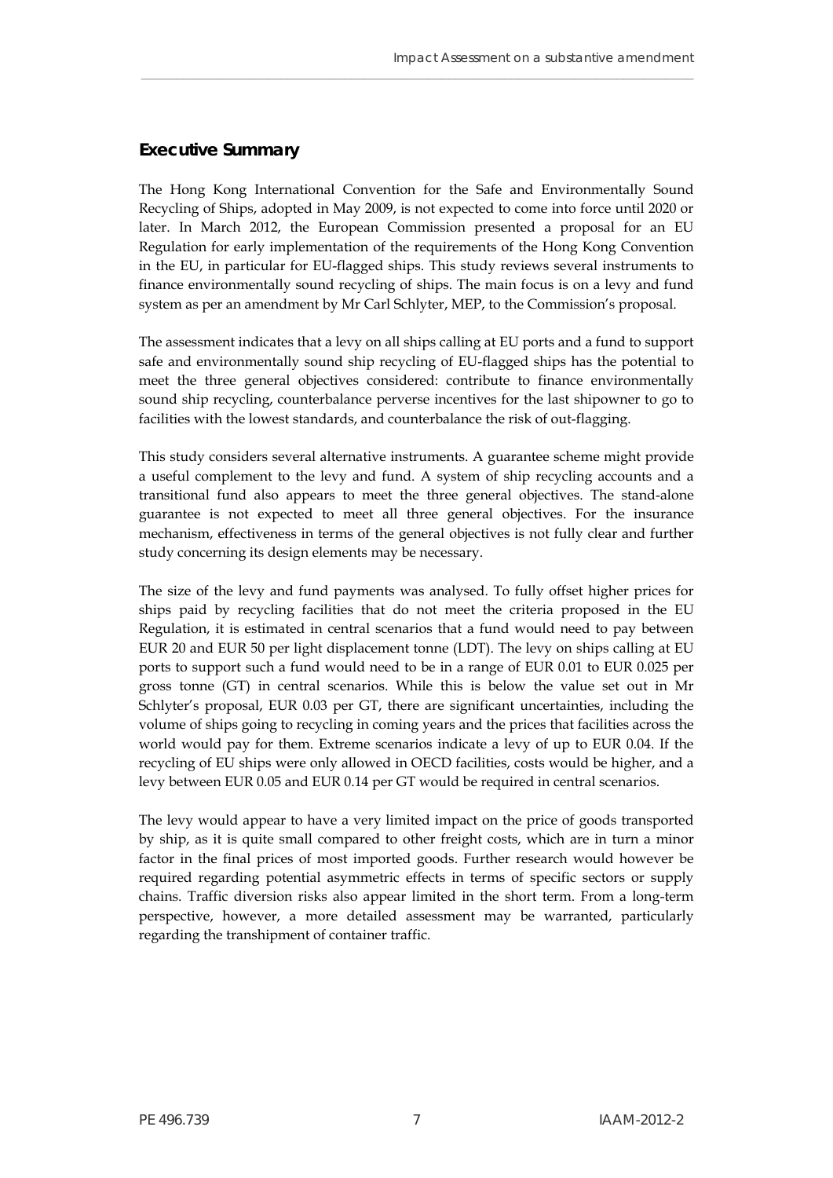## Executive Summary

The Hong Kong International Convention for the Safe and Environmentally Sound Recycling of Ships, adopted in May 2009, is not expected to come into force until 2020 or later. In March 2012, the European Commission presented a proposal for an EU Regulation for early implementation of the requirements of the Hong Kong Convention in the EU, in particular for EU-flagged ships. This study reviews several instruments to finance environmentally sound recycling of ships. The main focus is on a levy and fund system as per an amendment by Mr Carl Schlyter, MEP, to the Commission's proposal.

The assessment indicates that a levy on all ships calling at EU ports and a fund to support safe and environmentally sound ship recycling of EU-flagged ships has the potential to meet the three general objectives considered: contribute to finance environmentally sound ship recycling, counterbalance perverse incentives for the last shipowner to go to facilities with the lowest standards, and counterbalance the risk of out-flagging.

This study considers several alternative instruments. A guarantee scheme might provide a useful complement to the levy and fund. A system of ship recycling accounts and a transitional fund also appears to meet the three general objectives. The stand-alone guarantee is not expected to meet all three general objectives. For the insurance mechanism, effectiveness in terms of the general objectives is not fully clear and further study concerning its design elements may be necessary.

The size of the levy and fund payments was analysed. To fully offset higher prices for ships paid by recycling facilities that do not meet the criteria proposed in the EU Regulation, it is estimated in central scenarios that a fund would need to pay between EUR 20 and EUR 50 per light displacement tonne (LDT). The levy on ships calling at EU ports to support such a fund would need to be in a range of EUR 0.01 to EUR 0.025 per gross tonne (GT) in central scenarios. While this is below the value set out in Mr Schlyter's proposal, EUR 0.03 per GT, there are significant uncertainties, including the volume of ships going to recycling in coming years and the prices that facilities across the world would pay for them. Extreme scenarios indicate a levy of up to EUR 0.04. If the recycling of EU ships were only allowed in OECD facilities, costs would be higher, and a levy between EUR 0.05 and EUR 0.14 per GT would be required in central scenarios.

The levy would appear to have a very limited impact on the price of goods transported by ship, as it is quite small compared to other freight costs, which are in turn a minor factor in the final prices of most imported goods. Further research would however be required regarding potential asymmetric effects in terms of specific sectors or supply chains. Traffic diversion risks also appear limited in the short term. From a long-term perspective, however, a more detailed assessment may be warranted, particularly regarding the transhipment of container traffic.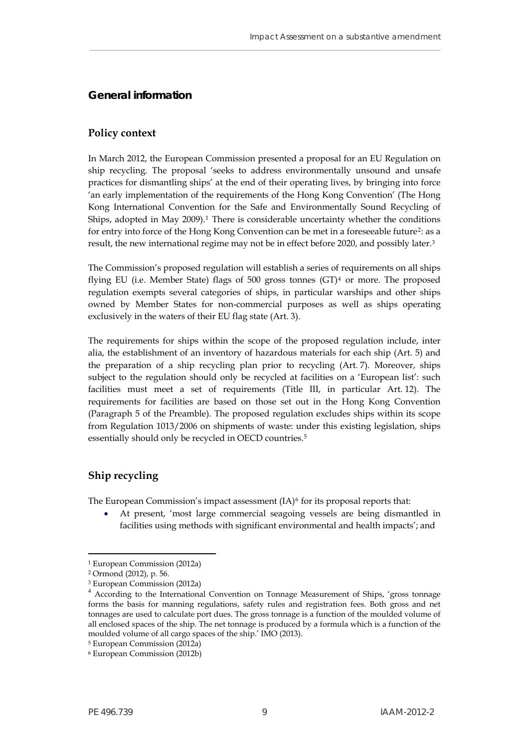## General information

### Policy context

In March 2012, the European Commission presented a proposal for an EU Regulation on ship recycling. The proposal 'seeks to address environmentally unsound and unsafe practices for dismantling ships' at the end of their operating lives, by bringing into force 'an early implementation of the requirements of the Hong Kong Convention' (The Hong Kong International Convention for the Safe and Environmentally Sound Recycling of Ships, adopted in May 2009).[1] There is considerable uncertainty whether the conditions for entry into force of the Hong Kong Convention can be met in a foreseeable future[2]: as a result, the new international regime may not be in effect before 2020, and possibly later.[3]

The Commission's proposed regulation will establish a series of requirements on all ships flying EU (i.e. Member State) flags of 500 gross tonnes (GT)[4] or more. The proposed regulation exempts several categories of ships, in particular warships and other ships owned by Member States for non-commercial purposes as well as ships operating exclusively in the waters of their EU flag state (Art. 3).

The requirements for ships within the scope of the proposed regulation include, inter alia, the establishment of an inventory of hazardous materials for each ship (Art. 5) and the preparation of a ship recycling plan prior to recycling (Art. 7). Moreover, ships subject to the regulation should only be recycled at facilities on a 'European list': such facilities must meet a set of requirements (Title III, in particular Art. 12). The requirements for facilities are based on those set out in the Hong Kong Convention (Paragraph 5 of the Preamble). The proposed regulation excludes ships within its scope from Regulation 1013/2006 on shipments of waste: under this existing legislation, ships essentially should only be recycled in OECD countries.[5]

### Ship recycling

The European Commission's impact assessment (IA)[6] for its proposal reports that:

- At present, 'most large commercial seagoing vessels are being dismantled in facilities using methods with significant environmental and health impacts'; and

---

[1] European Commission (2012a)

[2] Ormond (2012), p. 56.

[3] European Commission (2012a)

[4] According to the International Convention on Tonnage Measurement of Ships, 'gross tonnage forms the basis for manning regulations, safety rules and registration fees. Both gross and net tonnages are used to calculate port dues. The gross tonnage is a function of the moulded volume of all enclosed spaces of the ship. The net tonnage is produced by a formula which is a function of the moulded volume of all cargo spaces of the ship.' IMO (2013).

[5] European Commission (2012a)

[6] European Commission (2012b)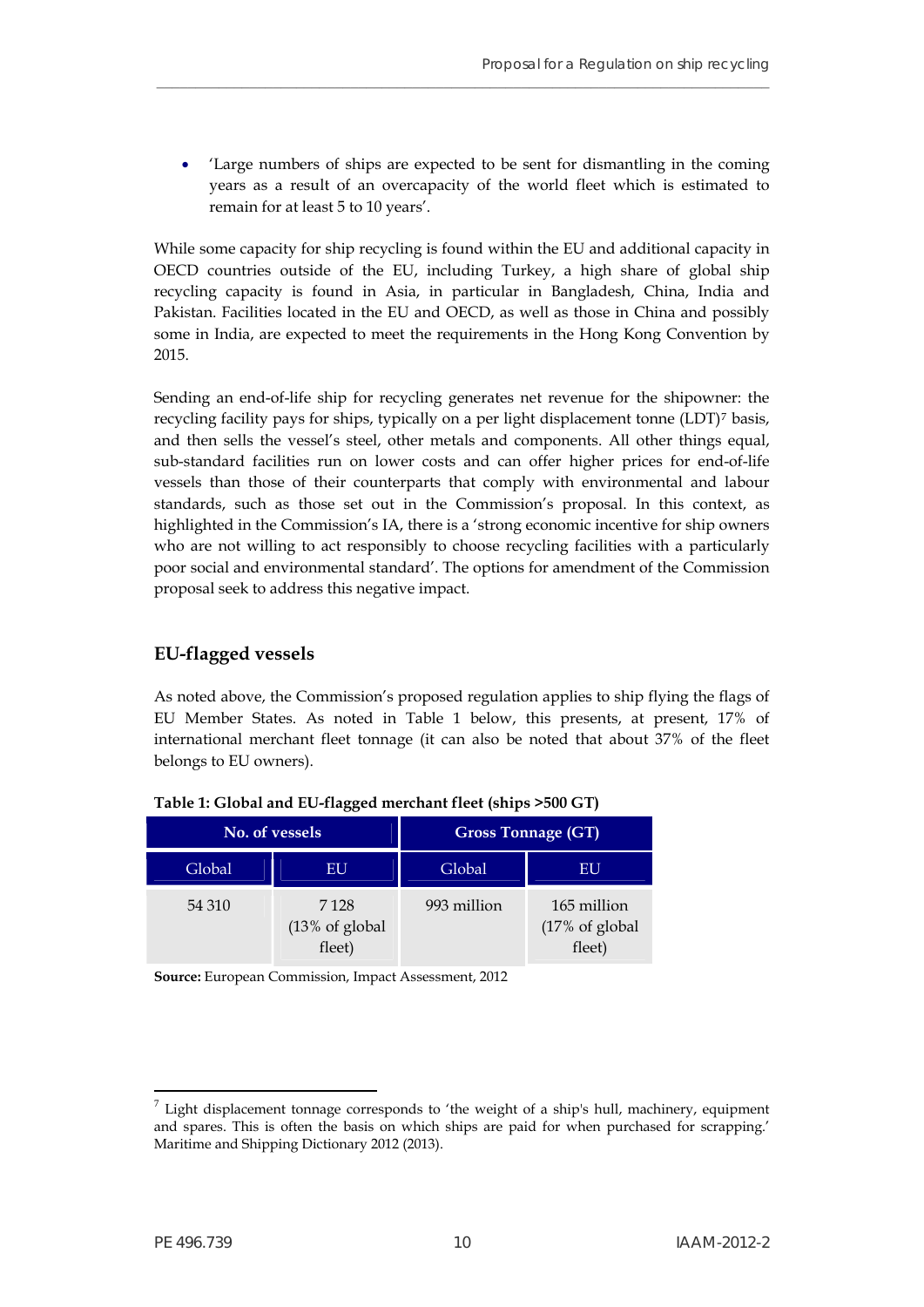- 'Large numbers of ships are expected to be sent for dismantling in the coming years as a result of an overcapacity of the world fleet which is estimated to remain for at least 5 to 10 years'.

While some capacity for ship recycling is found within the EU and additional capacity in OECD countries outside of the EU, including Turkey, a high share of global ship recycling capacity is found in Asia, in particular in Bangladesh, China, India and Pakistan. Facilities located in the EU and OECD, as well as those in China and possibly some in India, are expected to meet the requirements in the Hong Kong Convention by 2015.

Sending an end-of-life ship for recycling generates net revenue for the shipowner: the recycling facility pays for ships, typically on a per light displacement tonne (LDT)[7] basis, and then sells the vessel's steel, other metals and components. All other things equal, sub-standard facilities run on lower costs and can offer higher prices for end-of-life vessels than those of their counterparts that comply with environmental and labour standards, such as those set out in the Commission's proposal. In this context, as highlighted in the Commission's IA, there is a 'strong economic incentive for ship owners who are not willing to act responsibly to choose recycling facilities with a particularly poor social and environmental standard'. The options for amendment of the Commission proposal seek to address this negative impact.

## EU-flagged vessels

As noted above, the Commission's proposed regulation applies to ship flying the flags of EU Member States. As noted in Table 1 below, this presents, at present, 17% of international merchant fleet tonnage (it can also be noted that about 37% of the fleet belongs to EU owners).

**Table 1: Global and EU-flagged merchant fleet (ships >500 GT)**

| No. of vessels | | Gross Tonnage (GT) | |
|---|---|---|---|
| Global | EU | Global | EU |
| 54 310 | 7 128 (13% of global fleet) | 993 million | 165 million (17% of global fleet) |

**Source:** European Commission, Impact Assessment, 2012

[7] Light displacement tonnage corresponds to 'the weight of a ship's hull, machinery, equipment and spares. This is often the basis on which ships are paid for when purchased for scrapping.' Maritime and Shipping Dictionary 2012 (2013).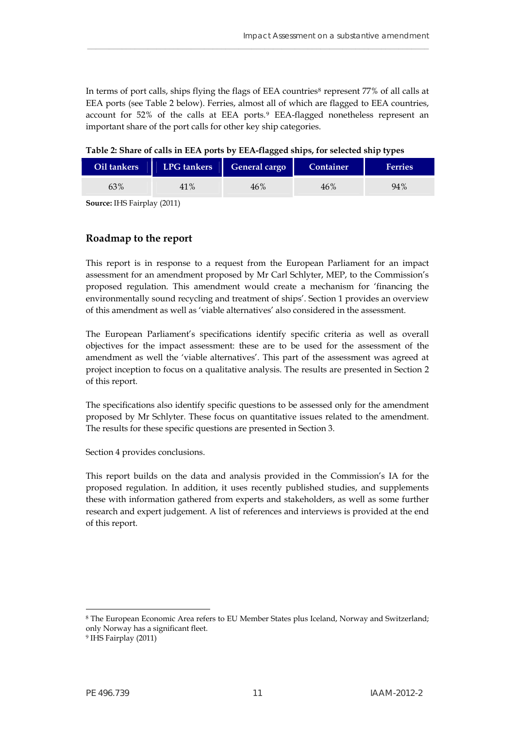In terms of port calls, ships flying the flags of EEA countries[8] represent 77% of all calls at EEA ports (see Table 2 below). Ferries, almost all of which are flagged to EEA countries, account for 52% of the calls at EEA ports.[9] EEA-flagged nonetheless represent an important share of the port calls for other key ship categories.

**Table 2: Share of calls in EEA ports by EEA-flagged ships, for selected ship types**

| Oil tankers | LPG tankers | General cargo | Container | Ferries |
|---|---|---|---|---|
| 63% | 41% | 46% | 46% | 94% |

**Source:** IHS Fairplay (2011)

## Roadmap to the report

This report is in response to a request from the European Parliament for an impact assessment for an amendment proposed by Mr Carl Schlyter, MEP, to the Commission's proposed regulation. This amendment would create a mechanism for 'financing the environmentally sound recycling and treatment of ships'. Section 1 provides an overview of this amendment as well as 'viable alternatives' also considered in the assessment.

The European Parliament's specifications identify specific criteria as well as overall objectives for the impact assessment: these are to be used for the assessment of the amendment as well the 'viable alternatives'. This part of the assessment was agreed at project inception to focus on a qualitative analysis. The results are presented in Section 2 of this report.

The specifications also identify specific questions to be assessed only for the amendment proposed by Mr Schlyter. These focus on quantitative issues related to the amendment. The results for these specific questions are presented in Section 3.

Section 4 provides conclusions.

This report builds on the data and analysis provided in the Commission's IA for the proposed regulation. In addition, it uses recently published studies, and supplements these with information gathered from experts and stakeholders, as well as some further research and expert judgement. A list of references and interviews is provided at the end of this report.

---

[8] The European Economic Area refers to EU Member States plus Iceland, Norway and Switzerland; only Norway has a significant fleet.

[9] IHS Fairplay (2011)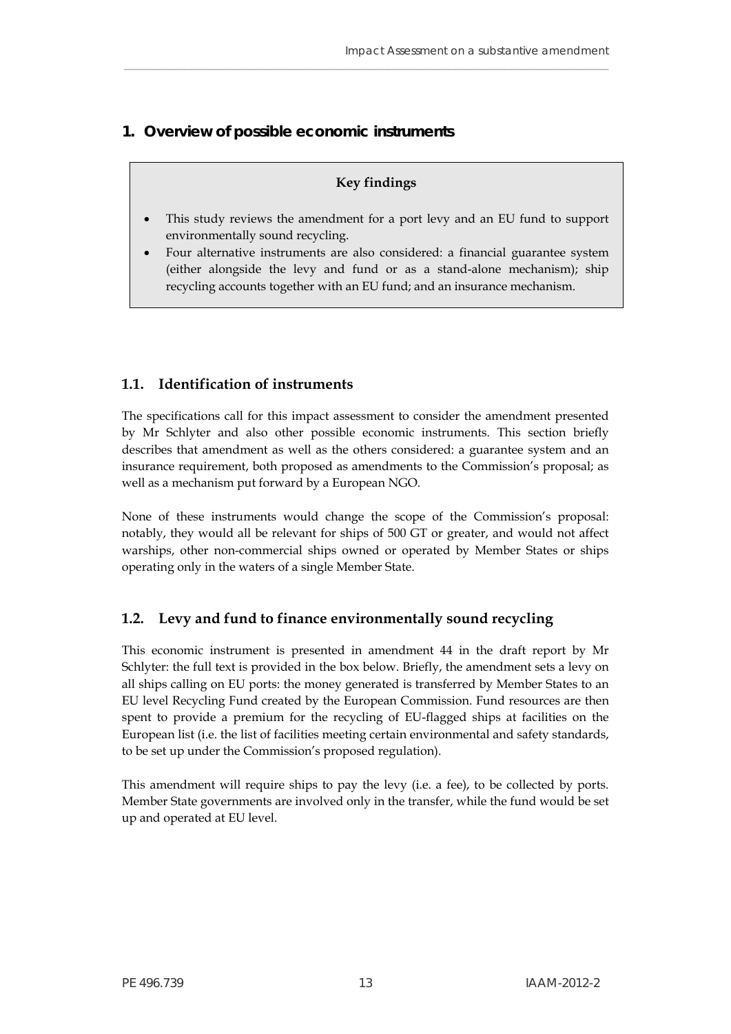# 1. Overview of possible economic instruments

> **Key findings**
>
> - This study reviews the amendment for a port levy and an EU fund to support environmentally sound recycling.
> - Four alternative instruments are also considered: a financial guarantee system (either alongside the levy and fund or as a stand-alone mechanism); ship recycling accounts together with an EU fund; and an insurance mechanism.

## 1.1. Identification of instruments

The specifications call for this impact assessment to consider the amendment presented by Mr Schlyter and also other possible economic instruments. This section briefly describes that amendment as well as the others considered: a guarantee system and an insurance requirement, both proposed as amendments to the Commission's proposal; as well as a mechanism put forward by a European NGO.

None of these instruments would change the scope of the Commission's proposal: notably, they would all be relevant for ships of 500 GT or greater, and would not affect warships, other non-commercial ships owned or operated by Member States or ships operating only in the waters of a single Member State.

## 1.2. Levy and fund to finance environmentally sound recycling

This economic instrument is presented in amendment 44 in the draft report by Mr Schlyter: the full text is provided in the box below. Briefly, the amendment sets a levy on all ships calling on EU ports: the money generated is transferred by Member States to an EU level Recycling Fund created by the European Commission. Fund resources are then spent to provide a premium for the recycling of EU-flagged ships at facilities on the European list (i.e. the list of facilities meeting certain environmental and safety standards, to be set up under the Commission's proposed regulation).

This amendment will require ships to pay the levy (i.e. a fee), to be collected by ports. Member State governments are involved only in the transfer, while the fund would be set up and operated at EU level.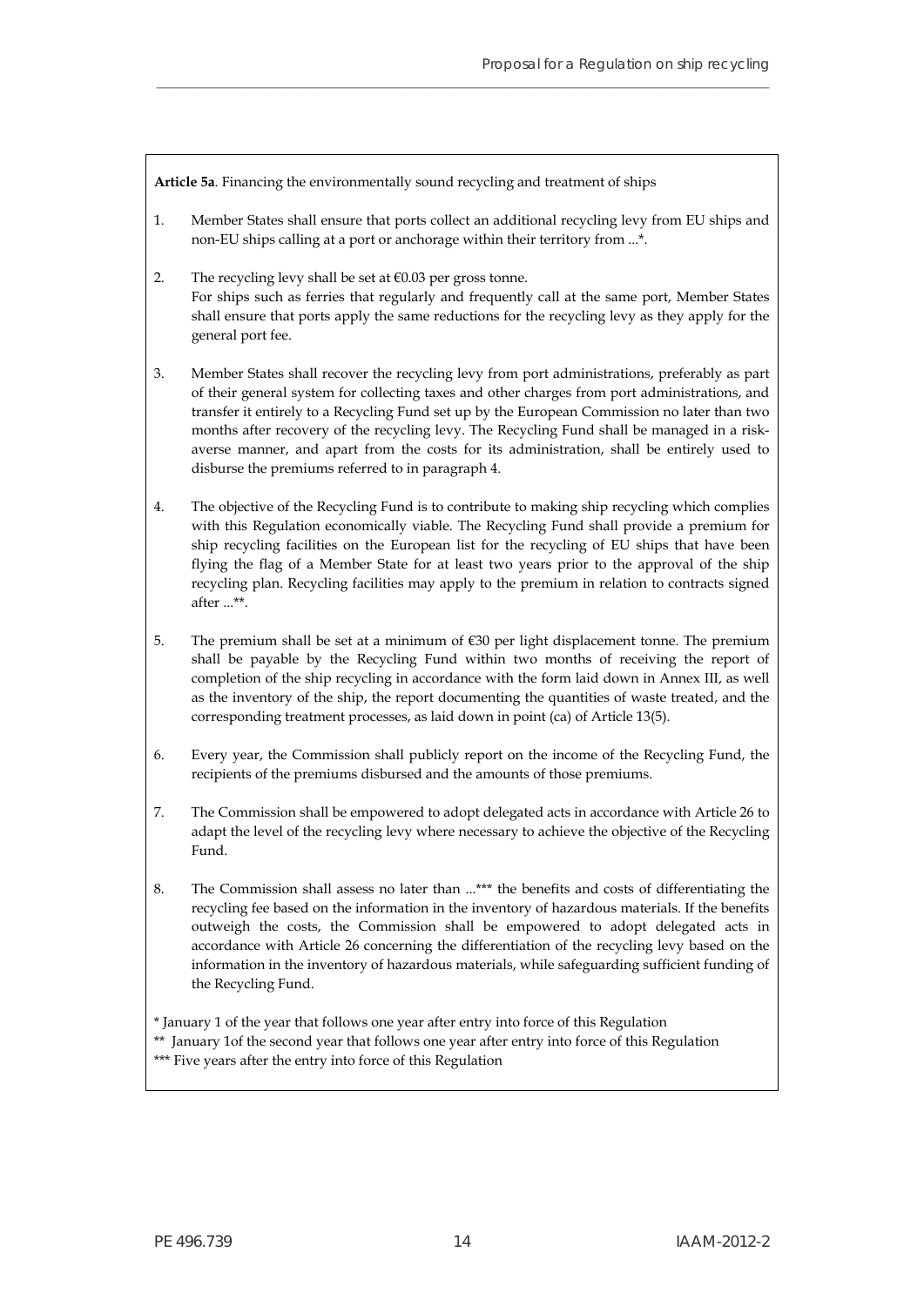**Article 5a**. Financing the environmentally sound recycling and treatment of ships

1. Member States shall ensure that ports collect an additional recycling levy from EU ships and non-EU ships calling at a port or anchorage within their territory from ...*.

2. The recycling levy shall be set at €0.03 per gross tonne.
   For ships such as ferries that regularly and frequently call at the same port, Member States shall ensure that ports apply the same reductions for the recycling levy as they apply for the general port fee.

3. Member States shall recover the recycling levy from port administrations, preferably as part of their general system for collecting taxes and other charges from port administrations, and transfer it entirely to a Recycling Fund set up by the European Commission no later than two months after recovery of the recycling levy. The Recycling Fund shall be managed in a risk-averse manner, and apart from the costs for its administration, shall be entirely used to disburse the premiums referred to in paragraph 4.

4. The objective of the Recycling Fund is to contribute to making ship recycling which complies with this Regulation economically viable. The Recycling Fund shall provide a premium for ship recycling facilities on the European list for the recycling of EU ships that have been flying the flag of a Member State for at least two years prior to the approval of the ship recycling plan. Recycling facilities may apply to the premium in relation to contracts signed after ...**.

5. The premium shall be set at a minimum of €30 per light displacement tonne. The premium shall be payable by the Recycling Fund within two months of receiving the report of completion of the ship recycling in accordance with the form laid down in Annex III, as well as the inventory of the ship, the report documenting the quantities of waste treated, and the corresponding treatment processes, as laid down in point (ca) of Article 13(5).

6. Every year, the Commission shall publicly report on the income of the Recycling Fund, the recipients of the premiums disbursed and the amounts of those premiums.

7. The Commission shall be empowered to adopt delegated acts in accordance with Article 26 to adapt the level of the recycling levy where necessary to achieve the objective of the Recycling Fund.

8. The Commission shall assess no later than ...*** the benefits and costs of differentiating the recycling fee based on the information in the inventory of hazardous materials. If the benefits outweigh the costs, the Commission shall be empowered to adopt delegated acts in accordance with Article 26 concerning the differentiation of the recycling levy based on the information in the inventory of hazardous materials, while safeguarding sufficient funding of the Recycling Fund.

\* January 1 of the year that follows one year after entry into force of this Regulation

** January 1of the second year that follows one year after entry into force of this Regulation

*** Five years after the entry into force of this Regulation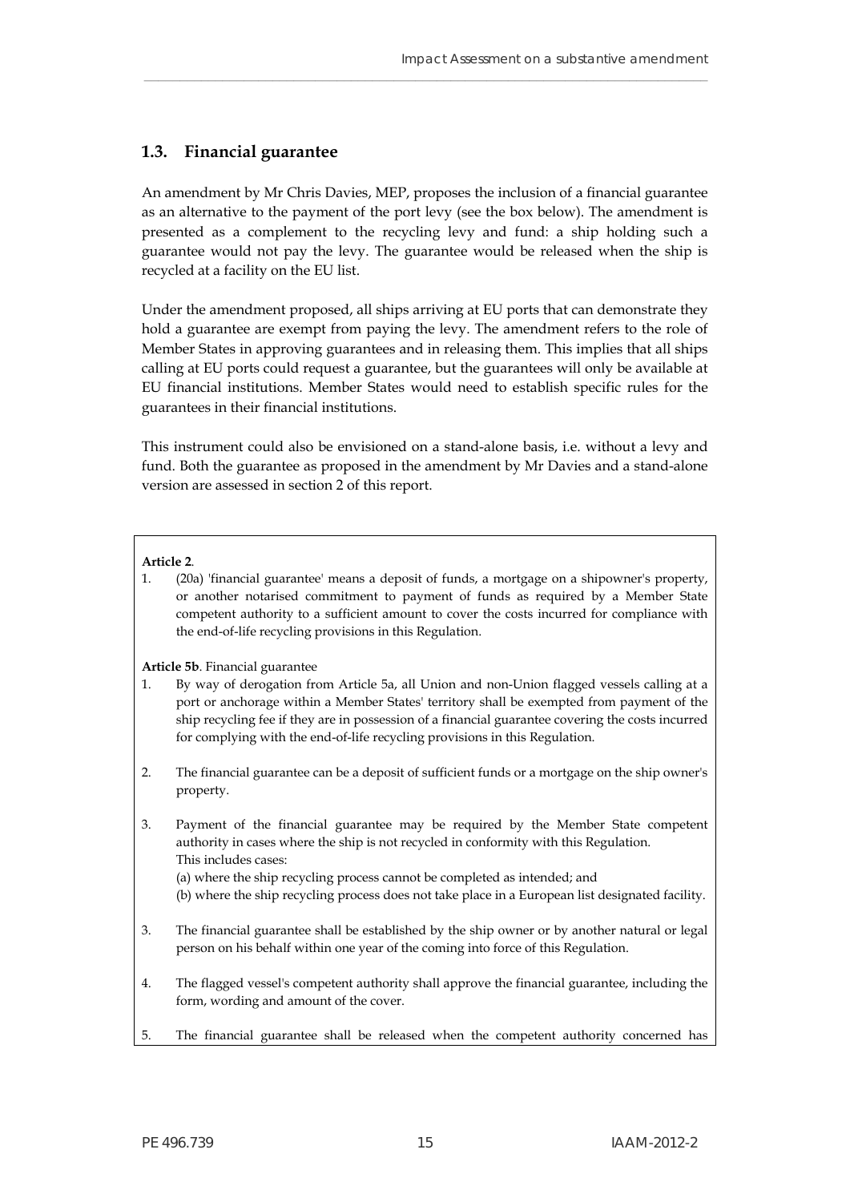## 1.3. Financial guarantee

An amendment by Mr Chris Davies, MEP, proposes the inclusion of a financial guarantee as an alternative to the payment of the port levy (see the box below). The amendment is presented as a complement to the recycling levy and fund: a ship holding such a guarantee would not pay the levy. The guarantee would be released when the ship is recycled at a facility on the EU list.

Under the amendment proposed, all ships arriving at EU ports that can demonstrate they hold a guarantee are exempt from paying the levy. The amendment refers to the role of Member States in approving guarantees and in releasing them. This implies that all ships calling at EU ports could request a guarantee, but the guarantees will only be available at EU financial institutions. Member States would need to establish specific rules for the guarantees in their financial institutions.

This instrument could also be envisioned on a stand-alone basis, i.e. without a levy and fund. Both the guarantee as proposed in the amendment by Mr Davies and a stand-alone version are assessed in section 2 of this report.

**Article 2**.

1. (20a) 'financial guarantee' means a deposit of funds, a mortgage on a shipowner's property, or another notarised commitment to payment of funds as required by a Member State competent authority to a sufficient amount to cover the costs incurred for compliance with the end-of-life recycling provisions in this Regulation.

**Article 5b**. Financial guarantee

1. By way of derogation from Article 5a, all Union and non-Union flagged vessels calling at a port or anchorage within a Member States' territory shall be exempted from payment of the ship recycling fee if they are in possession of a financial guarantee covering the costs incurred for complying with the end-of-life recycling provisions in this Regulation.

2. The financial guarantee can be a deposit of sufficient funds or a mortgage on the ship owner's property.

3. Payment of the financial guarantee may be required by the Member State competent authority in cases where the ship is not recycled in conformity with this Regulation.
   This includes cases:
   (a) where the ship recycling process cannot be completed as intended; and
   (b) where the ship recycling process does not take place in a European list designated facility.

3. The financial guarantee shall be established by the ship owner or by another natural or legal person on his behalf within one year of the coming into force of this Regulation.

4. The flagged vessel's competent authority shall approve the financial guarantee, including the form, wording and amount of the cover.

5. The financial guarantee shall be released when the competent authority concerned has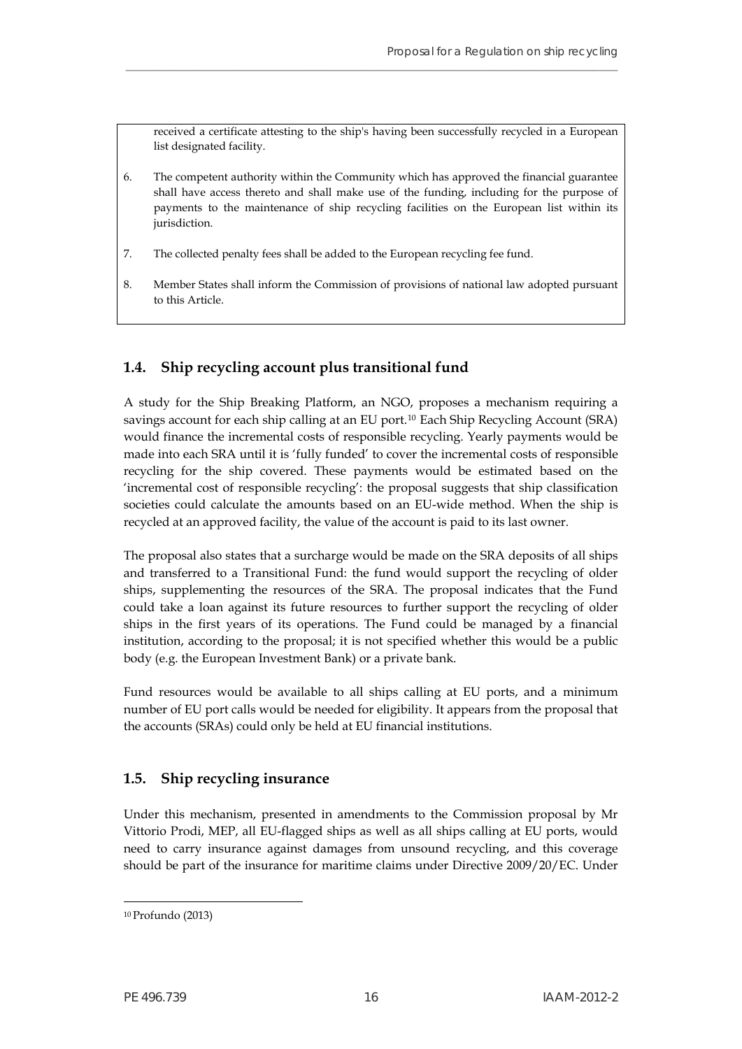received a certificate attesting to the ship's having been successfully recycled in a European list designated facility.

6. The competent authority within the Community which has approved the financial guarantee shall have access thereto and shall make use of the funding, including for the purpose of payments to the maintenance of ship recycling facilities on the European list within its jurisdiction.

7. The collected penalty fees shall be added to the European recycling fee fund.

8. Member States shall inform the Commission of provisions of national law adopted pursuant to this Article.

## 1.4. Ship recycling account plus transitional fund

A study for the Ship Breaking Platform, an NGO, proposes a mechanism requiring a savings account for each ship calling at an EU port.[10] Each Ship Recycling Account (SRA) would finance the incremental costs of responsible recycling. Yearly payments would be made into each SRA until it is 'fully funded' to cover the incremental costs of responsible recycling for the ship covered. These payments would be estimated based on the 'incremental cost of responsible recycling': the proposal suggests that ship classification societies could calculate the amounts based on an EU-wide method. When the ship is recycled at an approved facility, the value of the account is paid to its last owner.

The proposal also states that a surcharge would be made on the SRA deposits of all ships and transferred to a Transitional Fund: the fund would support the recycling of older ships, supplementing the resources of the SRA. The proposal indicates that the Fund could take a loan against its future resources to further support the recycling of older ships in the first years of its operations. The Fund could be managed by a financial institution, according to the proposal; it is not specified whether this would be a public body (e.g. the European Investment Bank) or a private bank.

Fund resources would be available to all ships calling at EU ports, and a minimum number of EU port calls would be needed for eligibility. It appears from the proposal that the accounts (SRAs) could only be held at EU financial institutions.

## 1.5. Ship recycling insurance

Under this mechanism, presented in amendments to the Commission proposal by Mr Vittorio Prodi, MEP, all EU-flagged ships as well as all ships calling at EU ports, would need to carry insurance against damages from unsound recycling, and this coverage should be part of the insurance for maritime claims under Directive 2009/20/EC. Under

[10] Profundo (2013)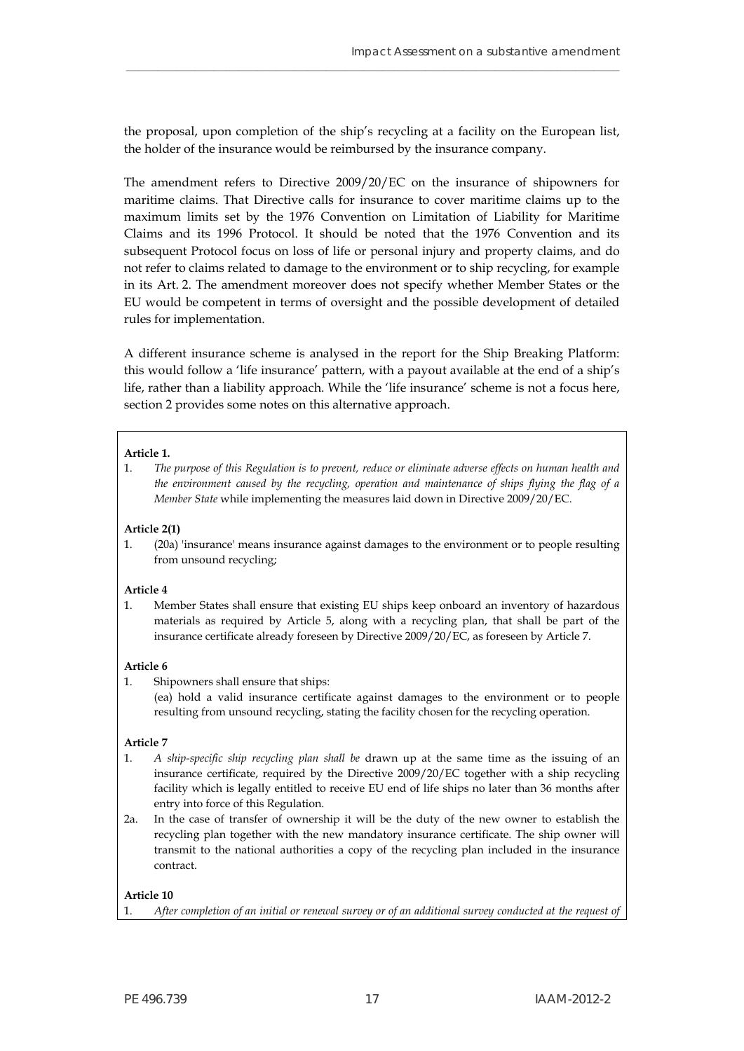the proposal, upon completion of the ship's recycling at a facility on the European list, the holder of the insurance would be reimbursed by the insurance company.

The amendment refers to Directive 2009/20/EC on the insurance of shipowners for maritime claims. That Directive calls for insurance to cover maritime claims up to the maximum limits set by the 1976 Convention on Limitation of Liability for Maritime Claims and its 1996 Protocol. It should be noted that the 1976 Convention and its subsequent Protocol focus on loss of life or personal injury and property claims, and do not refer to claims related to damage to the environment or to ship recycling, for example in its Art. 2. The amendment moreover does not specify whether Member States or the EU would be competent in terms of oversight and the possible development of detailed rules for implementation.

A different insurance scheme is analysed in the report for the Ship Breaking Platform: this would follow a 'life insurance' pattern, with a payout available at the end of a ship's life, rather than a liability approach. While the 'life insurance' scheme is not a focus here, section 2 provides some notes on this alternative approach.

**Article 1.**

1. *The purpose of this Regulation is to prevent, reduce or eliminate adverse effects on human health and the environment caused by the recycling, operation and maintenance of ships flying the flag of a Member State* while implementing the measures laid down in Directive 2009/20/EC.

**Article 2(1)**

1. (20a) 'insurance' means insurance against damages to the environment or to people resulting from unsound recycling;

**Article 4**

1. Member States shall ensure that existing EU ships keep onboard an inventory of hazardous materials as required by Article 5, along with a recycling plan, that shall be part of the insurance certificate already foreseen by Directive 2009/20/EC, as foreseen by Article 7.

**Article 6**

1. Shipowners shall ensure that ships:
   (ea) hold a valid insurance certificate against damages to the environment or to people resulting from unsound recycling, stating the facility chosen for the recycling operation.

**Article 7**

1. *A ship-specific ship recycling plan shall be* drawn up at the same time as the issuing of an insurance certificate, required by the Directive 2009/20/EC together with a ship recycling facility which is legally entitled to receive EU end of life ships no later than 36 months after entry into force of this Regulation.

2a. In the case of transfer of ownership it will be the duty of the new owner to establish the recycling plan together with the new mandatory insurance certificate. The ship owner will transmit to the national authorities a copy of the recycling plan included in the insurance contract.

**Article 10**

1. *After completion of an initial or renewal survey or of an additional survey conducted at the request of*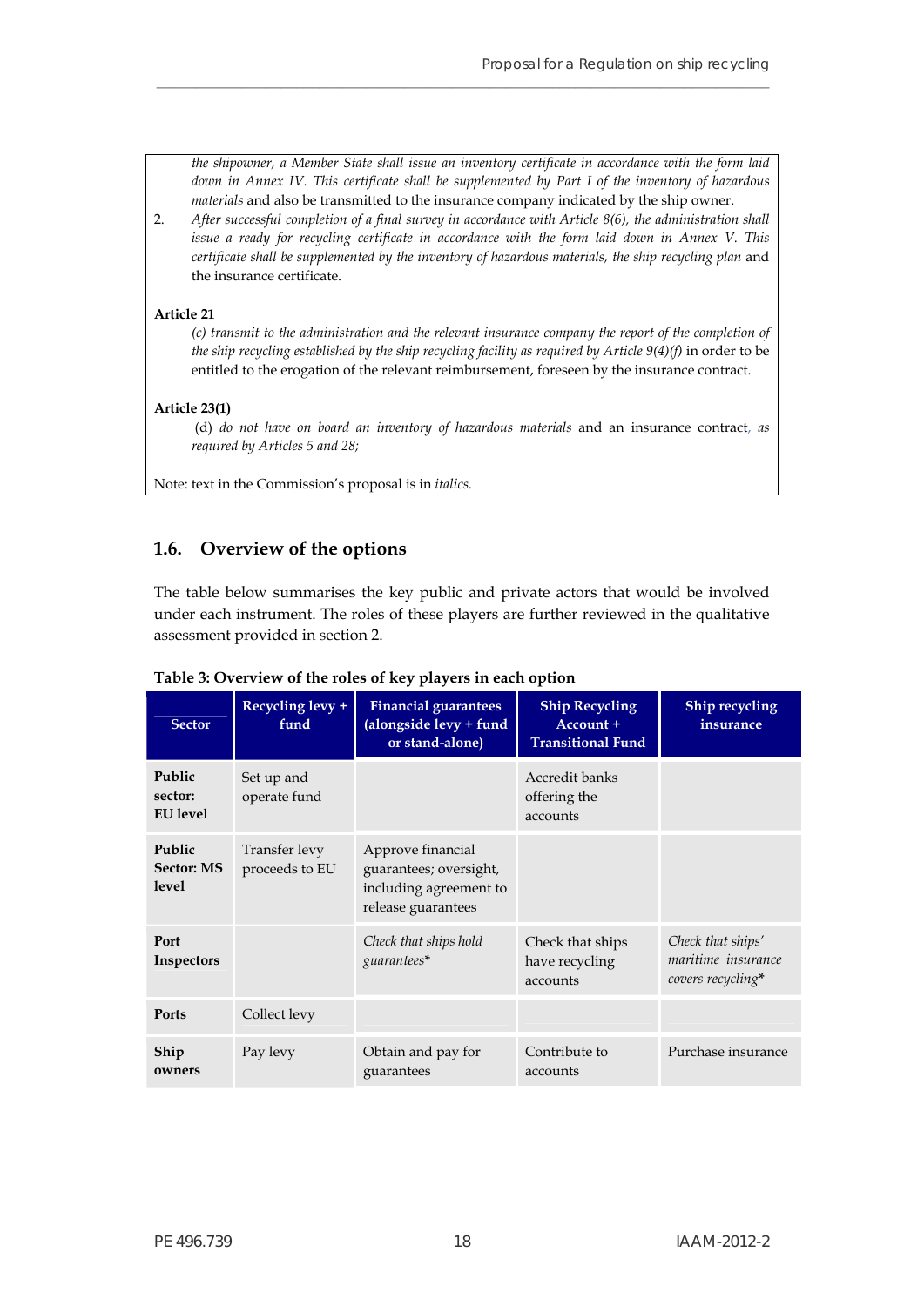*the shipowner, a Member State shall issue an inventory certificate in accordance with the form laid down in Annex IV. This certificate shall be supplemented by Part I of the inventory of hazardous materials* and also be transmitted to the insurance company indicated by the ship owner.

2. *After successful completion of a final survey in accordance with Article 8(6), the administration shall issue a ready for recycling certificate in accordance with the form laid down in Annex V. This certificate shall be supplemented by the inventory of hazardous materials, the ship recycling plan* and the insurance certificate.

**Article 21**

*(c) transmit to the administration and the relevant insurance company the report of the completion of the ship recycling established by the ship recycling facility as required by Article 9(4)(f)* in order to be entitled to the erogation of the relevant reimbursement, foreseen by the insurance contract.

**Article 23(1)**

(d) *do not have on board an inventory of hazardous materials* and an insurance contract*, as required by Articles 5 and 28;*

Note: text in the Commission's proposal is in *italics*.

## 1.6. Overview of the options

The table below summarises the key public and private actors that would be involved under each instrument. The roles of these players are further reviewed in the qualitative assessment provided in section 2.

**Table 3: Overview of the roles of key players in each option**

| Sector | Recycling levy + fund | Financial guarantees (alongside levy + fund or stand-alone) | Ship Recycling Account + Transitional Fund | Ship recycling insurance |
|---|---|---|---|---|
| **Public sector: EU level** | Set up and operate fund | | Accredit banks offering the accounts | |
| **Public Sector: MS level** | Transfer levy proceeds to EU | Approve financial guarantees; oversight, including agreement to release guarantees | | |
| **Port Inspectors** | | *Check that ships hold guarantees** | Check that ships have recycling accounts | *Check that ships' maritime insurance covers recycling** |
| **Ports** | Collect levy | | | |
| **Ship owners** | Pay levy | Obtain and pay for guarantees | Contribute to accounts | Purchase insurance |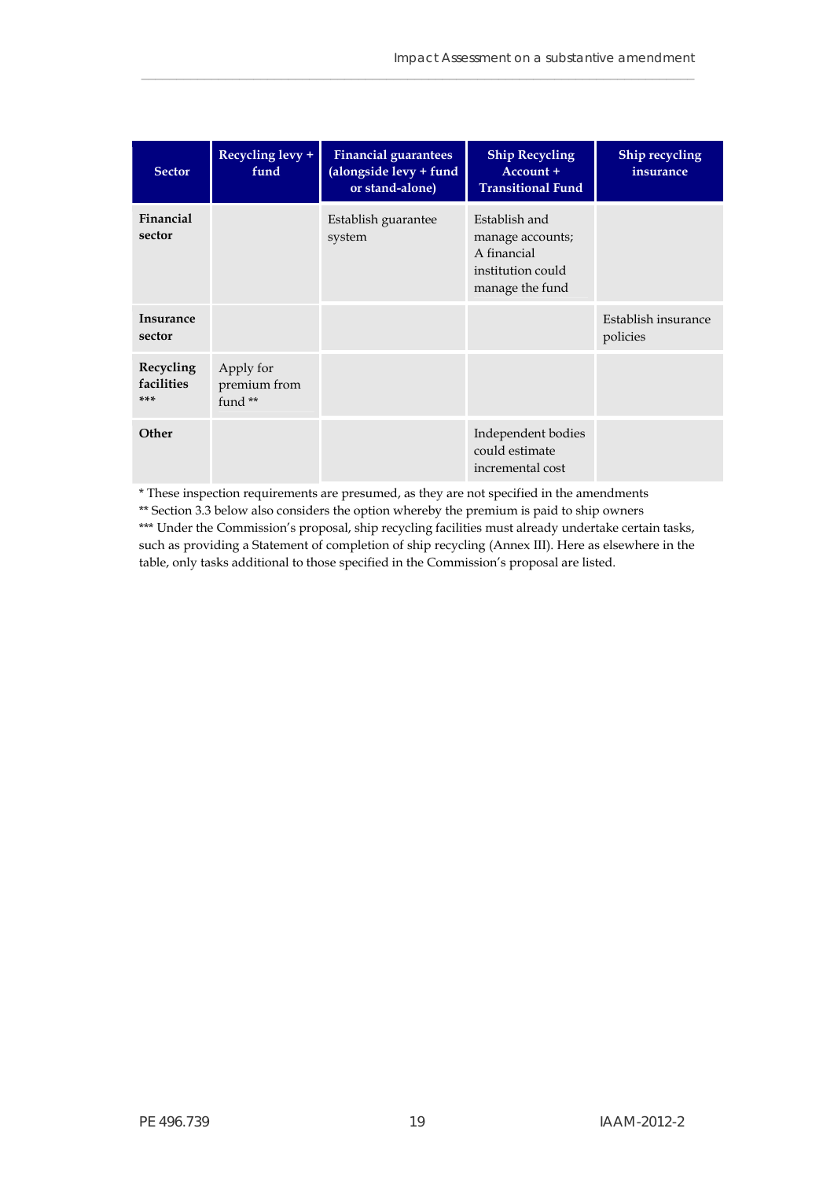| Sector | Recycling levy + fund | Financial guarantees (alongside levy + fund or stand-alone) | Ship Recycling Account + Transitional Fund | Ship recycling insurance |
|---|---|---|---|---|
| **Financial sector** | | Establish guarantee system | Establish and manage accounts; A financial institution could manage the fund | |
| **Insurance sector** | | | | Establish insurance policies |
| **Recycling facilities** *** | Apply for premium from fund ** | | | |
| **Other** | | | Independent bodies could estimate incremental cost | |

* These inspection requirements are presumed, as they are not specified in the amendments

** Section 3.3 below also considers the option whereby the premium is paid to ship owners

*** Under the Commission's proposal, ship recycling facilities must already undertake certain tasks, such as providing a Statement of completion of ship recycling (Annex III). Here as elsewhere in the table, only tasks additional to those specified in the Commission's proposal are listed.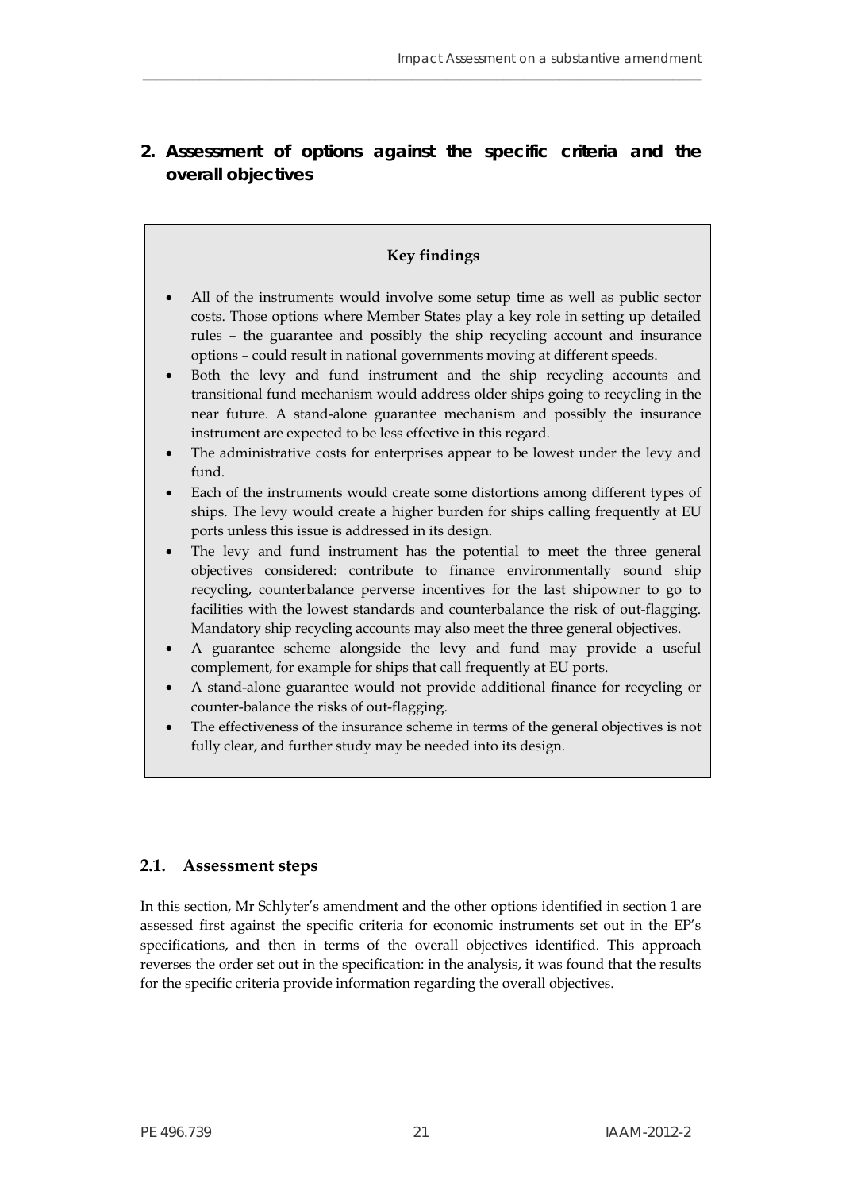## 2. Assessment of options against the specific criteria and the overall objectives

**Key findings**

- All of the instruments would involve some setup time as well as public sector costs. Those options where Member States play a key role in setting up detailed rules – the guarantee and possibly the ship recycling account and insurance options – could result in national governments moving at different speeds.
- Both the levy and fund instrument and the ship recycling accounts and transitional fund mechanism would address older ships going to recycling in the near future. A stand-alone guarantee mechanism and possibly the insurance instrument are expected to be less effective in this regard.
- The administrative costs for enterprises appear to be lowest under the levy and fund.
- Each of the instruments would create some distortions among different types of ships. The levy would create a higher burden for ships calling frequently at EU ports unless this issue is addressed in its design.
- The levy and fund instrument has the potential to meet the three general objectives considered: contribute to finance environmentally sound ship recycling, counterbalance perverse incentives for the last shipowner to go to facilities with the lowest standards and counterbalance the risk of out-flagging. Mandatory ship recycling accounts may also meet the three general objectives.
- A guarantee scheme alongside the levy and fund may provide a useful complement, for example for ships that call frequently at EU ports.
- A stand-alone guarantee would not provide additional finance for recycling or counter-balance the risks of out-flagging.
- The effectiveness of the insurance scheme in terms of the general objectives is not fully clear, and further study may be needed into its design.

### 2.1. Assessment steps

In this section, Mr Schlyter's amendment and the other options identified in section 1 are assessed first against the specific criteria for economic instruments set out in the EP's specifications, and then in terms of the overall objectives identified. This approach reverses the order set out in the specification: in the analysis, it was found that the results for the specific criteria provide information regarding the overall objectives.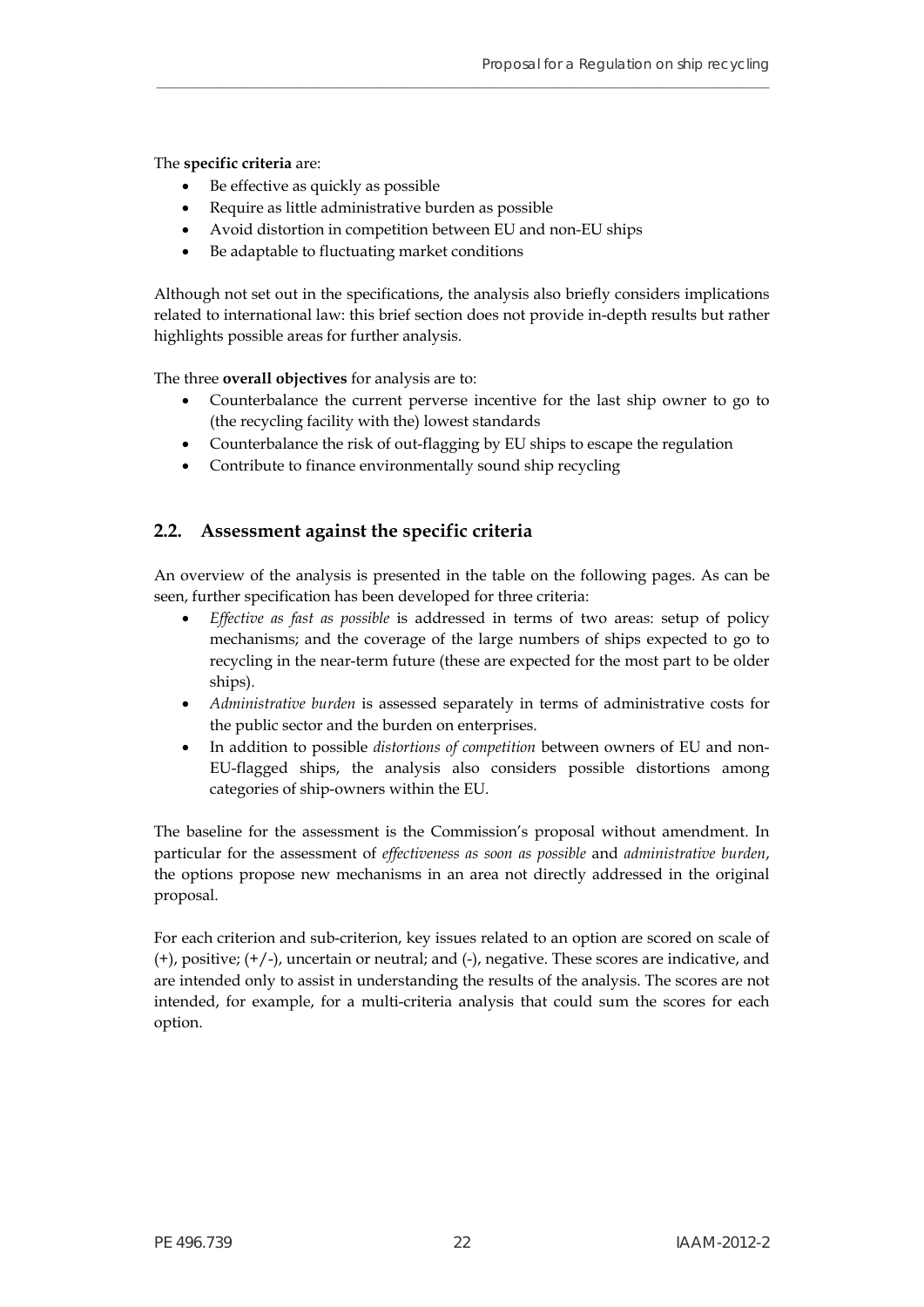The **specific criteria** are:

- Be effective as quickly as possible
- Require as little administrative burden as possible
- Avoid distortion in competition between EU and non-EU ships
- Be adaptable to fluctuating market conditions

Although not set out in the specifications, the analysis also briefly considers implications related to international law: this brief section does not provide in-depth results but rather highlights possible areas for further analysis.

The three **overall objectives** for analysis are to:

- Counterbalance the current perverse incentive for the last ship owner to go to (the recycling facility with the) lowest standards
- Counterbalance the risk of out-flagging by EU ships to escape the regulation
- Contribute to finance environmentally sound ship recycling

## 2.2. Assessment against the specific criteria

An overview of the analysis is presented in the table on the following pages. As can be seen, further specification has been developed for three criteria:

- *Effective as fast as possible* is addressed in terms of two areas: setup of policy mechanisms; and the coverage of the large numbers of ships expected to go to recycling in the near-term future (these are expected for the most part to be older ships).
- *Administrative burden* is assessed separately in terms of administrative costs for the public sector and the burden on enterprises.
- In addition to possible *distortions of competition* between owners of EU and non-EU-flagged ships, the analysis also considers possible distortions among categories of ship-owners within the EU.

The baseline for the assessment is the Commission's proposal without amendment. In particular for the assessment of *effectiveness as soon as possible* and *administrative burden*, the options propose new mechanisms in an area not directly addressed in the original proposal.

For each criterion and sub-criterion, key issues related to an option are scored on scale of (+), positive; (+/-), uncertain or neutral; and (-), negative. These scores are indicative, and are intended only to assist in understanding the results of the analysis. The scores are not intended, for example, for a multi-criteria analysis that could sum the scores for each option.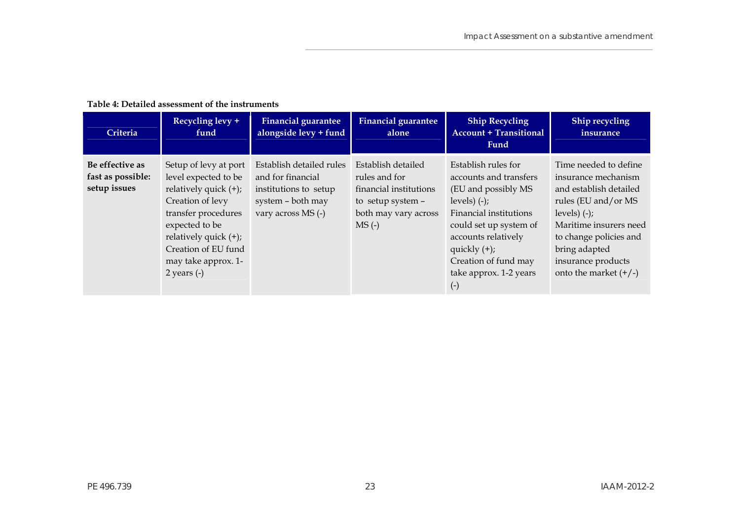**Table 4: Detailed assessment of the instruments**

| Criteria | Recycling levy + fund | Financial guarantee alongside levy + fund | Financial guarantee alone | Ship Recycling Account + Transitional Fund | Ship recycling insurance |
|---|---|---|---|---|---|
| **Be effective as fast as possible: setup issues** | Setup of levy at port level expected to be relatively quick (+); Creation of levy transfer procedures expected to be relatively quick (+); Creation of EU fund may take approx. 1-2 years (-) | Establish detailed rules and for financial institutions to setup system – both may vary across MS (-) | Establish detailed rules and for financial institutions to setup system – both may vary across MS (-) | Establish rules for accounts and transfers (EU and possibly MS levels) (-); Financial institutions could set up system of accounts relatively quickly (+); Creation of fund may take approx. 1-2 years (-) | Time needed to define insurance mechanism and establish detailed rules (EU and/or MS levels) (-); Maritime insurers need to change policies and bring adapted insurance products onto the market (+/-) |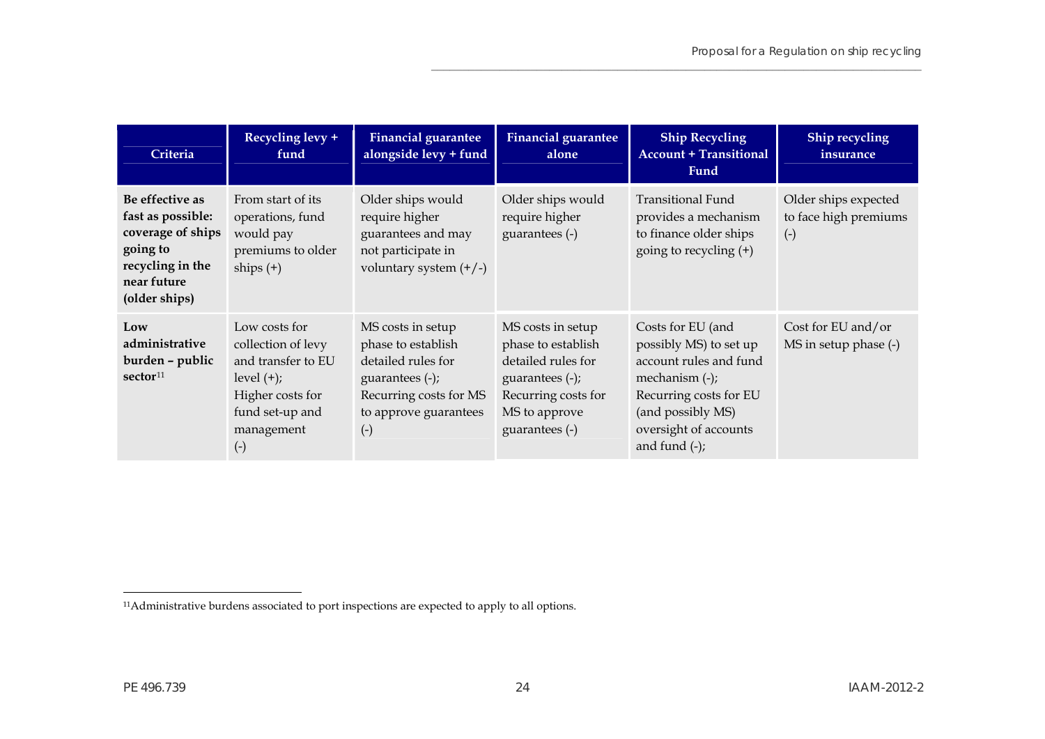| Criteria | Recycling levy + fund | Financial guarantee alongside levy + fund | Financial guarantee alone | Ship Recycling Account + Transitional Fund | Ship recycling insurance |
|---|---|---|---|---|---|
| **Be effective as fast as possible: coverage of ships going to recycling in the near future (older ships)** | From start of its operations, fund would pay premiums to older ships (+) | Older ships would require higher guarantees and may not participate in voluntary system (+/-) | Older ships would require higher guarantees (-) | Transitional Fund provides a mechanism to finance older ships going to recycling (+) | Older ships expected to face high premiums (-) |
| **Low administrative burden – public sector**[11] | Low costs for collection of levy and transfer to EU level (+); Higher costs for fund set-up and management (-) | MS costs in setup phase to establish detailed rules for guarantees (-); Recurring costs for MS to approve guarantees (-) | MS costs in setup phase to establish detailed rules for guarantees (-); Recurring costs for MS to approve guarantees (-) | Costs for EU (and possibly MS) to set up account rules and fund mechanism (-); Recurring costs for EU (and possibly MS) oversight of accounts and fund (-); | Cost for EU and/or MS in setup phase (-) |

[11]Administrative burdens associated to port inspections are expected to apply to all options.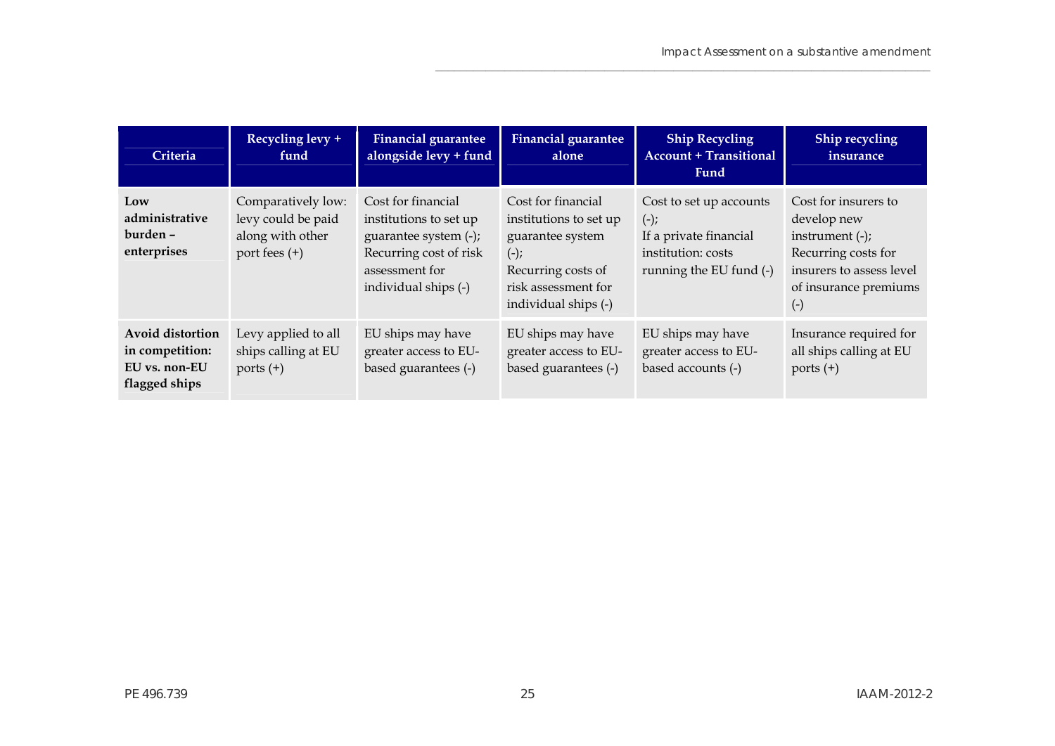| Criteria | Recycling levy + fund | Financial guarantee alongside levy + fund | Financial guarantee alone | Ship Recycling Account + Transitional Fund | Ship recycling insurance |
| --- | --- | --- | --- | --- | --- |
| **Low administrative burden – enterprises** | Comparatively low: levy could be paid along with other port fees (+) | Cost for financial institutions to set up guarantee system (-); Recurring cost of risk assessment for individual ships (-) | Cost for financial institutions to set up guarantee system (-); Recurring costs of risk assessment for individual ships (-) | Cost to set up accounts (-); If a private financial institution: costs running the EU fund (-) | Cost for insurers to develop new instrument (-); Recurring costs for insurers to assess level of insurance premiums (-) |
| **Avoid distortion in competition: EU vs. non-EU flagged ships** | Levy applied to all ships calling at EU ports (+) | EU ships may have greater access to EU-based guarantees (-) | EU ships may have greater access to EU-based guarantees (-) | EU ships may have greater access to EU-based accounts (-) | Insurance required for all ships calling at EU ports (+) |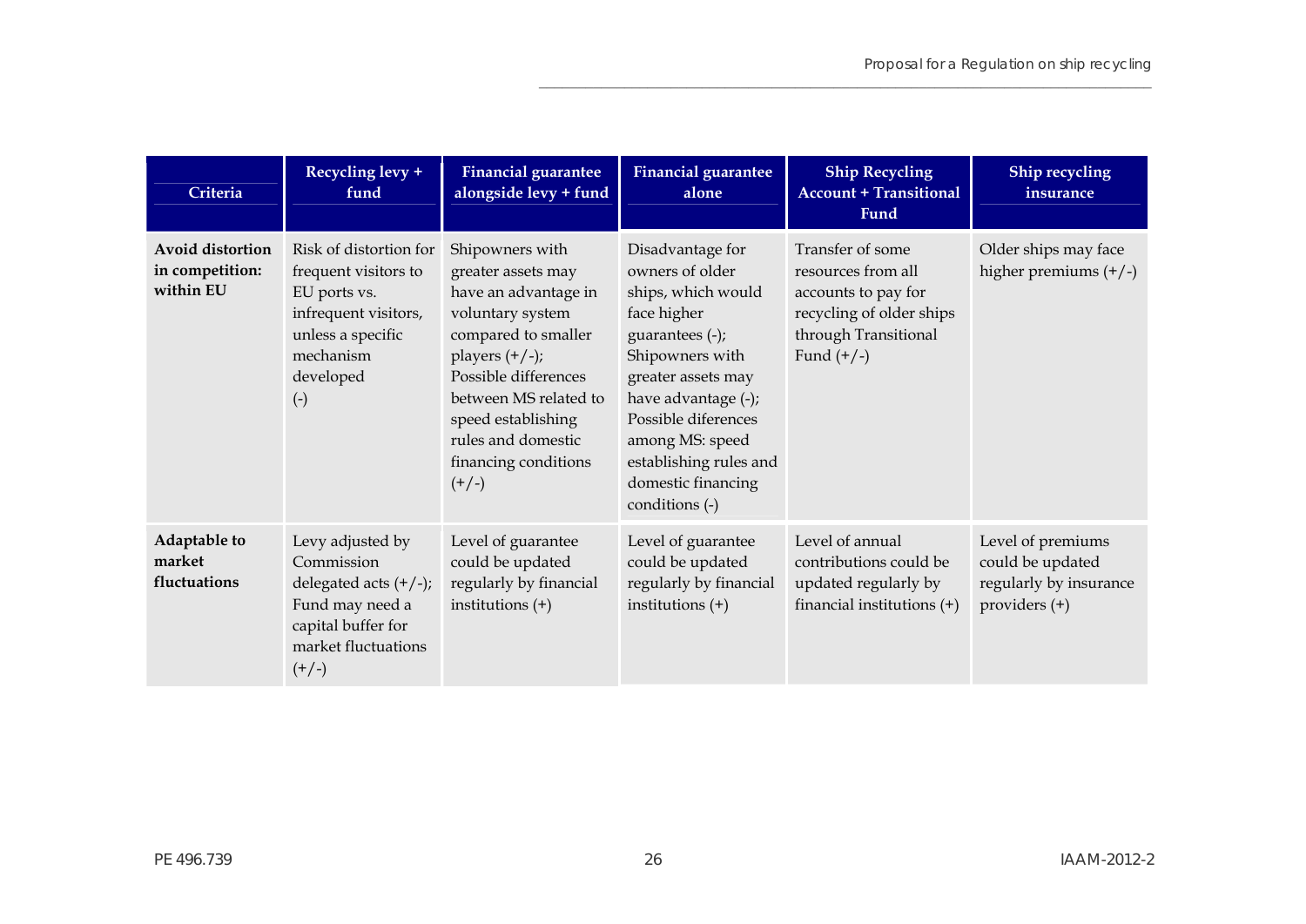| Criteria | Recycling levy + fund | Financial guarantee alongside levy + fund | Financial guarantee alone | Ship Recycling Account + Transitional Fund | Ship recycling insurance |
|---|---|---|---|---|---|
| **Avoid distortion in competition: within EU** | Risk of distortion for frequent visitors to EU ports vs. infrequent visitors, unless a specific mechanism developed (-) | Shipowners with greater assets may have an advantage in voluntary system compared to smaller players (+/-); Possible differences between MS related to speed establishing rules and domestic financing conditions (+/-) | Disadvantage for owners of older ships, which would face higher guarantees (-); Shipowners with greater assets may have advantage (-); Possible diferences among MS: speed establishing rules and domestic financing conditions (-) | Transfer of some resources from all accounts to pay for recycling of older ships through Transitional Fund (+/-) | Older ships may face higher premiums (+/-) |
| **Adaptable to market fluctuations** | Levy adjusted by Commission delegated acts (+/-); Fund may need a capital buffer for market fluctuations (+/-) | Level of guarantee could be updated regularly by financial institutions (+) | Level of guarantee could be updated regularly by financial institutions (+) | Level of annual contributions could be updated regularly by financial institutions (+) | Level of premiums could be updated regularly by insurance providers (+) |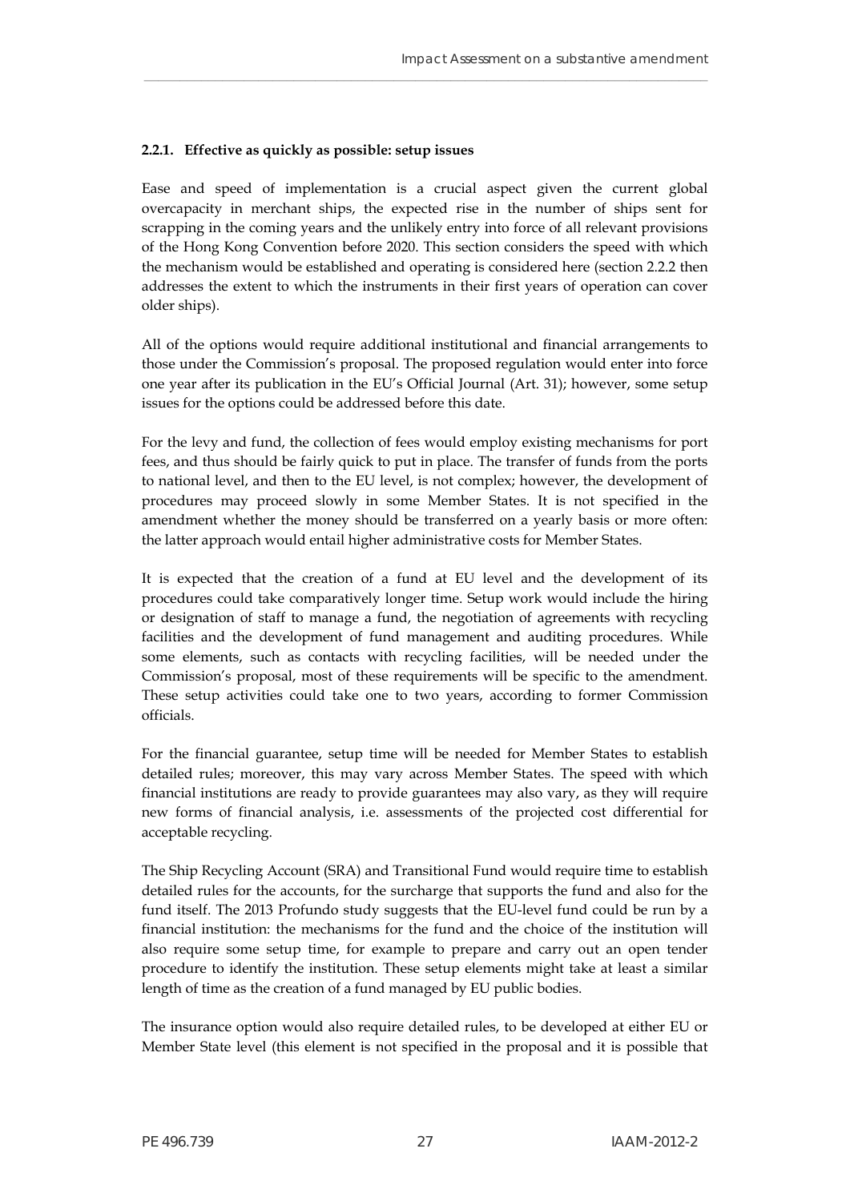#### 2.2.1. Effective as quickly as possible: setup issues

Ease and speed of implementation is a crucial aspect given the current global overcapacity in merchant ships, the expected rise in the number of ships sent for scrapping in the coming years and the unlikely entry into force of all relevant provisions of the Hong Kong Convention before 2020. This section considers the speed with which the mechanism would be established and operating is considered here (section 2.2.2 then addresses the extent to which the instruments in their first years of operation can cover older ships).

All of the options would require additional institutional and financial arrangements to those under the Commission's proposal. The proposed regulation would enter into force one year after its publication in the EU's Official Journal (Art. 31); however, some setup issues for the options could be addressed before this date.

For the levy and fund, the collection of fees would employ existing mechanisms for port fees, and thus should be fairly quick to put in place. The transfer of funds from the ports to national level, and then to the EU level, is not complex; however, the development of procedures may proceed slowly in some Member States. It is not specified in the amendment whether the money should be transferred on a yearly basis or more often: the latter approach would entail higher administrative costs for Member States.

It is expected that the creation of a fund at EU level and the development of its procedures could take comparatively longer time. Setup work would include the hiring or designation of staff to manage a fund, the negotiation of agreements with recycling facilities and the development of fund management and auditing procedures. While some elements, such as contacts with recycling facilities, will be needed under the Commission's proposal, most of these requirements will be specific to the amendment. These setup activities could take one to two years, according to former Commission officials.

For the financial guarantee, setup time will be needed for Member States to establish detailed rules; moreover, this may vary across Member States. The speed with which financial institutions are ready to provide guarantees may also vary, as they will require new forms of financial analysis, i.e. assessments of the projected cost differential for acceptable recycling.

The Ship Recycling Account (SRA) and Transitional Fund would require time to establish detailed rules for the accounts, for the surcharge that supports the fund and also for the fund itself. The 2013 Profundo study suggests that the EU-level fund could be run by a financial institution: the mechanisms for the fund and the choice of the institution will also require some setup time, for example to prepare and carry out an open tender procedure to identify the institution. These setup elements might take at least a similar length of time as the creation of a fund managed by EU public bodies.

The insurance option would also require detailed rules, to be developed at either EU or Member State level (this element is not specified in the proposal and it is possible that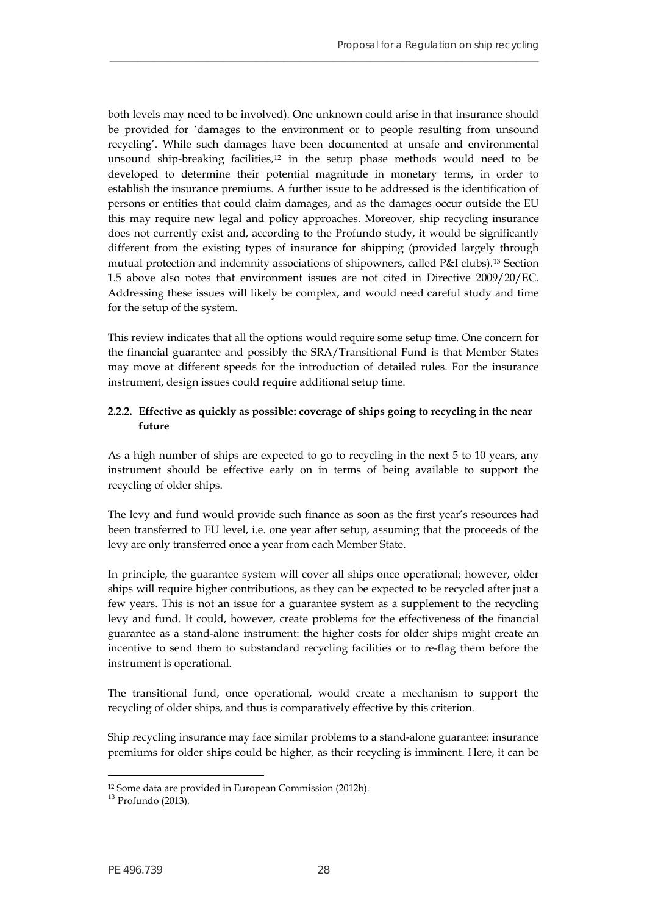both levels may need to be involved). One unknown could arise in that insurance should be provided for 'damages to the environment or to people resulting from unsound recycling'. While such damages have been documented at unsafe and environmental unsound ship-breaking facilities,[12] in the setup phase methods would need to be developed to determine their potential magnitude in monetary terms, in order to establish the insurance premiums. A further issue to be addressed is the identification of persons or entities that could claim damages, and as the damages occur outside the EU this may require new legal and policy approaches. Moreover, ship recycling insurance does not currently exist and, according to the Profundo study, it would be significantly different from the existing types of insurance for shipping (provided largely through mutual protection and indemnity associations of shipowners, called P&I clubs).[13] Section 1.5 above also notes that environment issues are not cited in Directive 2009/20/EC. Addressing these issues will likely be complex, and would need careful study and time for the setup of the system.

This review indicates that all the options would require some setup time. One concern for the financial guarantee and possibly the SRA/Transitional Fund is that Member States may move at different speeds for the introduction of detailed rules. For the insurance instrument, design issues could require additional setup time.

### 2.2.2. Effective as quickly as possible: coverage of ships going to recycling in the near future

As a high number of ships are expected to go to recycling in the next 5 to 10 years, any instrument should be effective early on in terms of being available to support the recycling of older ships.

The levy and fund would provide such finance as soon as the first year's resources had been transferred to EU level, i.e. one year after setup, assuming that the proceeds of the levy are only transferred once a year from each Member State.

In principle, the guarantee system will cover all ships once operational; however, older ships will require higher contributions, as they can be expected to be recycled after just a few years. This is not an issue for a guarantee system as a supplement to the recycling levy and fund. It could, however, create problems for the effectiveness of the financial guarantee as a stand-alone instrument: the higher costs for older ships might create an incentive to send them to substandard recycling facilities or to re-flag them before the instrument is operational.

The transitional fund, once operational, would create a mechanism to support the recycling of older ships, and thus is comparatively effective by this criterion.

Ship recycling insurance may face similar problems to a stand-alone guarantee: insurance premiums for older ships could be higher, as their recycling is imminent. Here, it can be

---

[12] Some data are provided in European Commission (2012b).

[13] Profundo (2013),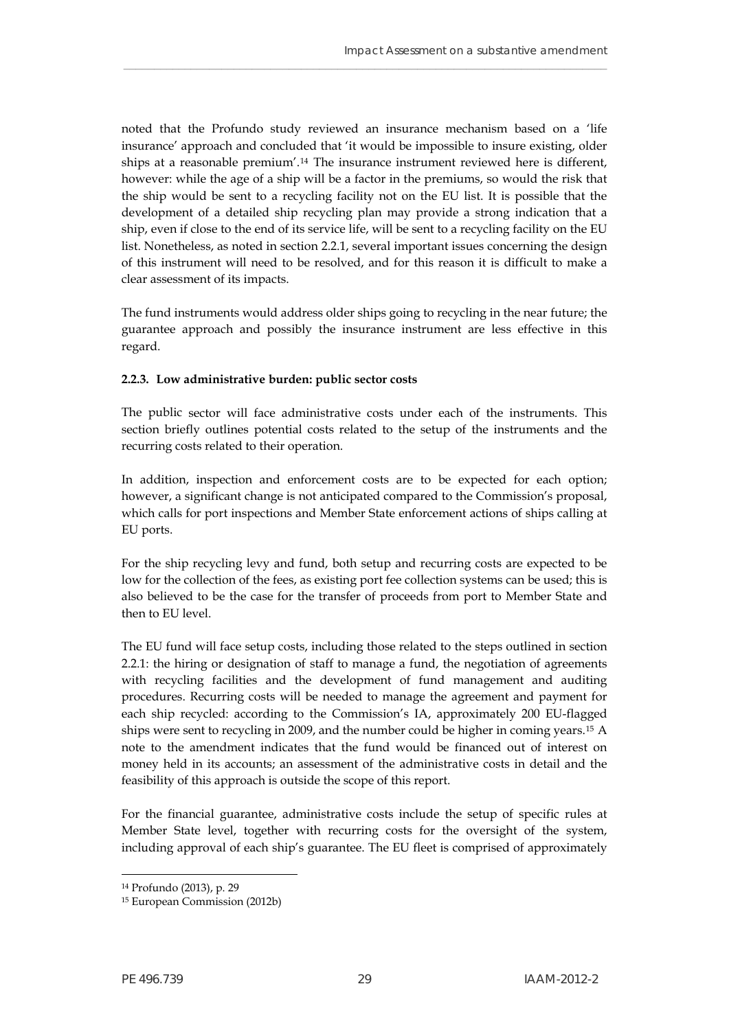noted that the Profundo study reviewed an insurance mechanism based on a 'life insurance' approach and concluded that 'it would be impossible to insure existing, older ships at a reasonable premium'.[14] The insurance instrument reviewed here is different, however: while the age of a ship will be a factor in the premiums, so would the risk that the ship would be sent to a recycling facility not on the EU list. It is possible that the development of a detailed ship recycling plan may provide a strong indication that a ship, even if close to the end of its service life, will be sent to a recycling facility on the EU list. Nonetheless, as noted in section 2.2.1, several important issues concerning the design of this instrument will need to be resolved, and for this reason it is difficult to make a clear assessment of its impacts.

The fund instruments would address older ships going to recycling in the near future; the guarantee approach and possibly the insurance instrument are less effective in this regard.

#### 2.2.3. Low administrative burden: public sector costs

The public sector will face administrative costs under each of the instruments. This section briefly outlines potential costs related to the setup of the instruments and the recurring costs related to their operation.

In addition, inspection and enforcement costs are to be expected for each option; however, a significant change is not anticipated compared to the Commission's proposal, which calls for port inspections and Member State enforcement actions of ships calling at EU ports.

For the ship recycling levy and fund, both setup and recurring costs are expected to be low for the collection of the fees, as existing port fee collection systems can be used; this is also believed to be the case for the transfer of proceeds from port to Member State and then to EU level.

The EU fund will face setup costs, including those related to the steps outlined in section 2.2.1: the hiring or designation of staff to manage a fund, the negotiation of agreements with recycling facilities and the development of fund management and auditing procedures. Recurring costs will be needed to manage the agreement and payment for each ship recycled: according to the Commission's IA, approximately 200 EU-flagged ships were sent to recycling in 2009, and the number could be higher in coming years.[15] A note to the amendment indicates that the fund would be financed out of interest on money held in its accounts; an assessment of the administrative costs in detail and the feasibility of this approach is outside the scope of this report.

For the financial guarantee, administrative costs include the setup of specific rules at Member State level, together with recurring costs for the oversight of the system, including approval of each ship's guarantee. The EU fleet is comprised of approximately

---

[14] Profundo (2013), p. 29

[15] European Commission (2012b)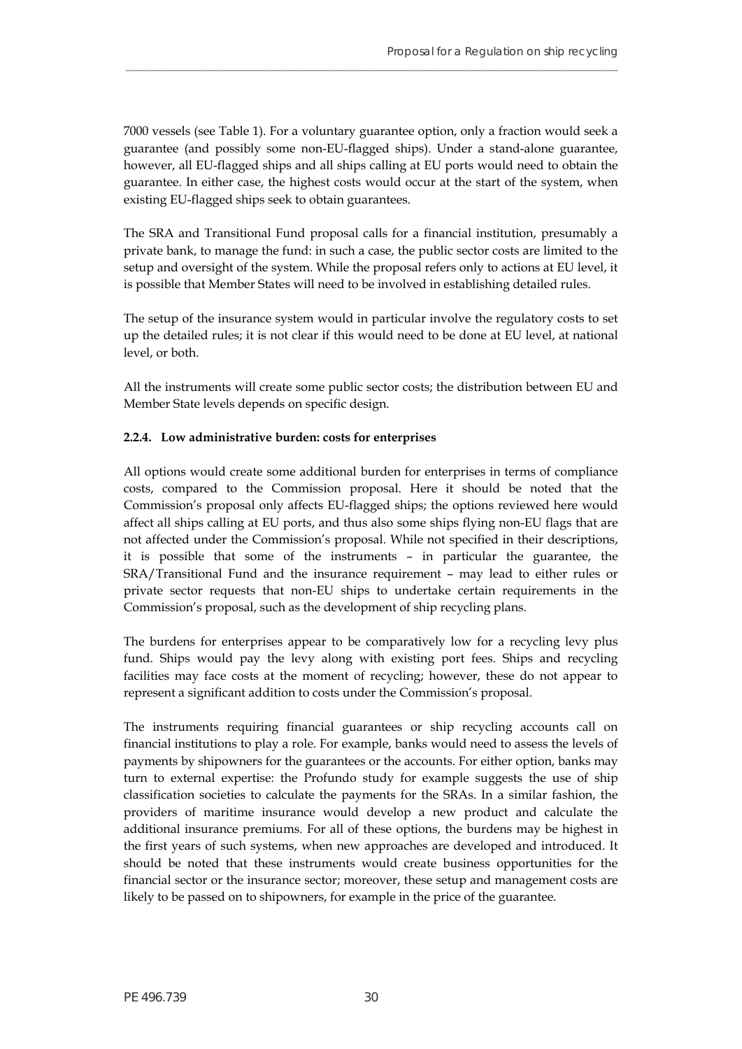7000 vessels (see Table 1). For a voluntary guarantee option, only a fraction would seek a guarantee (and possibly some non-EU-flagged ships). Under a stand-alone guarantee, however, all EU-flagged ships and all ships calling at EU ports would need to obtain the guarantee. In either case, the highest costs would occur at the start of the system, when existing EU-flagged ships seek to obtain guarantees.

The SRA and Transitional Fund proposal calls for a financial institution, presumably a private bank, to manage the fund: in such a case, the public sector costs are limited to the setup and oversight of the system. While the proposal refers only to actions at EU level, it is possible that Member States will need to be involved in establishing detailed rules.

The setup of the insurance system would in particular involve the regulatory costs to set up the detailed rules; it is not clear if this would need to be done at EU level, at national level, or both.

All the instruments will create some public sector costs; the distribution between EU and Member State levels depends on specific design.

#### 2.2.4. Low administrative burden: costs for enterprises

All options would create some additional burden for enterprises in terms of compliance costs, compared to the Commission proposal. Here it should be noted that the Commission's proposal only affects EU-flagged ships; the options reviewed here would affect all ships calling at EU ports, and thus also some ships flying non-EU flags that are not affected under the Commission's proposal. While not specified in their descriptions, it is possible that some of the instruments – in particular the guarantee, the SRA/Transitional Fund and the insurance requirement – may lead to either rules or private sector requests that non-EU ships to undertake certain requirements in the Commission's proposal, such as the development of ship recycling plans.

The burdens for enterprises appear to be comparatively low for a recycling levy plus fund. Ships would pay the levy along with existing port fees. Ships and recycling facilities may face costs at the moment of recycling; however, these do not appear to represent a significant addition to costs under the Commission's proposal.

The instruments requiring financial guarantees or ship recycling accounts call on financial institutions to play a role. For example, banks would need to assess the levels of payments by shipowners for the guarantees or the accounts. For either option, banks may turn to external expertise: the Profundo study for example suggests the use of ship classification societies to calculate the payments for the SRAs. In a similar fashion, the providers of maritime insurance would develop a new product and calculate the additional insurance premiums. For all of these options, the burdens may be highest in the first years of such systems, when new approaches are developed and introduced. It should be noted that these instruments would create business opportunities for the financial sector or the insurance sector; moreover, these setup and management costs are likely to be passed on to shipowners, for example in the price of the guarantee.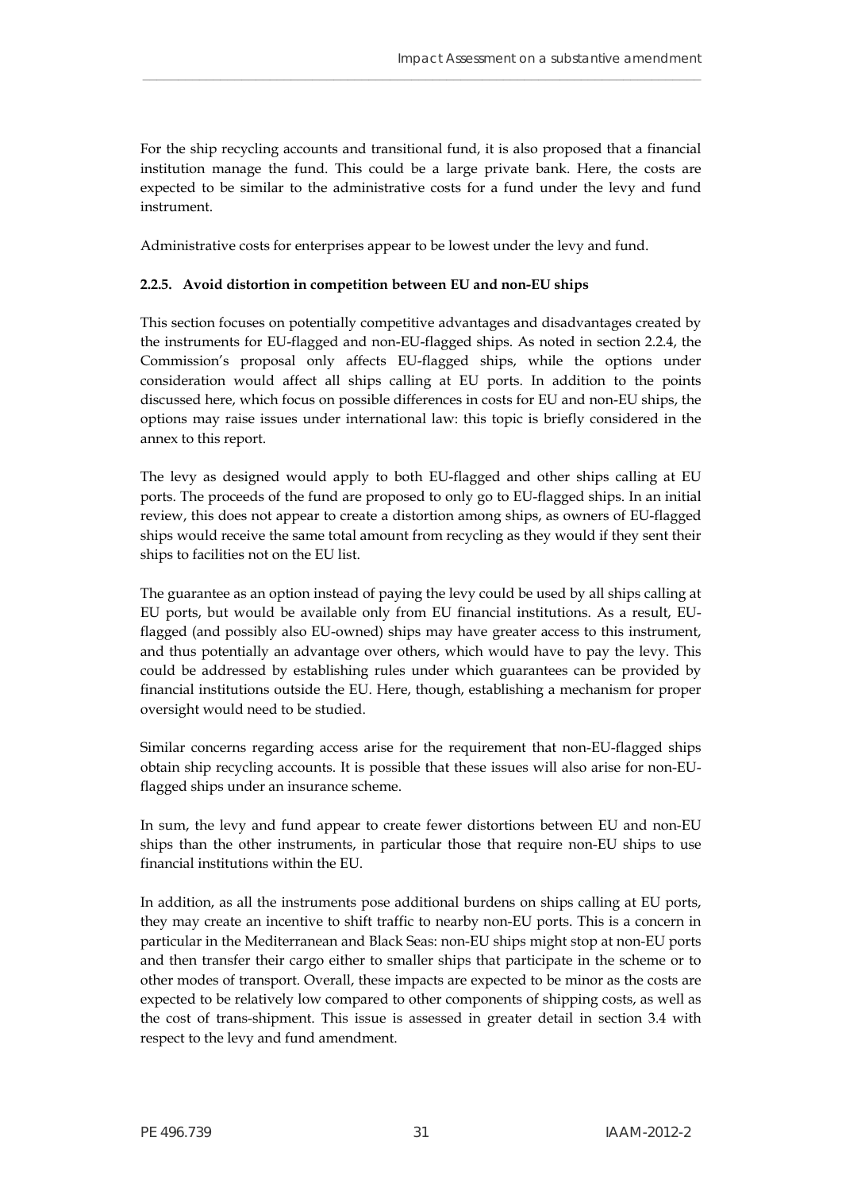For the ship recycling accounts and transitional fund, it is also proposed that a financial institution manage the fund. This could be a large private bank. Here, the costs are expected to be similar to the administrative costs for a fund under the levy and fund instrument.

Administrative costs for enterprises appear to be lowest under the levy and fund.

#### 2.2.5. Avoid distortion in competition between EU and non-EU ships

This section focuses on potentially competitive advantages and disadvantages created by the instruments for EU-flagged and non-EU-flagged ships. As noted in section 2.2.4, the Commission's proposal only affects EU-flagged ships, while the options under consideration would affect all ships calling at EU ports. In addition to the points discussed here, which focus on possible differences in costs for EU and non-EU ships, the options may raise issues under international law: this topic is briefly considered in the annex to this report.

The levy as designed would apply to both EU-flagged and other ships calling at EU ports. The proceeds of the fund are proposed to only go to EU-flagged ships. In an initial review, this does not appear to create a distortion among ships, as owners of EU-flagged ships would receive the same total amount from recycling as they would if they sent their ships to facilities not on the EU list.

The guarantee as an option instead of paying the levy could be used by all ships calling at EU ports, but would be available only from EU financial institutions. As a result, EU-flagged (and possibly also EU-owned) ships may have greater access to this instrument, and thus potentially an advantage over others, which would have to pay the levy. This could be addressed by establishing rules under which guarantees can be provided by financial institutions outside the EU. Here, though, establishing a mechanism for proper oversight would need to be studied.

Similar concerns regarding access arise for the requirement that non-EU-flagged ships obtain ship recycling accounts. It is possible that these issues will also arise for non-EU-flagged ships under an insurance scheme.

In sum, the levy and fund appear to create fewer distortions between EU and non-EU ships than the other instruments, in particular those that require non-EU ships to use financial institutions within the EU.

In addition, as all the instruments pose additional burdens on ships calling at EU ports, they may create an incentive to shift traffic to nearby non-EU ports. This is a concern in particular in the Mediterranean and Black Seas: non-EU ships might stop at non-EU ports and then transfer their cargo either to smaller ships that participate in the scheme or to other modes of transport. Overall, these impacts are expected to be minor as the costs are expected to be relatively low compared to other components of shipping costs, as well as the cost of trans-shipment. This issue is assessed in greater detail in section 3.4 with respect to the levy and fund amendment.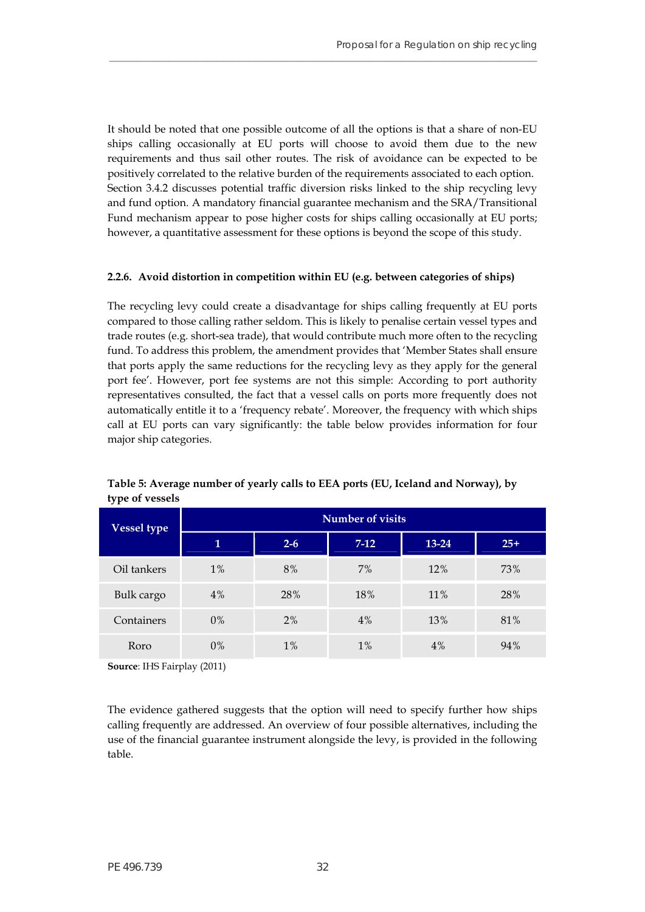It should be noted that one possible outcome of all the options is that a share of non-EU ships calling occasionally at EU ports will choose to avoid them due to the new requirements and thus sail other routes. The risk of avoidance can be expected to be positively correlated to the relative burden of the requirements associated to each option. Section 3.4.2 discusses potential traffic diversion risks linked to the ship recycling levy and fund option. A mandatory financial guarantee mechanism and the SRA/Transitional Fund mechanism appear to pose higher costs for ships calling occasionally at EU ports; however, a quantitative assessment for these options is beyond the scope of this study.

### 2.2.6. Avoid distortion in competition within EU (e.g. between categories of ships)

The recycling levy could create a disadvantage for ships calling frequently at EU ports compared to those calling rather seldom. This is likely to penalise certain vessel types and trade routes (e.g. short-sea trade), that would contribute much more often to the recycling fund. To address this problem, the amendment provides that 'Member States shall ensure that ports apply the same reductions for the recycling levy as they apply for the general port fee'. However, port fee systems are not this simple: According to port authority representatives consulted, the fact that a vessel calls on ports more frequently does not automatically entitle it to a 'frequency rebate'. Moreover, the frequency with which ships call at EU ports can vary significantly: the table below provides information for four major ship categories.

**Table 5: Average number of yearly calls to EEA ports (EU, Iceland and Norway), by type of vessels**

| Vessel type | Number of visits | | | | |
|---|---|---|---|---|---|
| | 1 | 2-6 | 7-12 | 13-24 | 25+ |
| Oil tankers | 1% | 8% | 7% | 12% | 73% |
| Bulk cargo | 4% | 28% | 18% | 11% | 28% |
| Containers | 0% | 2% | 4% | 13% | 81% |
| Roro | 0% | 1% | 1% | 4% | 94% |

**Source**: IHS Fairplay (2011)

The evidence gathered suggests that the option will need to specify further how ships calling frequently are addressed. An overview of four possible alternatives, including the use of the financial guarantee instrument alongside the levy, is provided in the following table.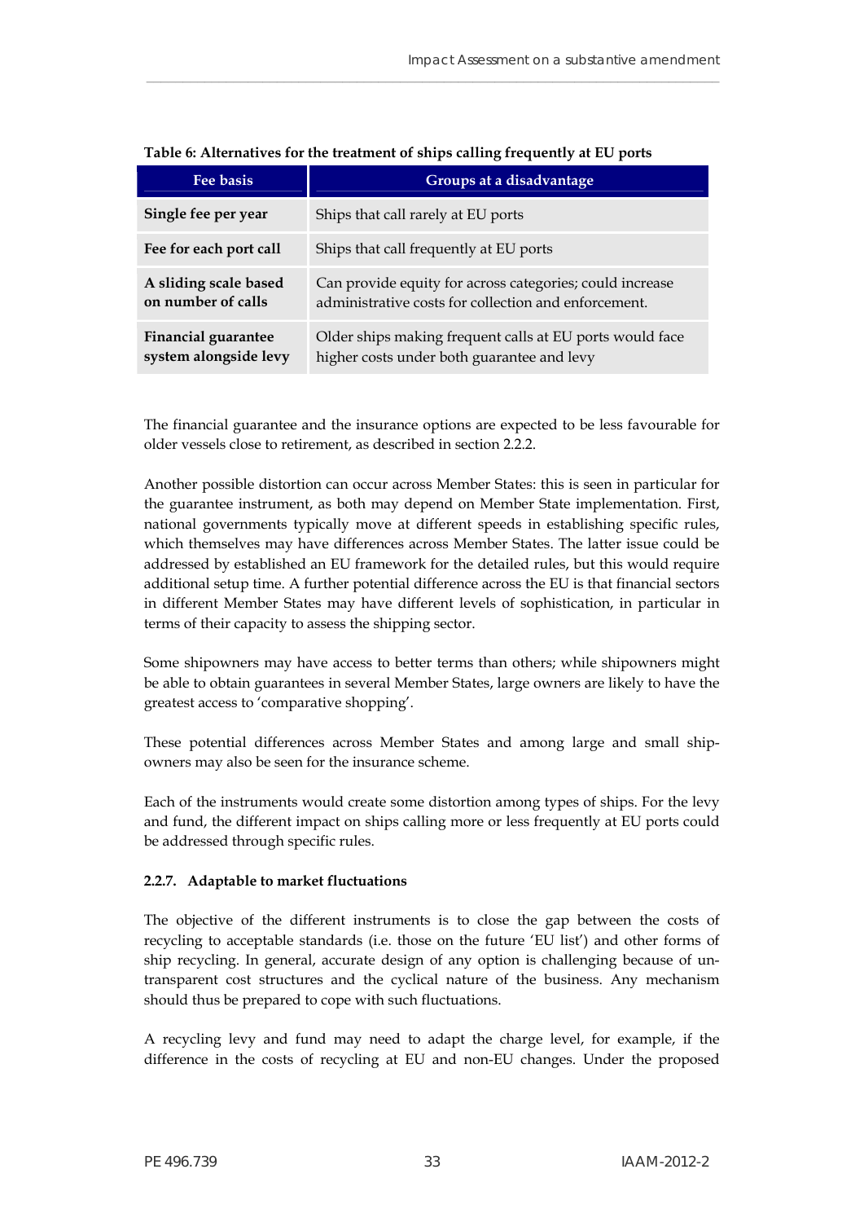**Table 6: Alternatives for the treatment of ships calling frequently at EU ports**

| Fee basis | Groups at a disadvantage |
|---|---|
| **Single fee per year** | Ships that call rarely at EU ports |
| **Fee for each port call** | Ships that call frequently at EU ports |
| **A sliding scale based on number of calls** | Can provide equity for across categories; could increase administrative costs for collection and enforcement. |
| **Financial guarantee system alongside levy** | Older ships making frequent calls at EU ports would face higher costs under both guarantee and levy |

The financial guarantee and the insurance options are expected to be less favourable for older vessels close to retirement, as described in section 2.2.2.

Another possible distortion can occur across Member States: this is seen in particular for the guarantee instrument, as both may depend on Member State implementation. First, national governments typically move at different speeds in establishing specific rules, which themselves may have differences across Member States. The latter issue could be addressed by established an EU framework for the detailed rules, but this would require additional setup time. A further potential difference across the EU is that financial sectors in different Member States may have different levels of sophistication, in particular in terms of their capacity to assess the shipping sector.

Some shipowners may have access to better terms than others; while shipowners might be able to obtain guarantees in several Member States, large owners are likely to have the greatest access to 'comparative shopping'.

These potential differences across Member States and among large and small ship-owners may also be seen for the insurance scheme.

Each of the instruments would create some distortion among types of ships. For the levy and fund, the different impact on ships calling more or less frequently at EU ports could be addressed through specific rules.

#### 2.2.7. Adaptable to market fluctuations

The objective of the different instruments is to close the gap between the costs of recycling to acceptable standards (i.e. those on the future 'EU list') and other forms of ship recycling. In general, accurate design of any option is challenging because of un-transparent cost structures and the cyclical nature of the business. Any mechanism should thus be prepared to cope with such fluctuations.

A recycling levy and fund may need to adapt the charge level, for example, if the difference in the costs of recycling at EU and non-EU changes. Under the proposed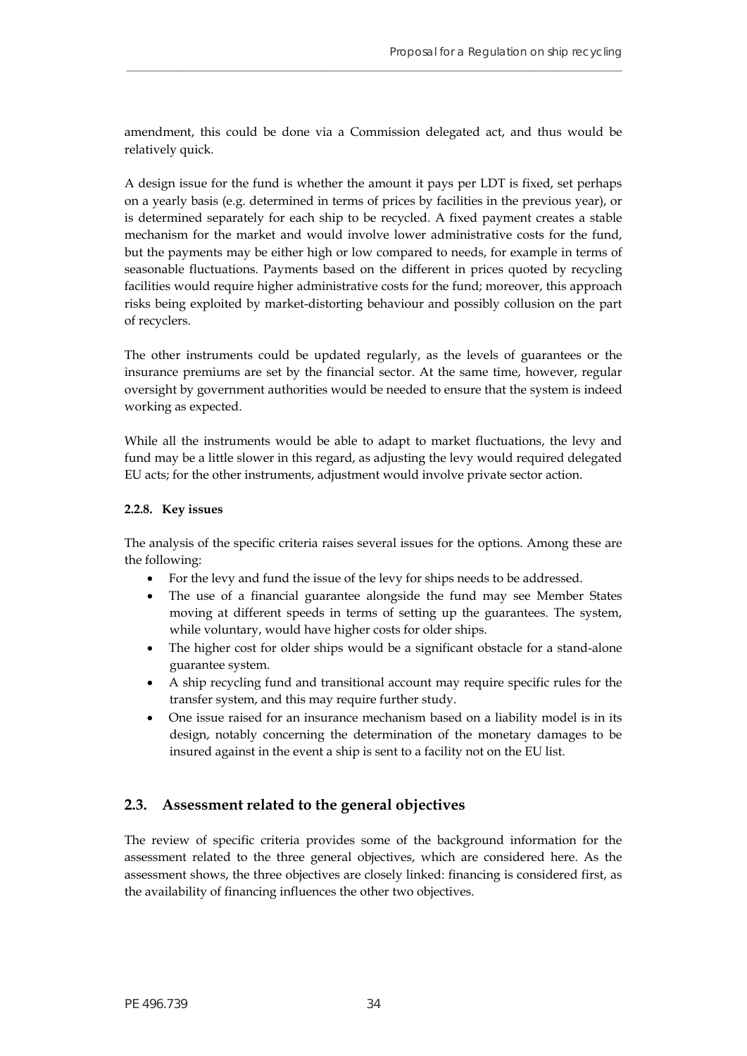amendment, this could be done via a Commission delegated act, and thus would be relatively quick.

A design issue for the fund is whether the amount it pays per LDT is fixed, set perhaps on a yearly basis (e.g. determined in terms of prices by facilities in the previous year), or is determined separately for each ship to be recycled. A fixed payment creates a stable mechanism for the market and would involve lower administrative costs for the fund, but the payments may be either high or low compared to needs, for example in terms of seasonable fluctuations. Payments based on the different in prices quoted by recycling facilities would require higher administrative costs for the fund; moreover, this approach risks being exploited by market-distorting behaviour and possibly collusion on the part of recyclers.

The other instruments could be updated regularly, as the levels of guarantees or the insurance premiums are set by the financial sector. At the same time, however, regular oversight by government authorities would be needed to ensure that the system is indeed working as expected.

While all the instruments would be able to adapt to market fluctuations, the levy and fund may be a little slower in this regard, as adjusting the levy would required delegated EU acts; for the other instruments, adjustment would involve private sector action.

#### 2.2.8. Key issues

The analysis of the specific criteria raises several issues for the options. Among these are the following:

- For the levy and fund the issue of the levy for ships needs to be addressed.
- The use of a financial guarantee alongside the fund may see Member States moving at different speeds in terms of setting up the guarantees. The system, while voluntary, would have higher costs for older ships.
- The higher cost for older ships would be a significant obstacle for a stand-alone guarantee system.
- A ship recycling fund and transitional account may require specific rules for the transfer system, and this may require further study.
- One issue raised for an insurance mechanism based on a liability model is in its design, notably concerning the determination of the monetary damages to be insured against in the event a ship is sent to a facility not on the EU list.

## 2.3. Assessment related to the general objectives

The review of specific criteria provides some of the background information for the assessment related to the three general objectives, which are considered here. As the assessment shows, the three objectives are closely linked: financing is considered first, as the availability of financing influences the other two objectives.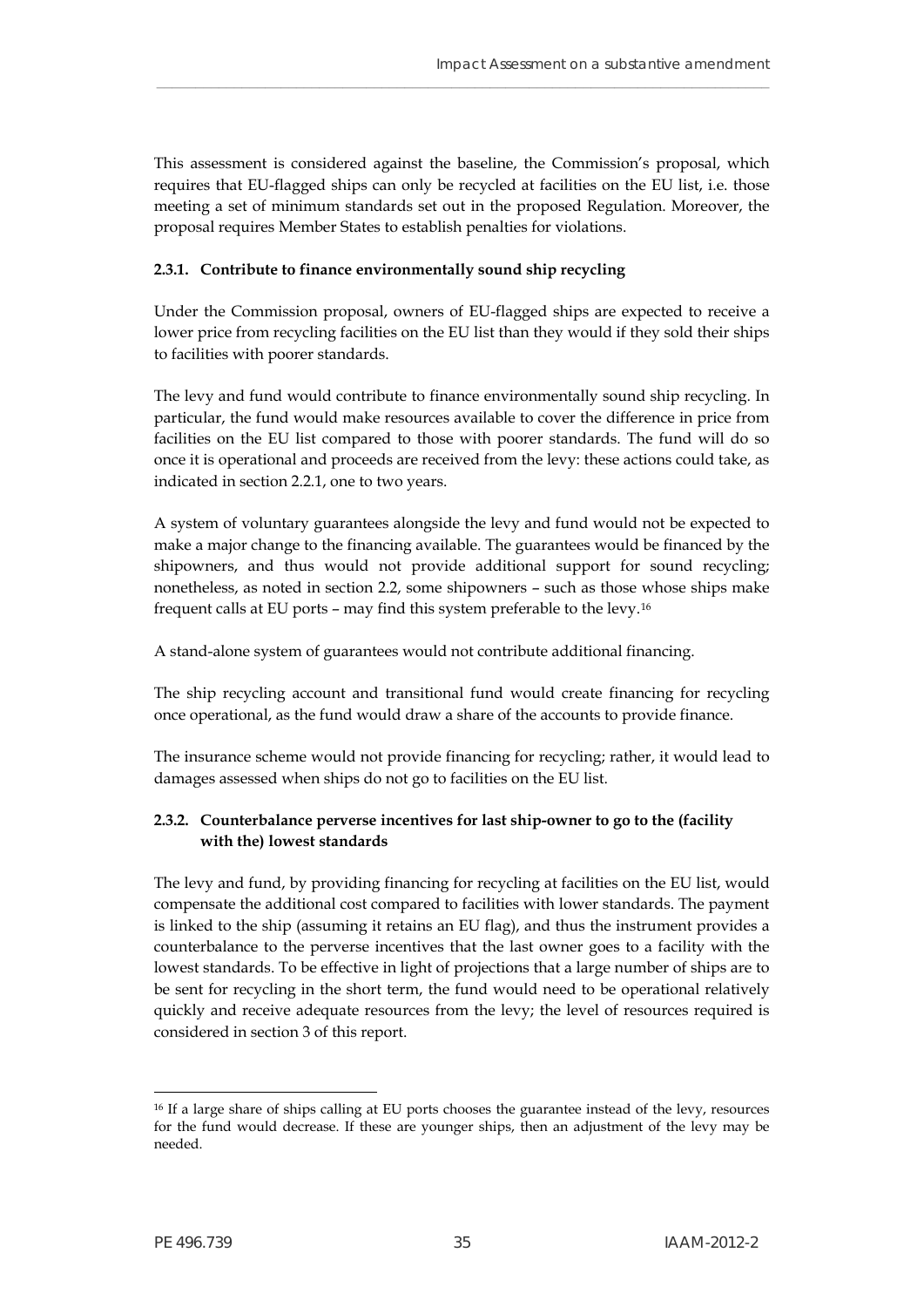This assessment is considered against the baseline, the Commission's proposal, which requires that EU-flagged ships can only be recycled at facilities on the EU list, i.e. those meeting a set of minimum standards set out in the proposed Regulation. Moreover, the proposal requires Member States to establish penalties for violations.

### 2.3.1. Contribute to finance environmentally sound ship recycling

Under the Commission proposal, owners of EU-flagged ships are expected to receive a lower price from recycling facilities on the EU list than they would if they sold their ships to facilities with poorer standards.

The levy and fund would contribute to finance environmentally sound ship recycling. In particular, the fund would make resources available to cover the difference in price from facilities on the EU list compared to those with poorer standards. The fund will do so once it is operational and proceeds are received from the levy: these actions could take, as indicated in section 2.2.1, one to two years.

A system of voluntary guarantees alongside the levy and fund would not be expected to make a major change to the financing available. The guarantees would be financed by the shipowners, and thus would not provide additional support for sound recycling; nonetheless, as noted in section 2.2, some shipowners – such as those whose ships make frequent calls at EU ports – may find this system preferable to the levy.[16]

A stand-alone system of guarantees would not contribute additional financing.

The ship recycling account and transitional fund would create financing for recycling once operational, as the fund would draw a share of the accounts to provide finance.

The insurance scheme would not provide financing for recycling; rather, it would lead to damages assessed when ships do not go to facilities on the EU list.

### 2.3.2. Counterbalance perverse incentives for last ship-owner to go to the (facility with the) lowest standards

The levy and fund, by providing financing for recycling at facilities on the EU list, would compensate the additional cost compared to facilities with lower standards. The payment is linked to the ship (assuming it retains an EU flag), and thus the instrument provides a counterbalance to the perverse incentives that the last owner goes to a facility with the lowest standards. To be effective in light of projections that a large number of ships are to be sent for recycling in the short term, the fund would need to be operational relatively quickly and receive adequate resources from the levy; the level of resources required is considered in section 3 of this report.

---

[16] If a large share of ships calling at EU ports chooses the guarantee instead of the levy, resources for the fund would decrease. If these are younger ships, then an adjustment of the levy may be needed.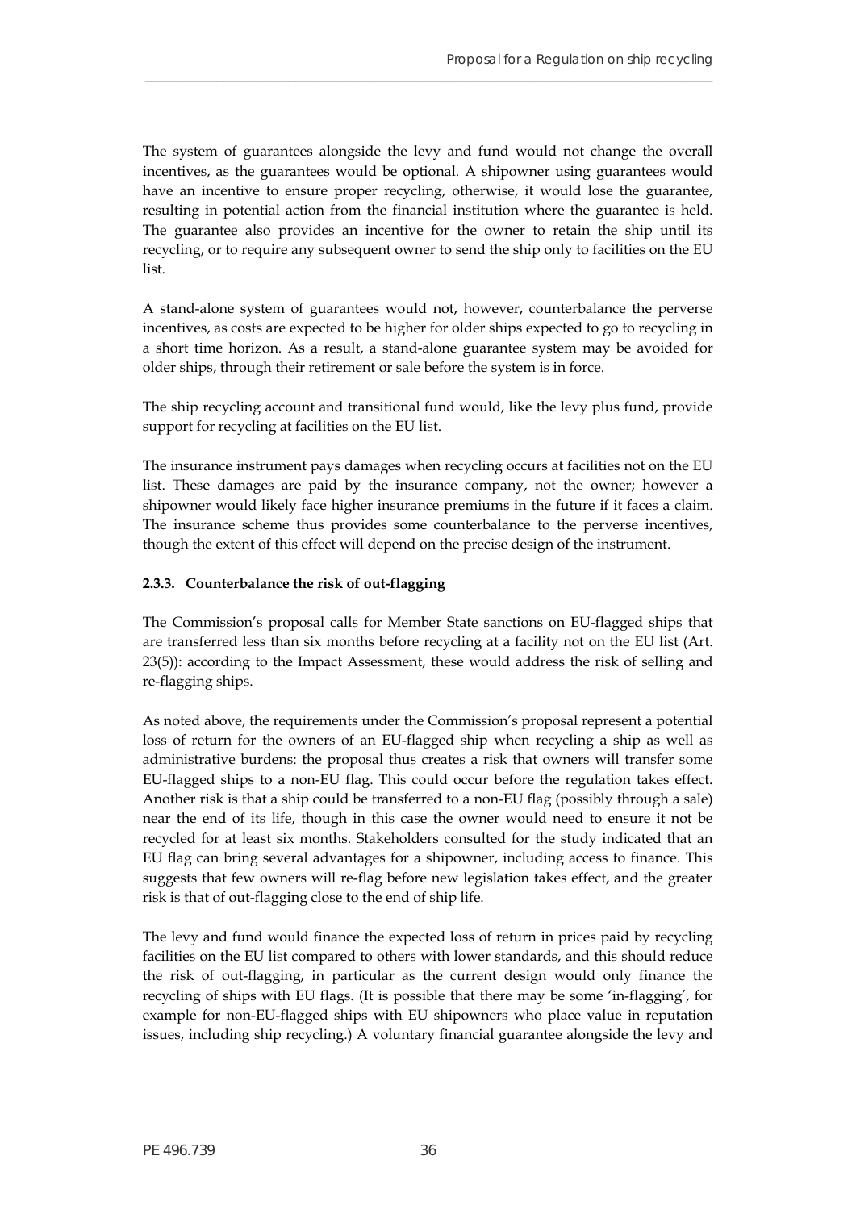The system of guarantees alongside the levy and fund would not change the overall incentives, as the guarantees would be optional. A shipowner using guarantees would have an incentive to ensure proper recycling, otherwise, it would lose the guarantee, resulting in potential action from the financial institution where the guarantee is held. The guarantee also provides an incentive for the owner to retain the ship until its recycling, or to require any subsequent owner to send the ship only to facilities on the EU list.

A stand-alone system of guarantees would not, however, counterbalance the perverse incentives, as costs are expected to be higher for older ships expected to go to recycling in a short time horizon. As a result, a stand-alone guarantee system may be avoided for older ships, through their retirement or sale before the system is in force.

The ship recycling account and transitional fund would, like the levy plus fund, provide support for recycling at facilities on the EU list.

The insurance instrument pays damages when recycling occurs at facilities not on the EU list. These damages are paid by the insurance company, not the owner; however a shipowner would likely face higher insurance premiums in the future if it faces a claim. The insurance scheme thus provides some counterbalance to the perverse incentives, though the extent of this effect will depend on the precise design of the instrument.

#### 2.3.3. Counterbalance the risk of out-flagging

The Commission's proposal calls for Member State sanctions on EU-flagged ships that are transferred less than six months before recycling at a facility not on the EU list (Art. 23(5)): according to the Impact Assessment, these would address the risk of selling and re-flagging ships.

As noted above, the requirements under the Commission's proposal represent a potential loss of return for the owners of an EU-flagged ship when recycling a ship as well as administrative burdens: the proposal thus creates a risk that owners will transfer some EU-flagged ships to a non-EU flag. This could occur before the regulation takes effect. Another risk is that a ship could be transferred to a non-EU flag (possibly through a sale) near the end of its life, though in this case the owner would need to ensure it not be recycled for at least six months. Stakeholders consulted for the study indicated that an EU flag can bring several advantages for a shipowner, including access to finance. This suggests that few owners will re-flag before new legislation takes effect, and the greater risk is that of out-flagging close to the end of ship life.

The levy and fund would finance the expected loss of return in prices paid by recycling facilities on the EU list compared to others with lower standards, and this should reduce the risk of out-flagging, in particular as the current design would only finance the recycling of ships with EU flags. (It is possible that there may be some 'in-flagging', for example for non-EU-flagged ships with EU shipowners who place value in reputation issues, including ship recycling.) A voluntary financial guarantee alongside the levy and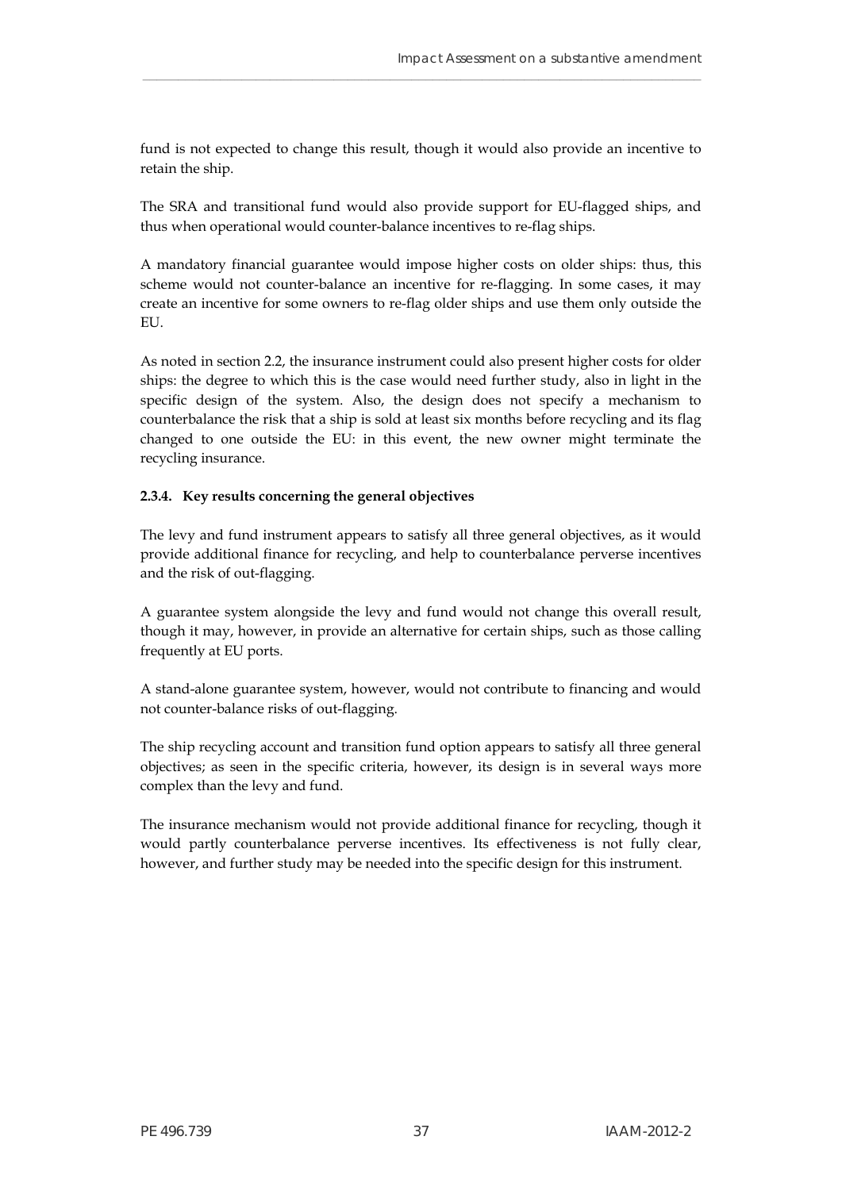fund is not expected to change this result, though it would also provide an incentive to retain the ship.

The SRA and transitional fund would also provide support for EU-flagged ships, and thus when operational would counter-balance incentives to re-flag ships.

A mandatory financial guarantee would impose higher costs on older ships: thus, this scheme would not counter-balance an incentive for re-flagging. In some cases, it may create an incentive for some owners to re-flag older ships and use them only outside the EU.

As noted in section 2.2, the insurance instrument could also present higher costs for older ships: the degree to which this is the case would need further study, also in light in the specific design of the system. Also, the design does not specify a mechanism to counterbalance the risk that a ship is sold at least six months before recycling and its flag changed to one outside the EU: in this event, the new owner might terminate the recycling insurance.

### 2.3.4. Key results concerning the general objectives

The levy and fund instrument appears to satisfy all three general objectives, as it would provide additional finance for recycling, and help to counterbalance perverse incentives and the risk of out-flagging.

A guarantee system alongside the levy and fund would not change this overall result, though it may, however, in provide an alternative for certain ships, such as those calling frequently at EU ports.

A stand-alone guarantee system, however, would not contribute to financing and would not counter-balance risks of out-flagging.

The ship recycling account and transition fund option appears to satisfy all three general objectives; as seen in the specific criteria, however, its design is in several ways more complex than the levy and fund.

The insurance mechanism would not provide additional finance for recycling, though it would partly counterbalance perverse incentives. Its effectiveness is not fully clear, however, and further study may be needed into the specific design for this instrument.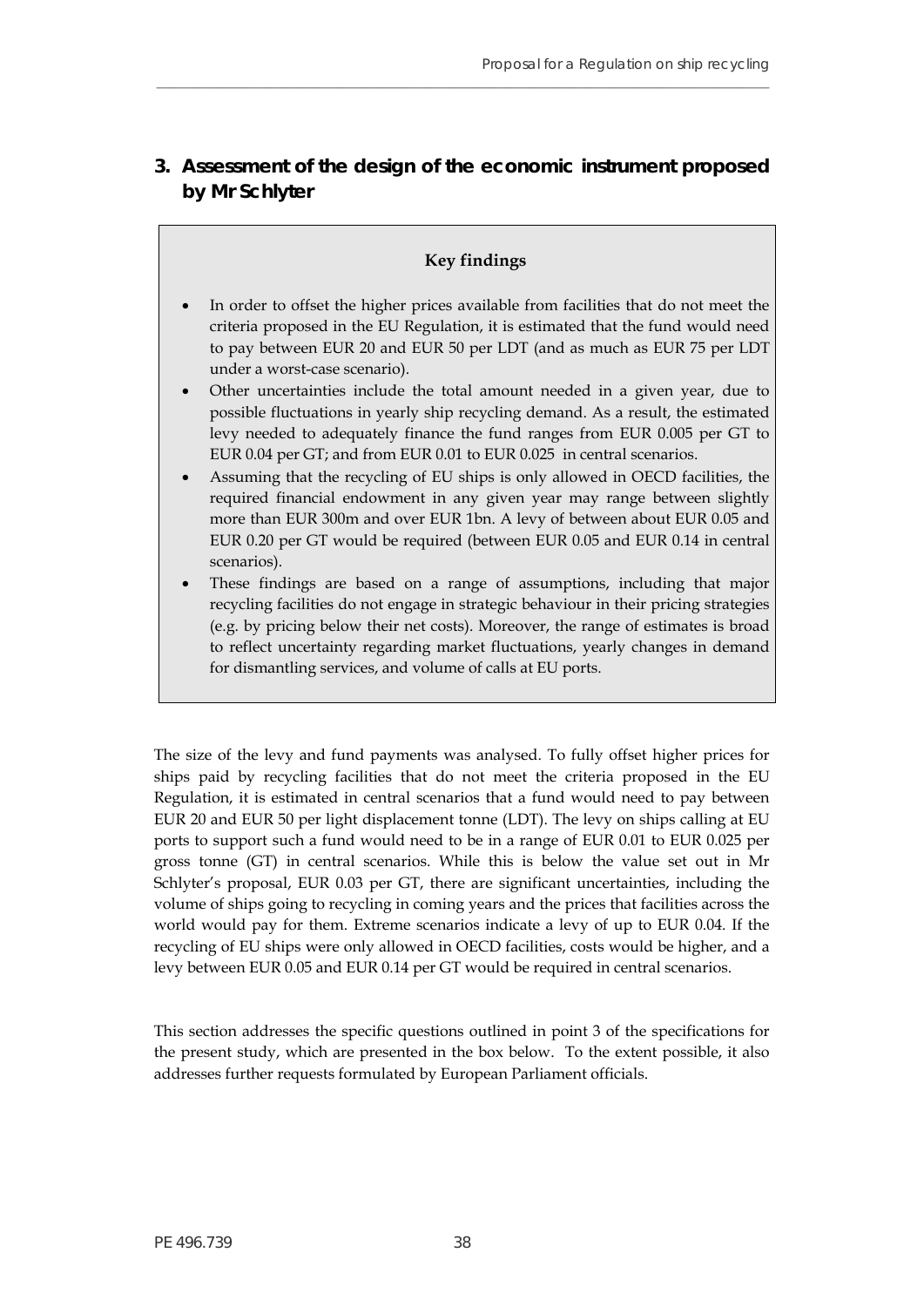## 3. Assessment of the design of the economic instrument proposed by Mr Schlyter

**Key findings**

- In order to offset the higher prices available from facilities that do not meet the criteria proposed in the EU Regulation, it is estimated that the fund would need to pay between EUR 20 and EUR 50 per LDT (and as much as EUR 75 per LDT under a worst-case scenario).
- Other uncertainties include the total amount needed in a given year, due to possible fluctuations in yearly ship recycling demand. As a result, the estimated levy needed to adequately finance the fund ranges from EUR 0.005 per GT to EUR 0.04 per GT; and from EUR 0.01 to EUR 0.025 in central scenarios.
- Assuming that the recycling of EU ships is only allowed in OECD facilities, the required financial endowment in any given year may range between slightly more than EUR 300m and over EUR 1bn. A levy of between about EUR 0.05 and EUR 0.20 per GT would be required (between EUR 0.05 and EUR 0.14 in central scenarios).
- These findings are based on a range of assumptions, including that major recycling facilities do not engage in strategic behaviour in their pricing strategies (e.g. by pricing below their net costs). Moreover, the range of estimates is broad to reflect uncertainty regarding market fluctuations, yearly changes in demand for dismantling services, and volume of calls at EU ports.

The size of the levy and fund payments was analysed. To fully offset higher prices for ships paid by recycling facilities that do not meet the criteria proposed in the EU Regulation, it is estimated in central scenarios that a fund would need to pay between EUR 20 and EUR 50 per light displacement tonne (LDT). The levy on ships calling at EU ports to support such a fund would need to be in a range of EUR 0.01 to EUR 0.025 per gross tonne (GT) in central scenarios. While this is below the value set out in Mr Schlyter's proposal, EUR 0.03 per GT, there are significant uncertainties, including the volume of ships going to recycling in coming years and the prices that facilities across the world would pay for them. Extreme scenarios indicate a levy of up to EUR 0.04. If the recycling of EU ships were only allowed in OECD facilities, costs would be higher, and a levy between EUR 0.05 and EUR 0.14 per GT would be required in central scenarios.

This section addresses the specific questions outlined in point 3 of the specifications for the present study, which are presented in the box below. To the extent possible, it also addresses further requests formulated by European Parliament officials.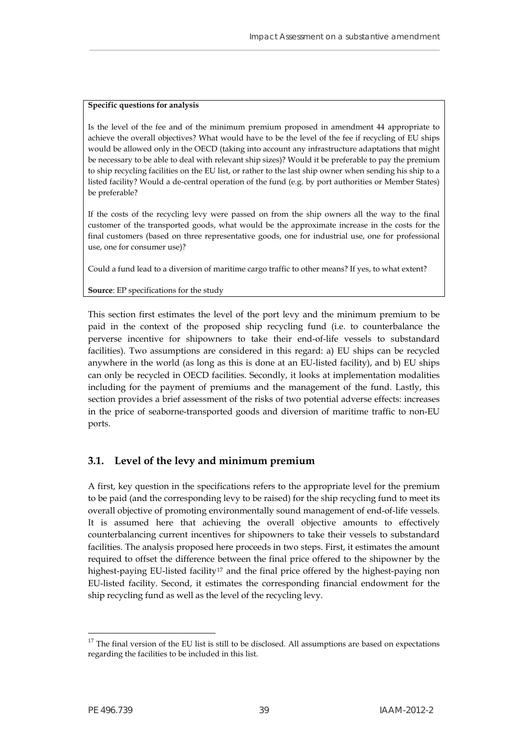**Specific questions for analysis**

Is the level of the fee and of the minimum premium proposed in amendment 44 appropriate to achieve the overall objectives? What would have to be the level of the fee if recycling of EU ships would be allowed only in the OECD (taking into account any infrastructure adaptations that might be necessary to be able to deal with relevant ship sizes)? Would it be preferable to pay the premium to ship recycling facilities on the EU list, or rather to the last ship owner when sending his ship to a listed facility? Would a de-central operation of the fund (e.g. by port authorities or Member States) be preferable?

If the costs of the recycling levy were passed on from the ship owners all the way to the final customer of the transported goods, what would be the approximate increase in the costs for the final customers (based on three representative goods, one for industrial use, one for professional use, one for consumer use)?

Could a fund lead to a diversion of maritime cargo traffic to other means? If yes, to what extent?

**Source**: EP specifications for the study

This section first estimates the level of the port levy and the minimum premium to be paid in the context of the proposed ship recycling fund (i.e. to counterbalance the perverse incentive for shipowners to take their end-of-life vessels to substandard facilities). Two assumptions are considered in this regard: a) EU ships can be recycled anywhere in the world (as long as this is done at an EU-listed facility), and b) EU ships can only be recycled in OECD facilities. Secondly, it looks at implementation modalities including for the payment of premiums and the management of the fund. Lastly, this section provides a brief assessment of the risks of two potential adverse effects: increases in the price of seaborne-transported goods and diversion of maritime traffic to non-EU ports.

## 3.1. Level of the levy and minimum premium

A first, key question in the specifications refers to the appropriate level for the premium to be paid (and the corresponding levy to be raised) for the ship recycling fund to meet its overall objective of promoting environmentally sound management of end-of-life vessels. It is assumed here that achieving the overall objective amounts to effectively counterbalancing current incentives for shipowners to take their vessels to substandard facilities. The analysis proposed here proceeds in two steps. First, it estimates the amount required to offset the difference between the final price offered to the shipowner by the highest-paying EU-listed facility[17] and the final price offered by the highest-paying non EU-listed facility. Second, it estimates the corresponding financial endowment for the ship recycling fund as well as the level of the recycling levy.

[17] The final version of the EU list is still to be disclosed. All assumptions are based on expectations regarding the facilities to be included in this list.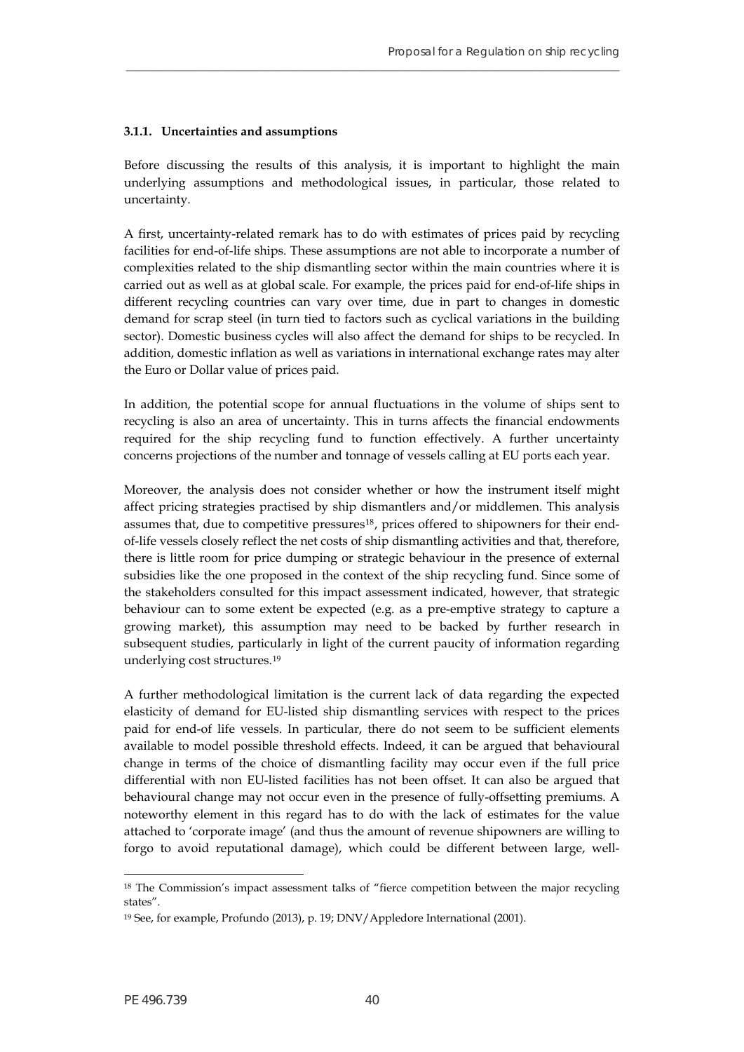#### 3.1.1. Uncertainties and assumptions

Before discussing the results of this analysis, it is important to highlight the main underlying assumptions and methodological issues, in particular, those related to uncertainty.

A first, uncertainty-related remark has to do with estimates of prices paid by recycling facilities for end-of-life ships. These assumptions are not able to incorporate a number of complexities related to the ship dismantling sector within the main countries where it is carried out as well as at global scale. For example, the prices paid for end-of-life ships in different recycling countries can vary over time, due in part to changes in domestic demand for scrap steel (in turn tied to factors such as cyclical variations in the building sector). Domestic business cycles will also affect the demand for ships to be recycled. In addition, domestic inflation as well as variations in international exchange rates may alter the Euro or Dollar value of prices paid.

In addition, the potential scope for annual fluctuations in the volume of ships sent to recycling is also an area of uncertainty. This in turns affects the financial endowments required for the ship recycling fund to function effectively. A further uncertainty concerns projections of the number and tonnage of vessels calling at EU ports each year.

Moreover, the analysis does not consider whether or how the instrument itself might affect pricing strategies practised by ship dismantlers and/or middlemen. This analysis assumes that, due to competitive pressures[18], prices offered to shipowners for their end-of-life vessels closely reflect the net costs of ship dismantling activities and that, therefore, there is little room for price dumping or strategic behaviour in the presence of external subsidies like the one proposed in the context of the ship recycling fund. Since some of the stakeholders consulted for this impact assessment indicated, however, that strategic behaviour can to some extent be expected (e.g. as a pre-emptive strategy to capture a growing market), this assumption may need to be backed by further research in subsequent studies, particularly in light of the current paucity of information regarding underlying cost structures.[19]

A further methodological limitation is the current lack of data regarding the expected elasticity of demand for EU-listed ship dismantling services with respect to the prices paid for end-of life vessels. In particular, there do not seem to be sufficient elements available to model possible threshold effects. Indeed, it can be argued that behavioural change in terms of the choice of dismantling facility may occur even if the full price differential with non EU-listed facilities has not been offset. It can also be argued that behavioural change may not occur even in the presence of fully-offsetting premiums. A noteworthy element in this regard has to do with the lack of estimates for the value attached to 'corporate image' (and thus the amount of revenue shipowners are willing to forgo to avoid reputational damage), which could be different between large, well-

[18] The Commission's impact assessment talks of "fierce competition between the major recycling states".

[19] See, for example, Profundo (2013), p. 19; DNV/Appledore International (2001).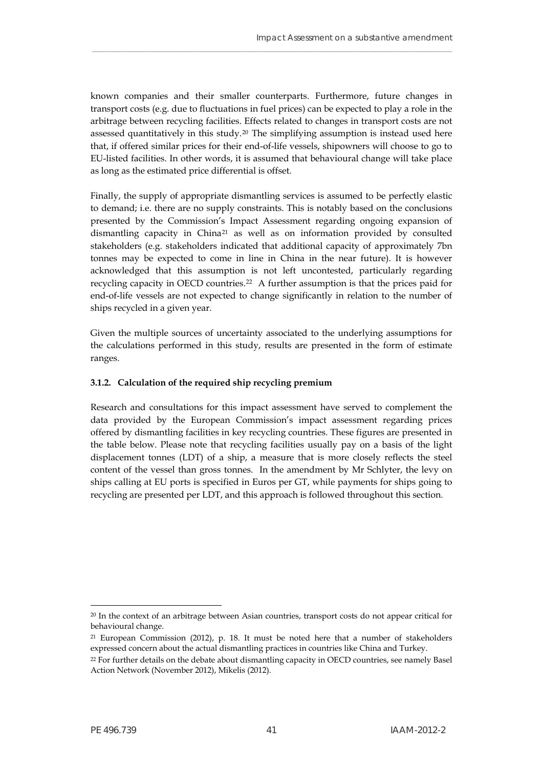known companies and their smaller counterparts. Furthermore, future changes in transport costs (e.g. due to fluctuations in fuel prices) can be expected to play a role in the arbitrage between recycling facilities. Effects related to changes in transport costs are not assessed quantitatively in this study.[20] The simplifying assumption is instead used here that, if offered similar prices for their end-of-life vessels, shipowners will choose to go to EU-listed facilities. In other words, it is assumed that behavioural change will take place as long as the estimated price differential is offset.

Finally, the supply of appropriate dismantling services is assumed to be perfectly elastic to demand; i.e. there are no supply constraints. This is notably based on the conclusions presented by the Commission's Impact Assessment regarding ongoing expansion of dismantling capacity in China[21] as well as on information provided by consulted stakeholders (e.g. stakeholders indicated that additional capacity of approximately 7bn tonnes may be expected to come in line in China in the near future). It is however acknowledged that this assumption is not left uncontested, particularly regarding recycling capacity in OECD countries.[22] A further assumption is that the prices paid for end-of-life vessels are not expected to change significantly in relation to the number of ships recycled in a given year.

Given the multiple sources of uncertainty associated to the underlying assumptions for the calculations performed in this study, results are presented in the form of estimate ranges.

#### 3.1.2. Calculation of the required ship recycling premium

Research and consultations for this impact assessment have served to complement the data provided by the European Commission's impact assessment regarding prices offered by dismantling facilities in key recycling countries. These figures are presented in the table below. Please note that recycling facilities usually pay on a basis of the light displacement tonnes (LDT) of a ship, a measure that is more closely reflects the steel content of the vessel than gross tonnes. In the amendment by Mr Schlyter, the levy on ships calling at EU ports is specified in Euros per GT, while payments for ships going to recycling are presented per LDT, and this approach is followed throughout this section.

---

[20] In the context of an arbitrage between Asian countries, transport costs do not appear critical for behavioural change.

[21] European Commission (2012), p. 18. It must be noted here that a number of stakeholders expressed concern about the actual dismantling practices in countries like China and Turkey.

[22] For further details on the debate about dismantling capacity in OECD countries, see namely Basel Action Network (November 2012), Mikelis (2012).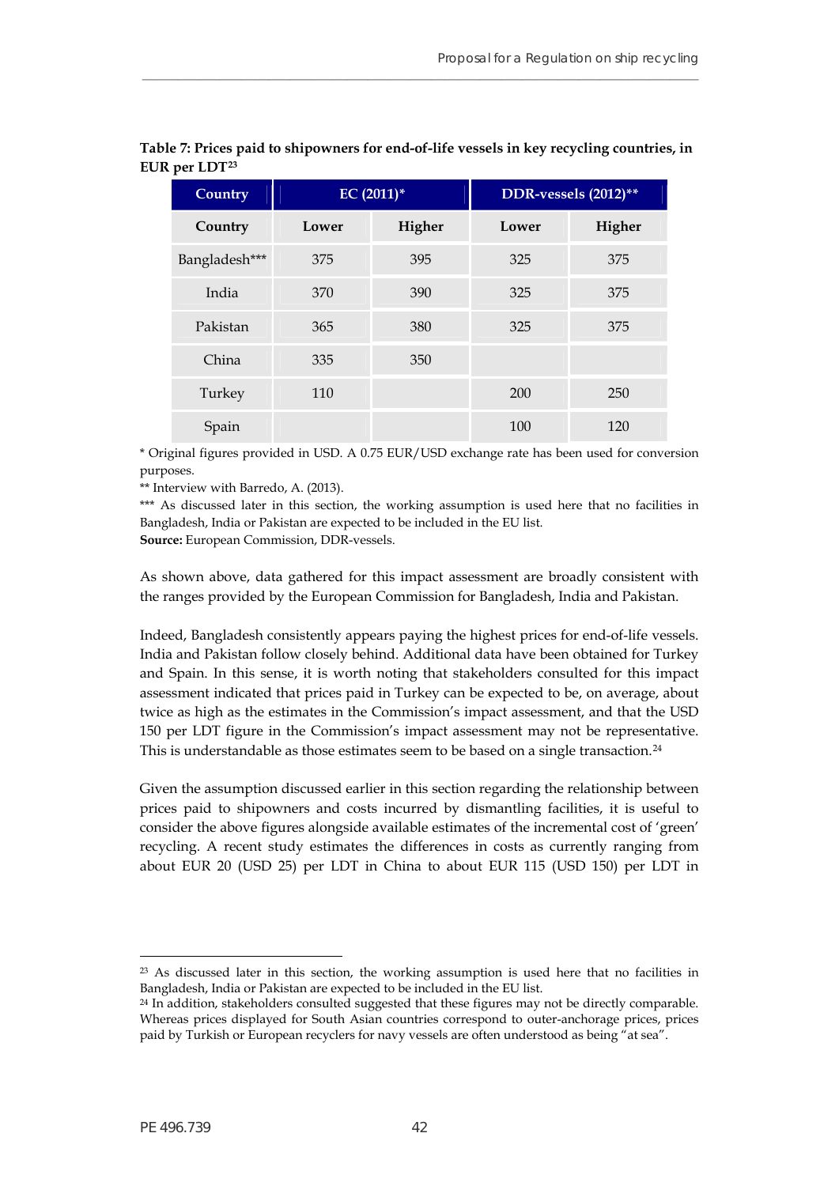**Table 7: Prices paid to shipowners for end-of-life vessels in key recycling countries, in EUR per LDT**[23]

| Country | EC (2011)* | | DDR-vessels (2012)** | |
|---|---|---|---|---|
| Country | Lower | Higher | Lower | Higher |
| Bangladesh*** | 375 | 395 | 325 | 375 |
| India | 370 | 390 | 325 | 375 |
| Pakistan | 365 | 380 | 325 | 375 |
| China | 335 | 350 | | |
| Turkey | 110 | | 200 | 250 |
| Spain | | | 100 | 120 |

* Original figures provided in USD. A 0.75 EUR/USD exchange rate has been used for conversion purposes.
** Interview with Barredo, A. (2013).
*** As discussed later in this section, the working assumption is used here that no facilities in Bangladesh, India or Pakistan are expected to be included in the EU list.
**Source:** European Commission, DDR-vessels.

As shown above, data gathered for this impact assessment are broadly consistent with the ranges provided by the European Commission for Bangladesh, India and Pakistan.

Indeed, Bangladesh consistently appears paying the highest prices for end-of-life vessels. India and Pakistan follow closely behind. Additional data have been obtained for Turkey and Spain. In this sense, it is worth noting that stakeholders consulted for this impact assessment indicated that prices paid in Turkey can be expected to be, on average, about twice as high as the estimates in the Commission's impact assessment, and that the USD 150 per LDT figure in the Commission's impact assessment may not be representative. This is understandable as those estimates seem to be based on a single transaction.[24]

Given the assumption discussed earlier in this section regarding the relationship between prices paid to shipowners and costs incurred by dismantling facilities, it is useful to consider the above figures alongside available estimates of the incremental cost of 'green' recycling. A recent study estimates the differences in costs as currently ranging from about EUR 20 (USD 25) per LDT in China to about EUR 115 (USD 150) per LDT in

---

[23] As discussed later in this section, the working assumption is used here that no facilities in Bangladesh, India or Pakistan are expected to be included in the EU list.
[24] In addition, stakeholders consulted suggested that these figures may not be directly comparable. Whereas prices displayed for South Asian countries correspond to outer-anchorage prices, prices paid by Turkish or European recyclers for navy vessels are often understood as being "at sea".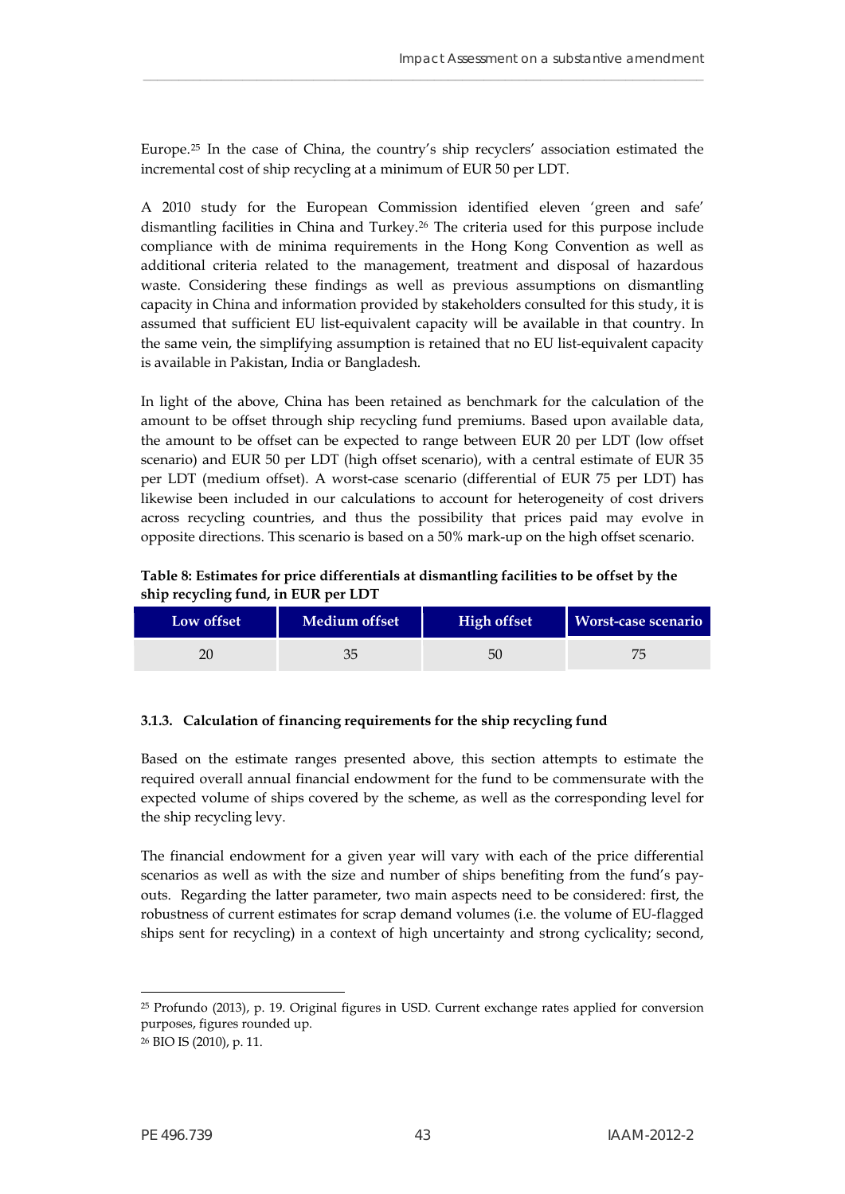Europe.[25] In the case of China, the country's ship recyclers' association estimated the incremental cost of ship recycling at a minimum of EUR 50 per LDT.

A 2010 study for the European Commission identified eleven 'green and safe' dismantling facilities in China and Turkey.[26] The criteria used for this purpose include compliance with de minima requirements in the Hong Kong Convention as well as additional criteria related to the management, treatment and disposal of hazardous waste. Considering these findings as well as previous assumptions on dismantling capacity in China and information provided by stakeholders consulted for this study, it is assumed that sufficient EU list-equivalent capacity will be available in that country. In the same vein, the simplifying assumption is retained that no EU list-equivalent capacity is available in Pakistan, India or Bangladesh.

In light of the above, China has been retained as benchmark for the calculation of the amount to be offset through ship recycling fund premiums. Based upon available data, the amount to be offset can be expected to range between EUR 20 per LDT (low offset scenario) and EUR 50 per LDT (high offset scenario), with a central estimate of EUR 35 per LDT (medium offset). A worst-case scenario (differential of EUR 75 per LDT) has likewise been included in our calculations to account for heterogeneity of cost drivers across recycling countries, and thus the possibility that prices paid may evolve in opposite directions. This scenario is based on a 50% mark-up on the high offset scenario.

**Table 8: Estimates for price differentials at dismantling facilities to be offset by the ship recycling fund, in EUR per LDT**

| Low offset | Medium offset | High offset | Worst-case scenario |
|---|---|---|---|
| 20 | 35 | 50 | 75 |

### 3.1.3. Calculation of financing requirements for the ship recycling fund

Based on the estimate ranges presented above, this section attempts to estimate the required overall annual financial endowment for the fund to be commensurate with the expected volume of ships covered by the scheme, as well as the corresponding level for the ship recycling levy.

The financial endowment for a given year will vary with each of the price differential scenarios as well as with the size and number of ships benefiting from the fund's pay-outs. Regarding the latter parameter, two main aspects need to be considered: first, the robustness of current estimates for scrap demand volumes (i.e. the volume of EU-flagged ships sent for recycling) in a context of high uncertainty and strong cyclicality; second,

---

[25] Profundo (2013), p. 19. Original figures in USD. Current exchange rates applied for conversion purposes, figures rounded up.

[26] BIO IS (2010), p. 11.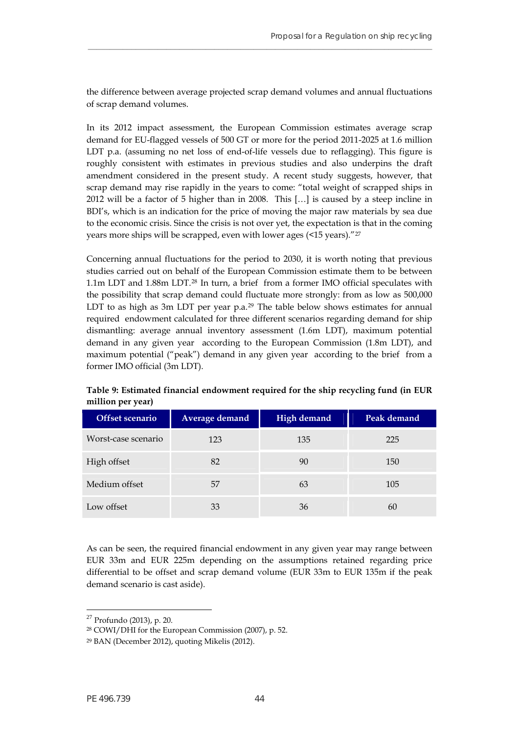the difference between average projected scrap demand volumes and annual fluctuations of scrap demand volumes.

In its 2012 impact assessment, the European Commission estimates average scrap demand for EU-flagged vessels of 500 GT or more for the period 2011-2025 at 1.6 million LDT p.a. (assuming no net loss of end-of-life vessels due to reflagging). This figure is roughly consistent with estimates in previous studies and also underpins the draft amendment considered in the present study. A recent study suggests, however, that scrap demand may rise rapidly in the years to come: "total weight of scrapped ships in 2012 will be a factor of 5 higher than in 2008. This […] is caused by a steep incline in BDI's, which is an indication for the price of moving the major raw materials by sea due to the economic crisis. Since the crisis is not over yet, the expectation is that in the coming years more ships will be scrapped, even with lower ages (<15 years)."[27]

Concerning annual fluctuations for the period to 2030, it is worth noting that previous studies carried out on behalf of the European Commission estimate them to be between 1.1m LDT and 1.88m LDT.[28] In turn, a brief from a former IMO official speculates with the possibility that scrap demand could fluctuate more strongly: from as low as 500,000 LDT to as high as 3m LDT per year p.a.[29] The table below shows estimates for annual required endowment calculated for three different scenarios regarding demand for ship dismantling: average annual inventory assessment (1.6m LDT), maximum potential demand in any given year according to the European Commission (1.8m LDT), and maximum potential ("peak") demand in any given year according to the brief from a former IMO official (3m LDT).

**Table 9: Estimated financial endowment required for the ship recycling fund (in EUR million per year)**

| Offset scenario | Average demand | High demand | Peak demand |
|---|---|---|---|
| Worst-case scenario | 123 | 135 | 225 |
| High offset | 82 | 90 | 150 |
| Medium offset | 57 | 63 | 105 |
| Low offset | 33 | 36 | 60 |

As can be seen, the required financial endowment in any given year may range between EUR 33m and EUR 225m depending on the assumptions retained regarding price differential to be offset and scrap demand volume (EUR 33m to EUR 135m if the peak demand scenario is cast aside).

[27] Profundo (2013), p. 20.

[28] COWI/DHI for the European Commission (2007), p. 52.

[29] BAN (December 2012), quoting Mikelis (2012).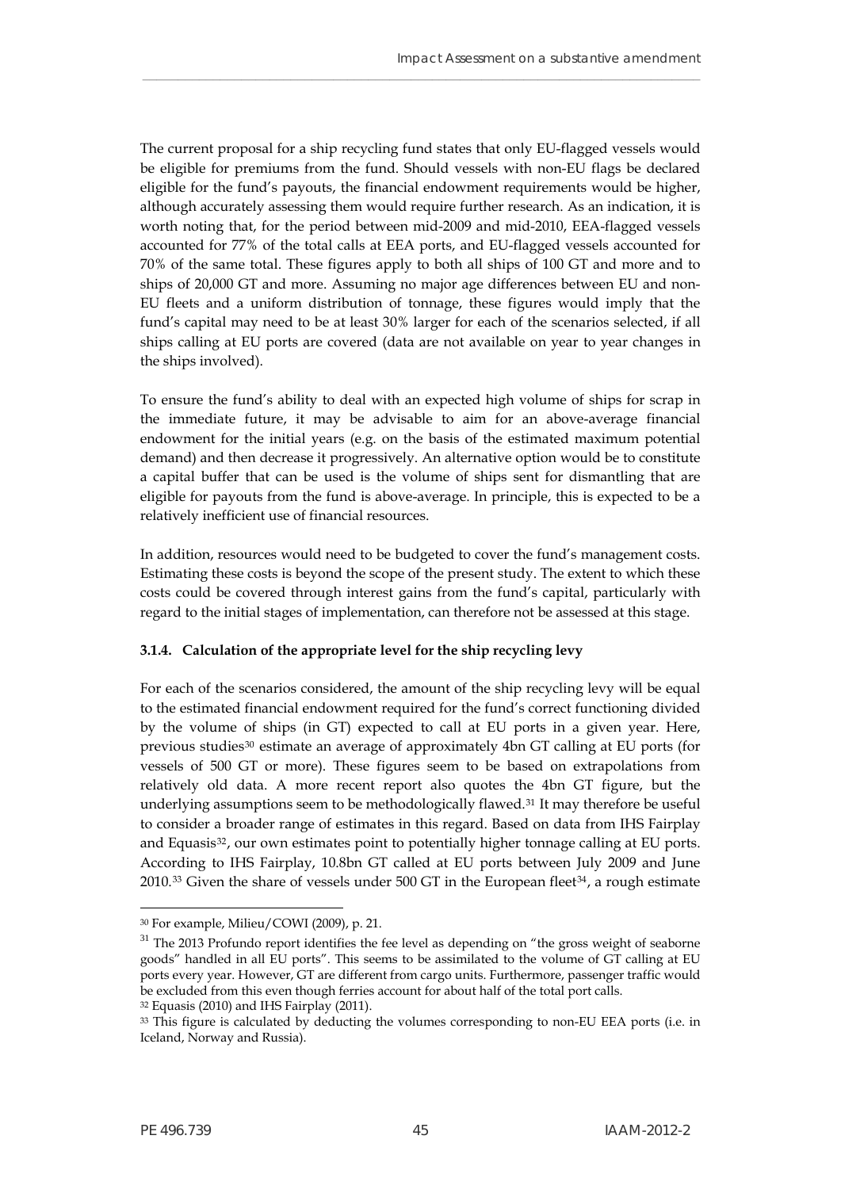The current proposal for a ship recycling fund states that only EU-flagged vessels would be eligible for premiums from the fund. Should vessels with non-EU flags be declared eligible for the fund's payouts, the financial endowment requirements would be higher, although accurately assessing them would require further research. As an indication, it is worth noting that, for the period between mid-2009 and mid-2010, EEA-flagged vessels accounted for 77% of the total calls at EEA ports, and EU-flagged vessels accounted for 70% of the same total. These figures apply to both all ships of 100 GT and more and to ships of 20,000 GT and more. Assuming no major age differences between EU and non-EU fleets and a uniform distribution of tonnage, these figures would imply that the fund's capital may need to be at least 30% larger for each of the scenarios selected, if all ships calling at EU ports are covered (data are not available on year to year changes in the ships involved).

To ensure the fund's ability to deal with an expected high volume of ships for scrap in the immediate future, it may be advisable to aim for an above-average financial endowment for the initial years (e.g. on the basis of the estimated maximum potential demand) and then decrease it progressively. An alternative option would be to constitute a capital buffer that can be used is the volume of ships sent for dismantling that are eligible for payouts from the fund is above-average. In principle, this is expected to be a relatively inefficient use of financial resources.

In addition, resources would need to be budgeted to cover the fund's management costs. Estimating these costs is beyond the scope of the present study. The extent to which these costs could be covered through interest gains from the fund's capital, particularly with regard to the initial stages of implementation, can therefore not be assessed at this stage.

### 3.1.4. Calculation of the appropriate level for the ship recycling levy

For each of the scenarios considered, the amount of the ship recycling levy will be equal to the estimated financial endowment required for the fund's correct functioning divided by the volume of ships (in GT) expected to call at EU ports in a given year. Here, previous studies[30] estimate an average of approximately 4bn GT calling at EU ports (for vessels of 500 GT or more). These figures seem to be based on extrapolations from relatively old data. A more recent report also quotes the 4bn GT figure, but the underlying assumptions seem to be methodologically flawed.[31] It may therefore be useful to consider a broader range of estimates in this regard. Based on data from IHS Fairplay and Equasis[32], our own estimates point to potentially higher tonnage calling at EU ports. According to IHS Fairplay, 10.8bn GT called at EU ports between July 2009 and June 2010.[33] Given the share of vessels under 500 GT in the European fleet[34], a rough estimate

---

[30] For example, Milieu/COWI (2009), p. 21.

[31] The 2013 Profundo report identifies the fee level as depending on "the gross weight of seaborne goods" handled in all EU ports". This seems to be assimilated to the volume of GT calling at EU ports every year. However, GT are different from cargo units. Furthermore, passenger traffic would be excluded from this even though ferries account for about half of the total port calls.

[32] Equasis (2010) and IHS Fairplay (2011).

[33] This figure is calculated by deducting the volumes corresponding to non-EU EEA ports (i.e. in Iceland, Norway and Russia).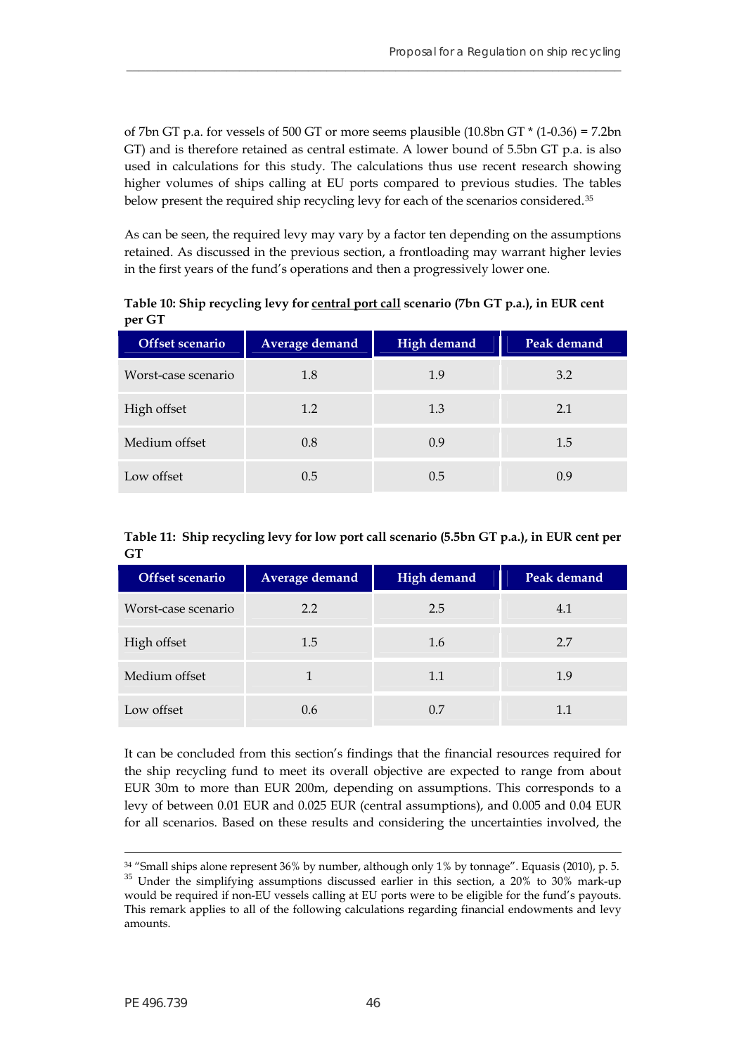of 7bn GT p.a. for vessels of 500 GT or more seems plausible (10.8bn GT * (1-0.36) = 7.2bn GT) and is therefore retained as central estimate. A lower bound of 5.5bn GT p.a. is also used in calculations for this study. The calculations thus use recent research showing higher volumes of ships calling at EU ports compared to previous studies. The tables below present the required ship recycling levy for each of the scenarios considered.[35]

As can be seen, the required levy may vary by a factor ten depending on the assumptions retained. As discussed in the previous section, a frontloading may warrant higher levies in the first years of the fund's operations and then a progressively lower one.

**Table 10: Ship recycling levy for central port call scenario (7bn GT p.a.), in EUR cent per GT**

| Offset scenario | Average demand | High demand | Peak demand |
|---|---|---|---|
| Worst-case scenario | 1.8 | 1.9 | 3.2 |
| High offset | 1.2 | 1.3 | 2.1 |
| Medium offset | 0.8 | 0.9 | 1.5 |
| Low offset | 0.5 | 0.5 | 0.9 |

**Table 11: Ship recycling levy for low port call scenario (5.5bn GT p.a.), in EUR cent per GT**

| Offset scenario | Average demand | High demand | Peak demand |
|---|---|---|---|
| Worst-case scenario | 2.2 | 2.5 | 4.1 |
| High offset | 1.5 | 1.6 | 2.7 |
| Medium offset | 1 | 1.1 | 1.9 |
| Low offset | 0.6 | 0.7 | 1.1 |

It can be concluded from this section's findings that the financial resources required for the ship recycling fund to meet its overall objective are expected to range from about EUR 30m to more than EUR 200m, depending on assumptions. This corresponds to a levy of between 0.01 EUR and 0.025 EUR (central assumptions), and 0.005 and 0.04 EUR for all scenarios. Based on these results and considering the uncertainties involved, the

[34] "Small ships alone represent 36% by number, although only 1% by tonnage". Equasis (2010), p. 5.

[35] Under the simplifying assumptions discussed earlier in this section, a 20% to 30% mark-up would be required if non-EU vessels calling at EU ports were to be eligible for the fund's payouts. This remark applies to all of the following calculations regarding financial endowments and levy amounts.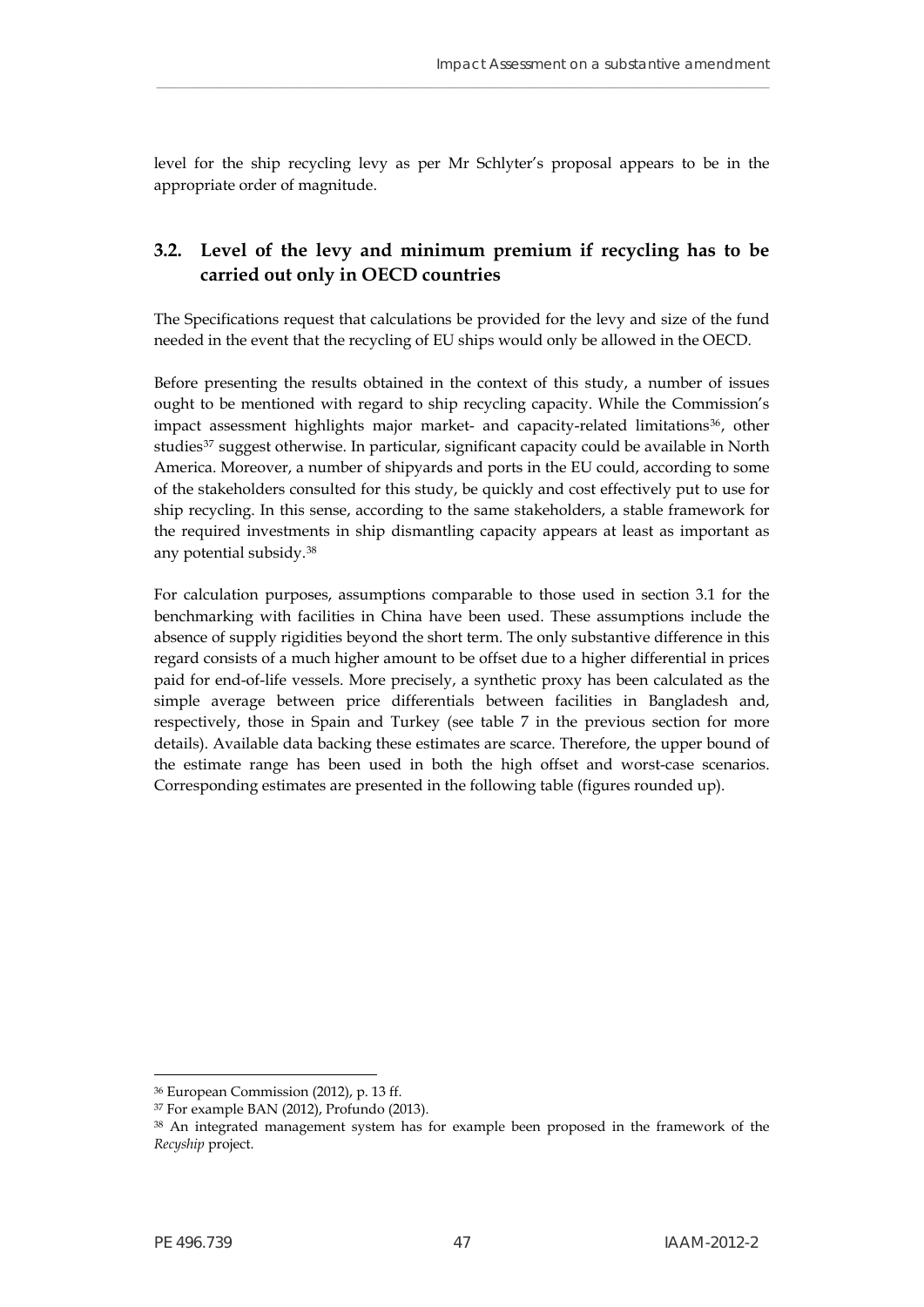level for the ship recycling levy as per Mr Schlyter's proposal appears to be in the appropriate order of magnitude.

## 3.2. Level of the levy and minimum premium if recycling has to be carried out only in OECD countries

The Specifications request that calculations be provided for the levy and size of the fund needed in the event that the recycling of EU ships would only be allowed in the OECD.

Before presenting the results obtained in the context of this study, a number of issues ought to be mentioned with regard to ship recycling capacity. While the Commission's impact assessment highlights major market- and capacity-related limitations[36], other studies[37] suggest otherwise. In particular, significant capacity could be available in North America. Moreover, a number of shipyards and ports in the EU could, according to some of the stakeholders consulted for this study, be quickly and cost effectively put to use for ship recycling. In this sense, according to the same stakeholders, a stable framework for the required investments in ship dismantling capacity appears at least as important as any potential subsidy.[38]

For calculation purposes, assumptions comparable to those used in section 3.1 for the benchmarking with facilities in China have been used. These assumptions include the absence of supply rigidities beyond the short term. The only substantive difference in this regard consists of a much higher amount to be offset due to a higher differential in prices paid for end-of-life vessels. More precisely, a synthetic proxy has been calculated as the simple average between price differentials between facilities in Bangladesh and, respectively, those in Spain and Turkey (see table 7 in the previous section for more details). Available data backing these estimates are scarce. Therefore, the upper bound of the estimate range has been used in both the high offset and worst-case scenarios. Corresponding estimates are presented in the following table (figures rounded up).

---

[36] European Commission (2012), p. 13 ff.

[37] For example BAN (2012), Profundo (2013).

[38] An integrated management system has for example been proposed in the framework of the *Recyship* project.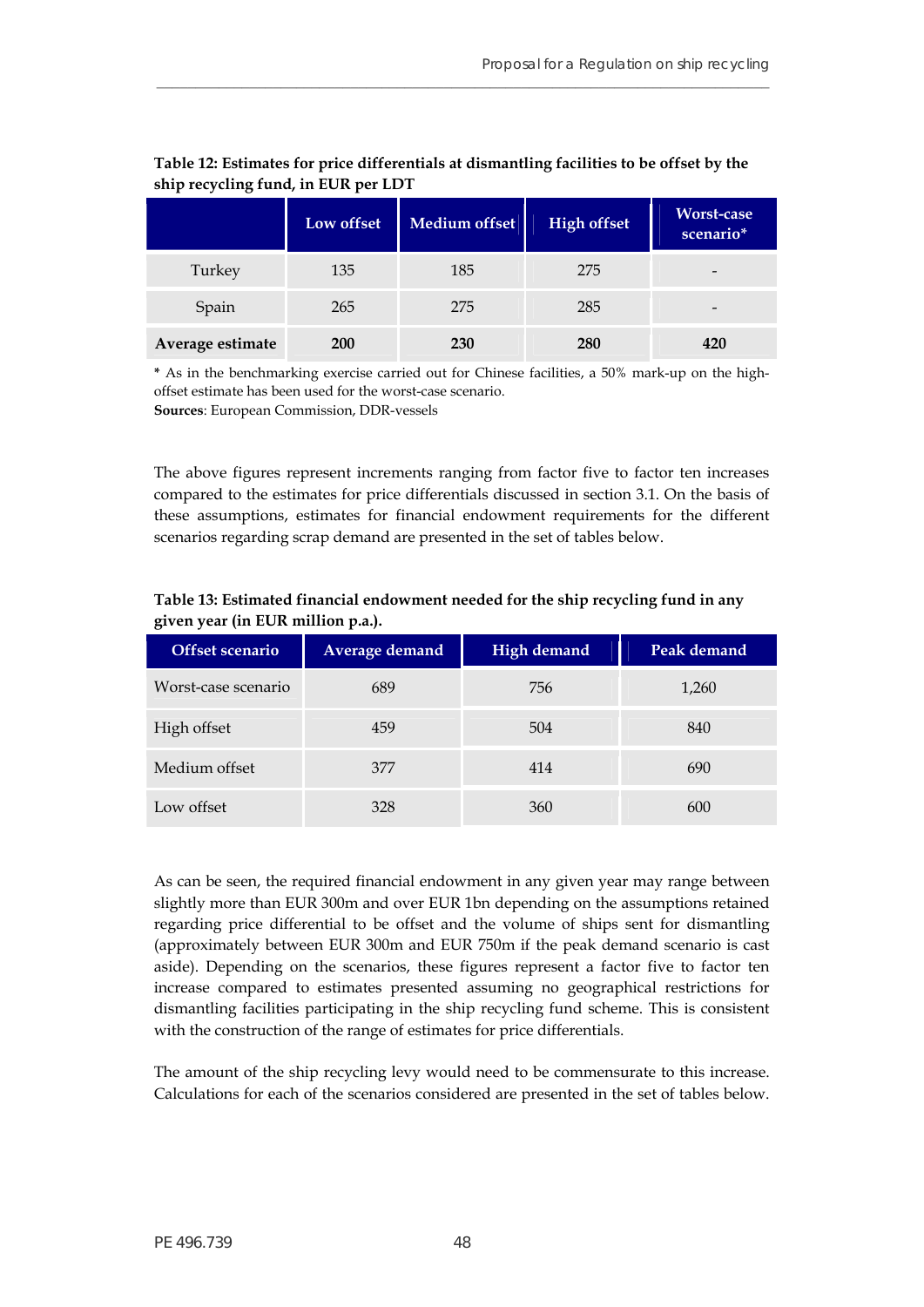**Table 12: Estimates for price differentials at dismantling facilities to be offset by the ship recycling fund, in EUR per LDT**

| | Low offset | Medium offset | High offset | Worst-case scenario* |
|---|---|---|---|---|
| Turkey | 135 | 185 | 275 | - |
| Spain | 265 | 275 | 285 | - |
| **Average estimate** | **200** | **230** | **280** | **420** |

\* As in the benchmarking exercise carried out for Chinese facilities, a 50% mark-up on the high-offset estimate has been used for the worst-case scenario.
**Sources**: European Commission, DDR-vessels

The above figures represent increments ranging from factor five to factor ten increases compared to the estimates for price differentials discussed in section 3.1. On the basis of these assumptions, estimates for financial endowment requirements for the different scenarios regarding scrap demand are presented in the set of tables below.

**Table 13: Estimated financial endowment needed for the ship recycling fund in any given year (in EUR million p.a.).**

| Offset scenario | Average demand | High demand | Peak demand |
|---|---|---|---|
| Worst-case scenario | 689 | 756 | 1,260 |
| High offset | 459 | 504 | 840 |
| Medium offset | 377 | 414 | 690 |
| Low offset | 328 | 360 | 600 |

As can be seen, the required financial endowment in any given year may range between slightly more than EUR 300m and over EUR 1bn depending on the assumptions retained regarding price differential to be offset and the volume of ships sent for dismantling (approximately between EUR 300m and EUR 750m if the peak demand scenario is cast aside). Depending on the scenarios, these figures represent a factor five to factor ten increase compared to estimates presented assuming no geographical restrictions for dismantling facilities participating in the ship recycling fund scheme. This is consistent with the construction of the range of estimates for price differentials.

The amount of the ship recycling levy would need to be commensurate to this increase. Calculations for each of the scenarios considered are presented in the set of tables below.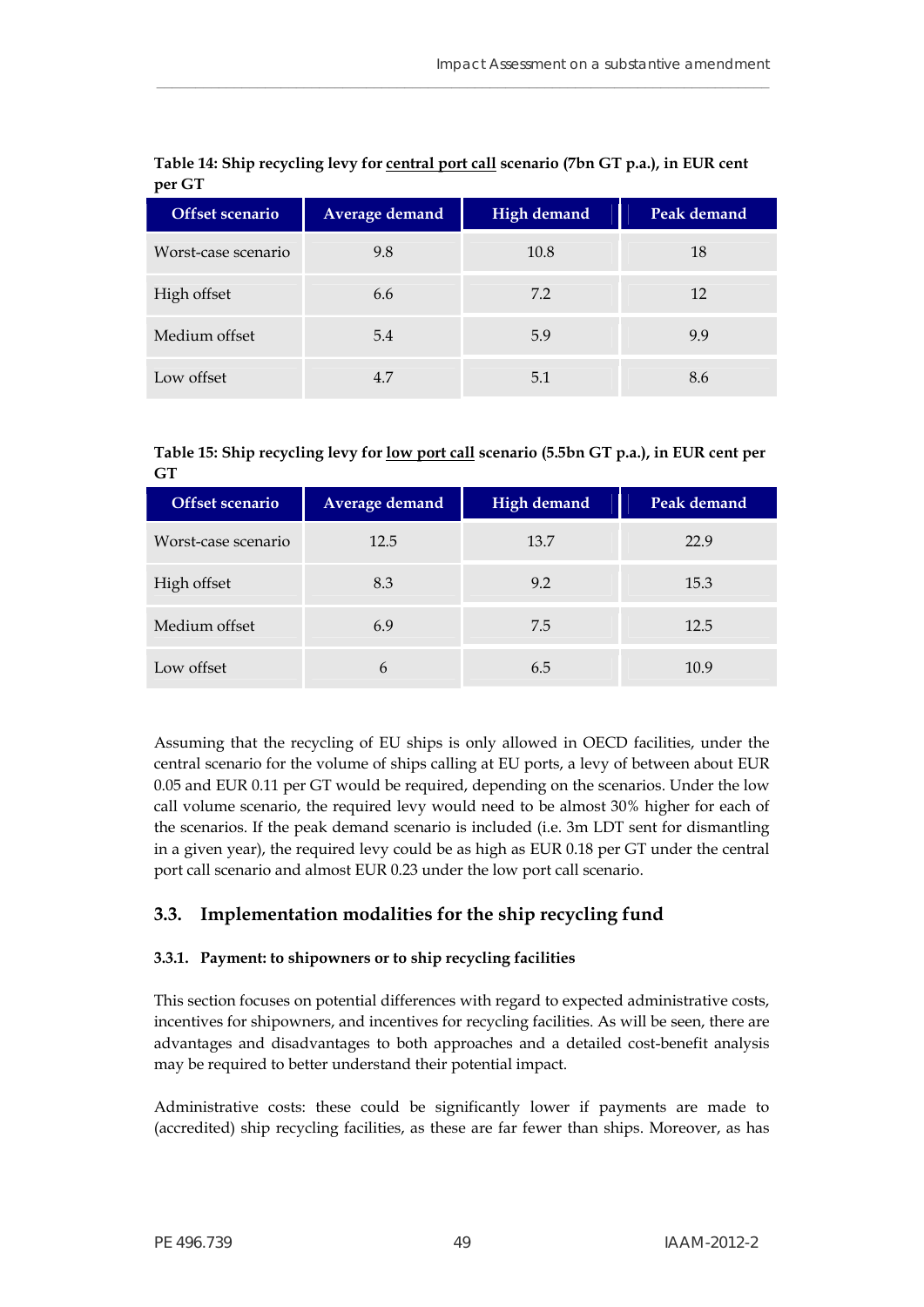**Table 14: Ship recycling levy for central port call scenario (7bn GT p.a.), in EUR cent per GT**

| Offset scenario | Average demand | High demand | Peak demand |
|---|---|---|---|
| Worst-case scenario | 9.8 | 10.8 | 18 |
| High offset | 6.6 | 7.2 | 12 |
| Medium offset | 5.4 | 5.9 | 9.9 |
| Low offset | 4.7 | 5.1 | 8.6 |

**Table 15: Ship recycling levy for low port call scenario (5.5bn GT p.a.), in EUR cent per GT**

| Offset scenario | Average demand | High demand | Peak demand |
|---|---|---|---|
| Worst-case scenario | 12.5 | 13.7 | 22.9 |
| High offset | 8.3 | 9.2 | 15.3 |
| Medium offset | 6.9 | 7.5 | 12.5 |
| Low offset | 6 | 6.5 | 10.9 |

Assuming that the recycling of EU ships is only allowed in OECD facilities, under the central scenario for the volume of ships calling at EU ports, a levy of between about EUR 0.05 and EUR 0.11 per GT would be required, depending on the scenarios. Under the low call volume scenario, the required levy would need to be almost 30% higher for each of the scenarios. If the peak demand scenario is included (i.e. 3m LDT sent for dismantling in a given year), the required levy could be as high as EUR 0.18 per GT under the central port call scenario and almost EUR 0.23 under the low port call scenario.

## 3.3. Implementation modalities for the ship recycling fund

### 3.3.1. Payment: to shipowners or to ship recycling facilities

This section focuses on potential differences with regard to expected administrative costs, incentives for shipowners, and incentives for recycling facilities. As will be seen, there are advantages and disadvantages to both approaches and a detailed cost-benefit analysis may be required to better understand their potential impact.

Administrative costs: these could be significantly lower if payments are made to (accredited) ship recycling facilities, as these are far fewer than ships. Moreover, as has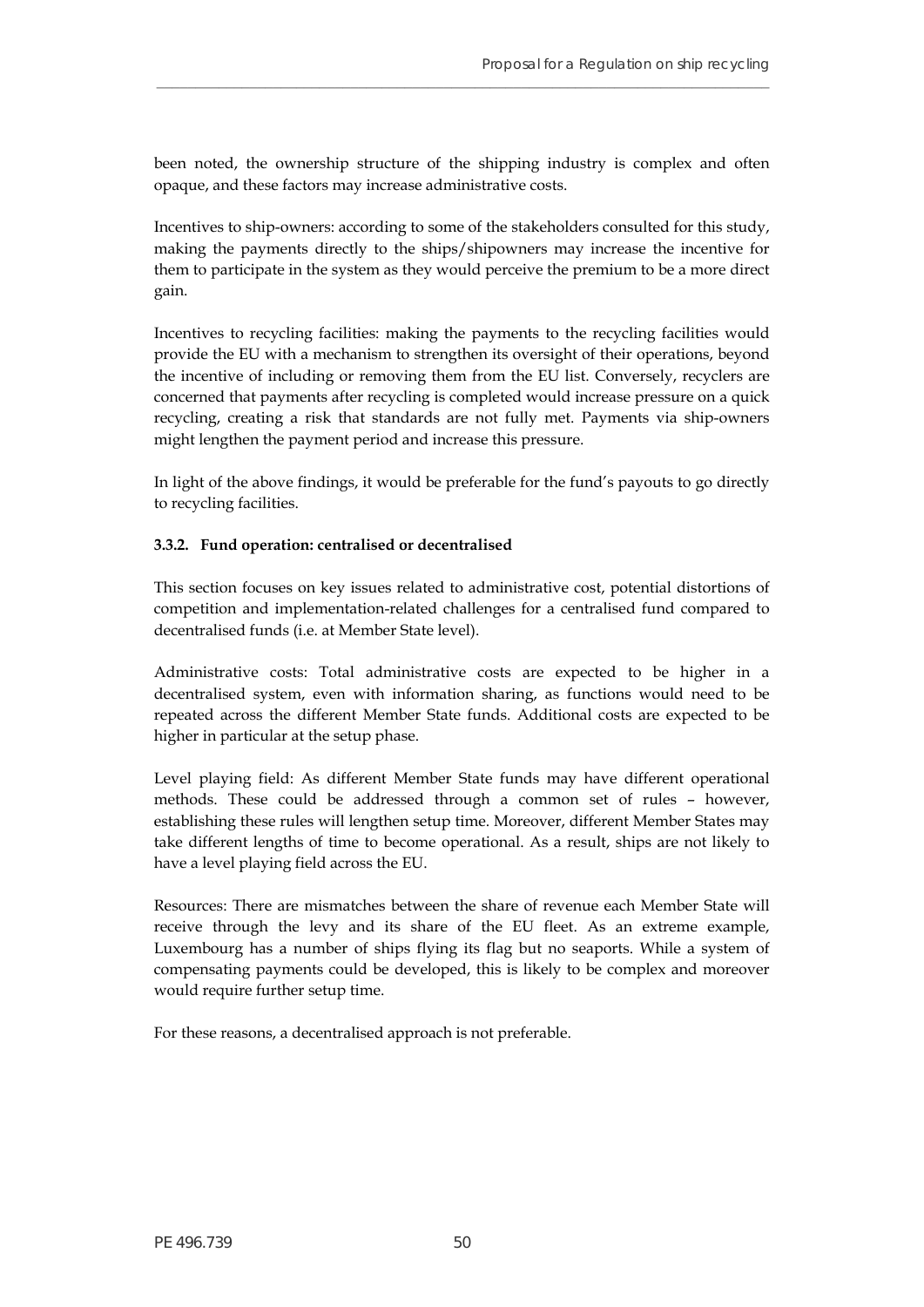been noted, the ownership structure of the shipping industry is complex and often opaque, and these factors may increase administrative costs.

Incentives to ship-owners: according to some of the stakeholders consulted for this study, making the payments directly to the ships/shipowners may increase the incentive for them to participate in the system as they would perceive the premium to be a more direct gain.

Incentives to recycling facilities: making the payments to the recycling facilities would provide the EU with a mechanism to strengthen its oversight of their operations, beyond the incentive of including or removing them from the EU list. Conversely, recyclers are concerned that payments after recycling is completed would increase pressure on a quick recycling, creating a risk that standards are not fully met. Payments via ship-owners might lengthen the payment period and increase this pressure.

In light of the above findings, it would be preferable for the fund's payouts to go directly to recycling facilities.

### 3.3.2. Fund operation: centralised or decentralised

This section focuses on key issues related to administrative cost, potential distortions of competition and implementation-related challenges for a centralised fund compared to decentralised funds (i.e. at Member State level).

Administrative costs: Total administrative costs are expected to be higher in a decentralised system, even with information sharing, as functions would need to be repeated across the different Member State funds. Additional costs are expected to be higher in particular at the setup phase.

Level playing field: As different Member State funds may have different operational methods. These could be addressed through a common set of rules – however, establishing these rules will lengthen setup time. Moreover, different Member States may take different lengths of time to become operational. As a result, ships are not likely to have a level playing field across the EU.

Resources: There are mismatches between the share of revenue each Member State will receive through the levy and its share of the EU fleet. As an extreme example, Luxembourg has a number of ships flying its flag but no seaports. While a system of compensating payments could be developed, this is likely to be complex and moreover would require further setup time.

For these reasons, a decentralised approach is not preferable.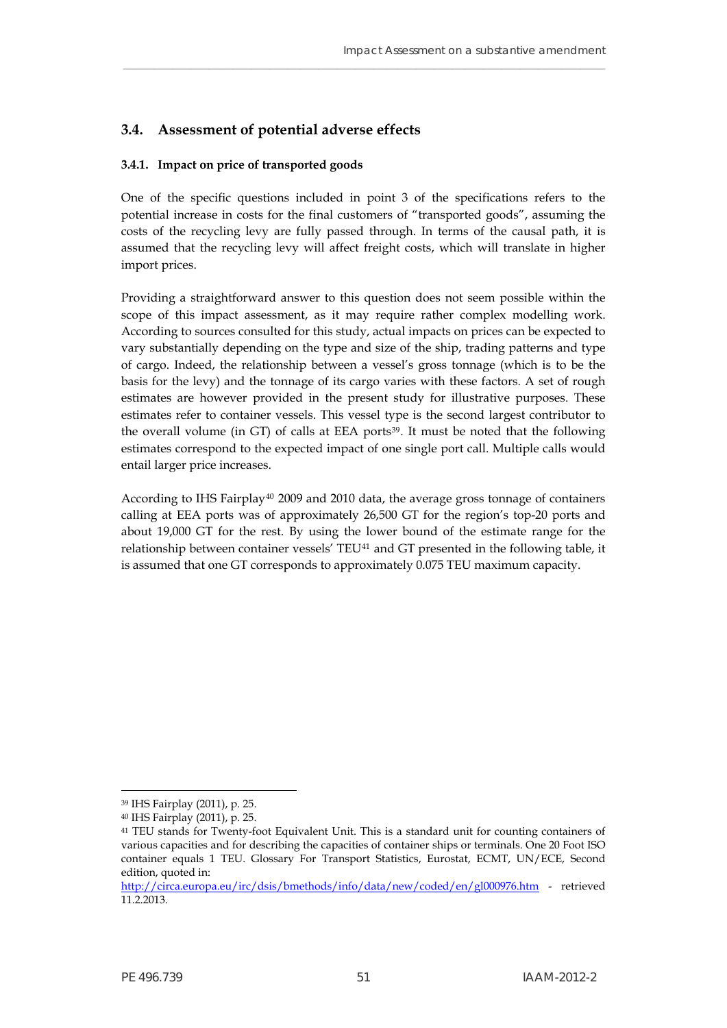## 3.4. Assessment of potential adverse effects

### 3.4.1. Impact on price of transported goods

One of the specific questions included in point 3 of the specifications refers to the potential increase in costs for the final customers of "transported goods", assuming the costs of the recycling levy are fully passed through. In terms of the causal path, it is assumed that the recycling levy will affect freight costs, which will translate in higher import prices.

Providing a straightforward answer to this question does not seem possible within the scope of this impact assessment, as it may require rather complex modelling work. According to sources consulted for this study, actual impacts on prices can be expected to vary substantially depending on the type and size of the ship, trading patterns and type of cargo. Indeed, the relationship between a vessel's gross tonnage (which is to be the basis for the levy) and the tonnage of its cargo varies with these factors. A set of rough estimates are however provided in the present study for illustrative purposes. These estimates refer to container vessels. This vessel type is the second largest contributor to the overall volume (in GT) of calls at EEA ports[39]. It must be noted that the following estimates correspond to the expected impact of one single port call. Multiple calls would entail larger price increases.

According to IHS Fairplay[40] 2009 and 2010 data, the average gross tonnage of containers calling at EEA ports was of approximately 26,500 GT for the region's top-20 ports and about 19,000 GT for the rest. By using the lower bound of the estimate range for the relationship between container vessels' TEU[41] and GT presented in the following table, it is assumed that one GT corresponds to approximately 0.075 TEU maximum capacity.

---

[39] IHS Fairplay (2011), p. 25.

[40] IHS Fairplay (2011), p. 25.

[41] TEU stands for Twenty-foot Equivalent Unit. This is a standard unit for counting containers of various capacities and for describing the capacities of container ships or terminals. One 20 Foot ISO container equals 1 TEU. Glossary For Transport Statistics, Eurostat, ECMT, UN/ECE, Second edition, quoted in: http://circa.europa.eu/irc/dsis/bmethods/info/data/new/coded/en/gl000976.htm - retrieved 11.2.2013.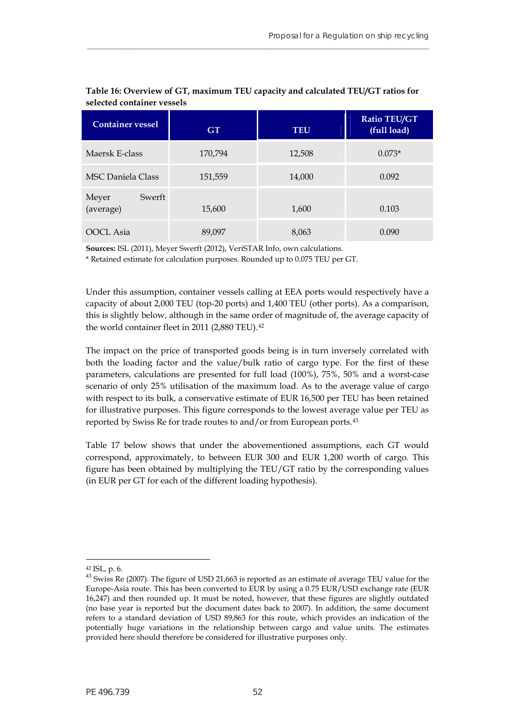**Table 16: Overview of GT, maximum TEU capacity and calculated TEU/GT ratios for selected container vessels**

| Container vessel | GT | TEU | Ratio TEU/GT (full load) |
|---|---|---|---|
| Maersk E-class | 170,794 | 12,508 | 0.073* |
| MSC Daniela Class | 151,559 | 14,000 | 0.092 |
| Meyer Swerft (average) | 15,600 | 1,600 | 0.103 |
| OOCL Asia | 89,097 | 8,063 | 0.090 |

**Sources:** ISL (2011), Meyer Swerft (2012), VeriSTAR Info, own calculations.

\* Retained estimate for calculation purposes. Rounded up to 0.075 TEU per GT.

Under this assumption, container vessels calling at EEA ports would respectively have a capacity of about 2,000 TEU (top-20 ports) and 1,400 TEU (other ports). As a comparison, this is slightly below, although in the same order of magnitude of, the average capacity of the world container fleet in 2011 (2,880 TEU).[42]

The impact on the price of transported goods being is in turn inversely correlated with both the loading factor and the value/bulk ratio of cargo type. For the first of these parameters, calculations are presented for full load (100%), 75%, 50% and a worst-case scenario of only 25% utilisation of the maximum load. As to the average value of cargo with respect to its bulk, a conservative estimate of EUR 16,500 per TEU has been retained for illustrative purposes. This figure corresponds to the lowest average value per TEU as reported by Swiss Re for trade routes to and/or from European ports.[43]

Table 17 below shows that under the abovementioned assumptions, each GT would correspond, approximately, to between EUR 300 and EUR 1,200 worth of cargo. This figure has been obtained by multiplying the TEU/GT ratio by the corresponding values (in EUR per GT for each of the different loading hypothesis).

---

[42] ISL, p. 6.

[43] Swiss Re (2007). The figure of USD 21,663 is reported as an estimate of average TEU value for the Europe-Asia route. This has been converted to EUR by using a 0.75 EUR/USD exchange rate (EUR 16,247) and then rounded up. It must be noted, however, that these figures are slightly outdated (no base year is reported but the document dates back to 2007). In addition, the same document refers to a standard deviation of USD 89,863 for this route, which provides an indication of the potentially huge variations in the relationship between cargo and value units. The estimates provided here should therefore be considered for illustrative purposes only.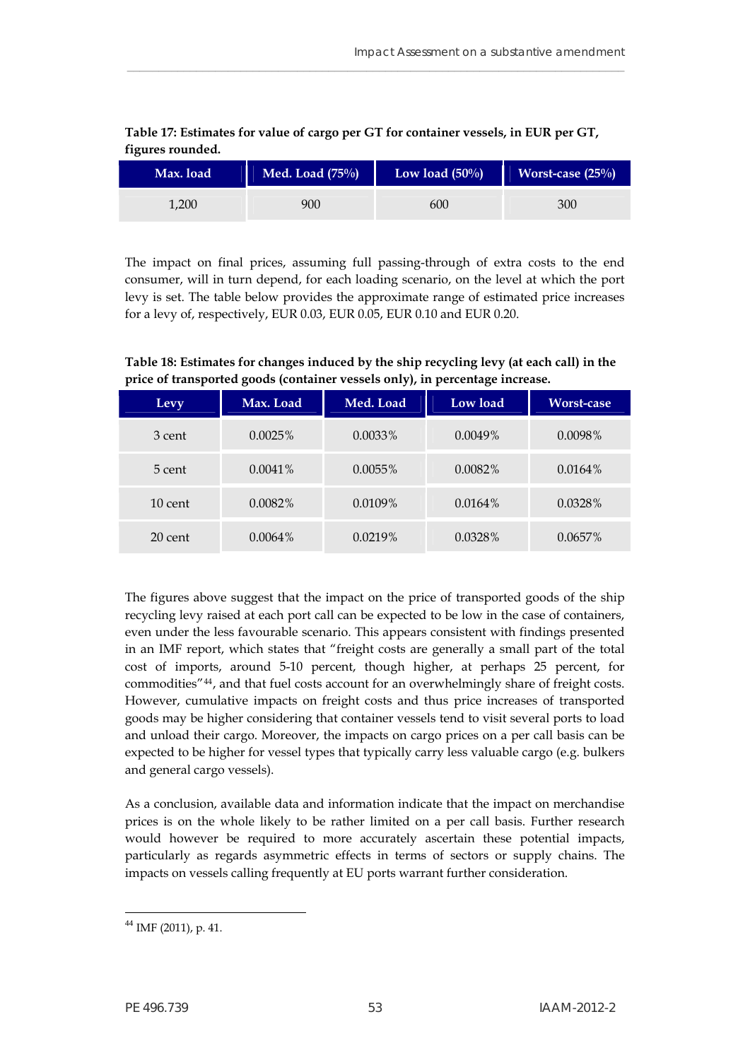**Table 17: Estimates for value of cargo per GT for container vessels, in EUR per GT, figures rounded.**

| Max. load | Med. Load (75%) | Low load (50%) | Worst-case (25%) |
|---|---|---|---|
| 1,200 | 900 | 600 | 300 |

The impact on final prices, assuming full passing-through of extra costs to the end consumer, will in turn depend, for each loading scenario, on the level at which the port levy is set. The table below provides the approximate range of estimated price increases for a levy of, respectively, EUR 0.03, EUR 0.05, EUR 0.10 and EUR 0.20.

**Table 18: Estimates for changes induced by the ship recycling levy (at each call) in the price of transported goods (container vessels only), in percentage increase.**

| Levy | Max. Load | Med. Load | Low load | Worst-case |
|---|---|---|---|---|
| 3 cent | 0.0025% | 0.0033% | 0.0049% | 0.0098% |
| 5 cent | 0.0041% | 0.0055% | 0.0082% | 0.0164% |
| 10 cent | 0.0082% | 0.0109% | 0.0164% | 0.0328% |
| 20 cent | 0.0064% | 0.0219% | 0.0328% | 0.0657% |

The figures above suggest that the impact on the price of transported goods of the ship recycling levy raised at each port call can be expected to be low in the case of containers, even under the less favourable scenario. This appears consistent with findings presented in an IMF report, which states that "freight costs are generally a small part of the total cost of imports, around 5-10 percent, though higher, at perhaps 25 percent, for commodities"[44], and that fuel costs account for an overwhelmingly share of freight costs. However, cumulative impacts on freight costs and thus price increases of transported goods may be higher considering that container vessels tend to visit several ports to load and unload their cargo. Moreover, the impacts on cargo prices on a per call basis can be expected to be higher for vessel types that typically carry less valuable cargo (e.g. bulkers and general cargo vessels).

As a conclusion, available data and information indicate that the impact on merchandise prices is on the whole likely to be rather limited on a per call basis. Further research would however be required to more accurately ascertain these potential impacts, particularly as regards asymmetric effects in terms of sectors or supply chains. The impacts on vessels calling frequently at EU ports warrant further consideration.

---

[44] IMF (2011), p. 41.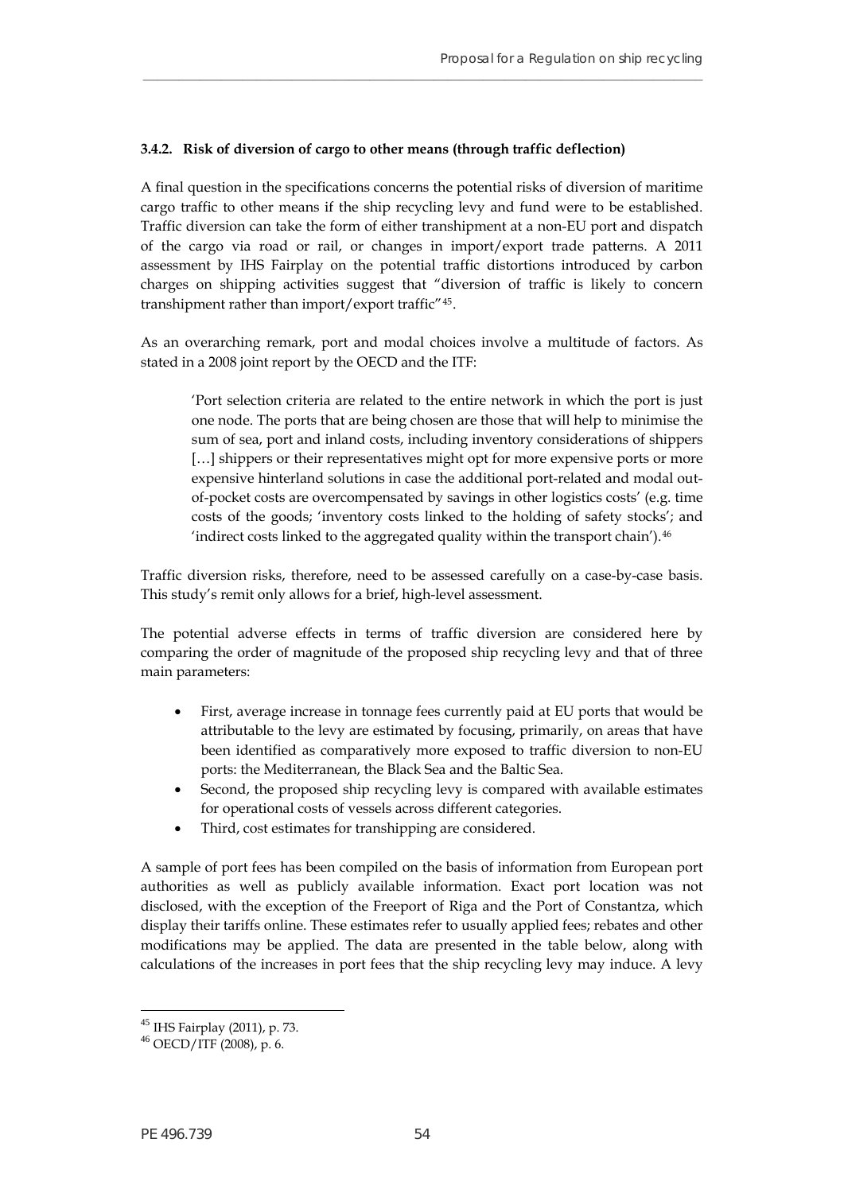#### 3.4.2. Risk of diversion of cargo to other means (through traffic deflection)

A final question in the specifications concerns the potential risks of diversion of maritime cargo traffic to other means if the ship recycling levy and fund were to be established. Traffic diversion can take the form of either transhipment at a non-EU port and dispatch of the cargo via road or rail, or changes in import/export trade patterns. A 2011 assessment by IHS Fairplay on the potential traffic distortions introduced by carbon charges on shipping activities suggest that "diversion of traffic is likely to concern transhipment rather than import/export traffic"[45].

As an overarching remark, port and modal choices involve a multitude of factors. As stated in a 2008 joint report by the OECD and the ITF:

> 'Port selection criteria are related to the entire network in which the port is just one node. The ports that are being chosen are those that will help to minimise the sum of sea, port and inland costs, including inventory considerations of shippers […] shippers or their representatives might opt for more expensive ports or more expensive hinterland solutions in case the additional port-related and modal out-of-pocket costs are overcompensated by savings in other logistics costs' (e.g. time costs of the goods; 'inventory costs linked to the holding of safety stocks'; and 'indirect costs linked to the aggregated quality within the transport chain').[46]

Traffic diversion risks, therefore, need to be assessed carefully on a case-by-case basis. This study's remit only allows for a brief, high-level assessment.

The potential adverse effects in terms of traffic diversion are considered here by comparing the order of magnitude of the proposed ship recycling levy and that of three main parameters:

- First, average increase in tonnage fees currently paid at EU ports that would be attributable to the levy are estimated by focusing, primarily, on areas that have been identified as comparatively more exposed to traffic diversion to non-EU ports: the Mediterranean, the Black Sea and the Baltic Sea.
- Second, the proposed ship recycling levy is compared with available estimates for operational costs of vessels across different categories.
- Third, cost estimates for transhipping are considered.

A sample of port fees has been compiled on the basis of information from European port authorities as well as publicly available information. Exact port location was not disclosed, with the exception of the Freeport of Riga and the Port of Constantza, which display their tariffs online. These estimates refer to usually applied fees; rebates and other modifications may be applied. The data are presented in the table below, along with calculations of the increases in port fees that the ship recycling levy may induce. A levy

[45] IHS Fairplay (2011), p. 73.

[46] OECD/ITF (2008), p. 6.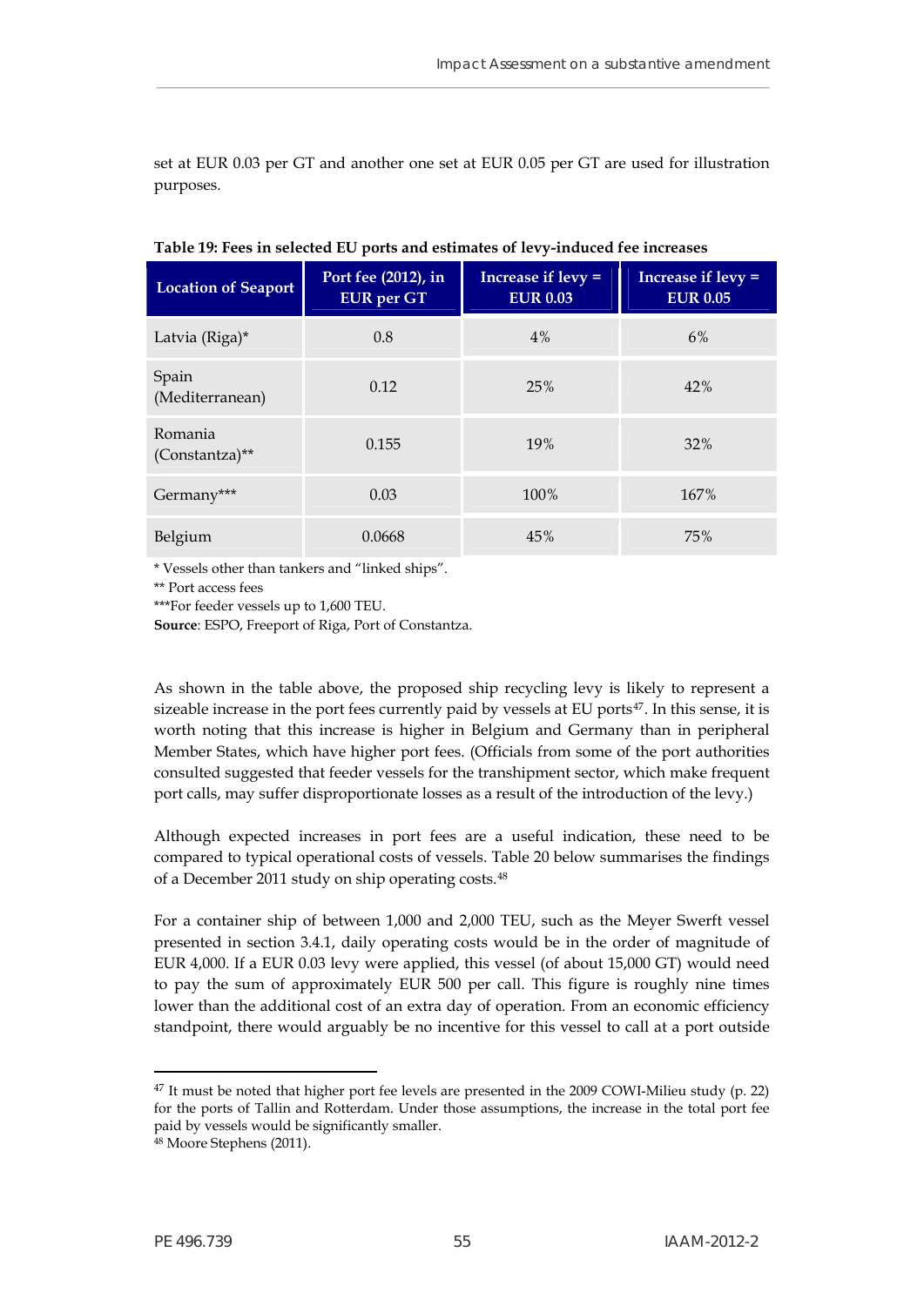set at EUR 0.03 per GT and another one set at EUR 0.05 per GT are used for illustration purposes.

**Table 19: Fees in selected EU ports and estimates of levy-induced fee increases**

| Location of Seaport | Port fee (2012), in EUR per GT | Increase if levy = EUR 0.03 | Increase if levy = EUR 0.05 |
|---|---|---|---|
| Latvia (Riga)* | 0.8 | 4% | 6% |
| Spain (Mediterranean) | 0.12 | 25% | 42% |
| Romania (Constantza)** | 0.155 | 19% | 32% |
| Germany*** | 0.03 | 100% | 167% |
| Belgium | 0.0668 | 45% | 75% |

* Vessels other than tankers and "linked ships".
** Port access fees
***For feeder vessels up to 1,600 TEU.
**Source**: ESPO, Freeport of Riga, Port of Constantza.

As shown in the table above, the proposed ship recycling levy is likely to represent a sizeable increase in the port fees currently paid by vessels at EU ports[47]. In this sense, it is worth noting that this increase is higher in Belgium and Germany than in peripheral Member States, which have higher port fees. (Officials from some of the port authorities consulted suggested that feeder vessels for the transhipment sector, which make frequent port calls, may suffer disproportionate losses as a result of the introduction of the levy.)

Although expected increases in port fees are a useful indication, these need to be compared to typical operational costs of vessels. Table 20 below summarises the findings of a December 2011 study on ship operating costs.[48]

For a container ship of between 1,000 and 2,000 TEU, such as the Meyer Swerft vessel presented in section 3.4.1, daily operating costs would be in the order of magnitude of EUR 4,000. If a EUR 0.03 levy were applied, this vessel (of about 15,000 GT) would need to pay the sum of approximately EUR 500 per call. This figure is roughly nine times lower than the additional cost of an extra day of operation. From an economic efficiency standpoint, there would arguably be no incentive for this vessel to call at a port outside

---

[47] It must be noted that higher port fee levels are presented in the 2009 COWI-Milieu study (p. 22) for the ports of Tallin and Rotterdam. Under those assumptions, the increase in the total port fee paid by vessels would be significantly smaller.
[48] Moore Stephens (2011).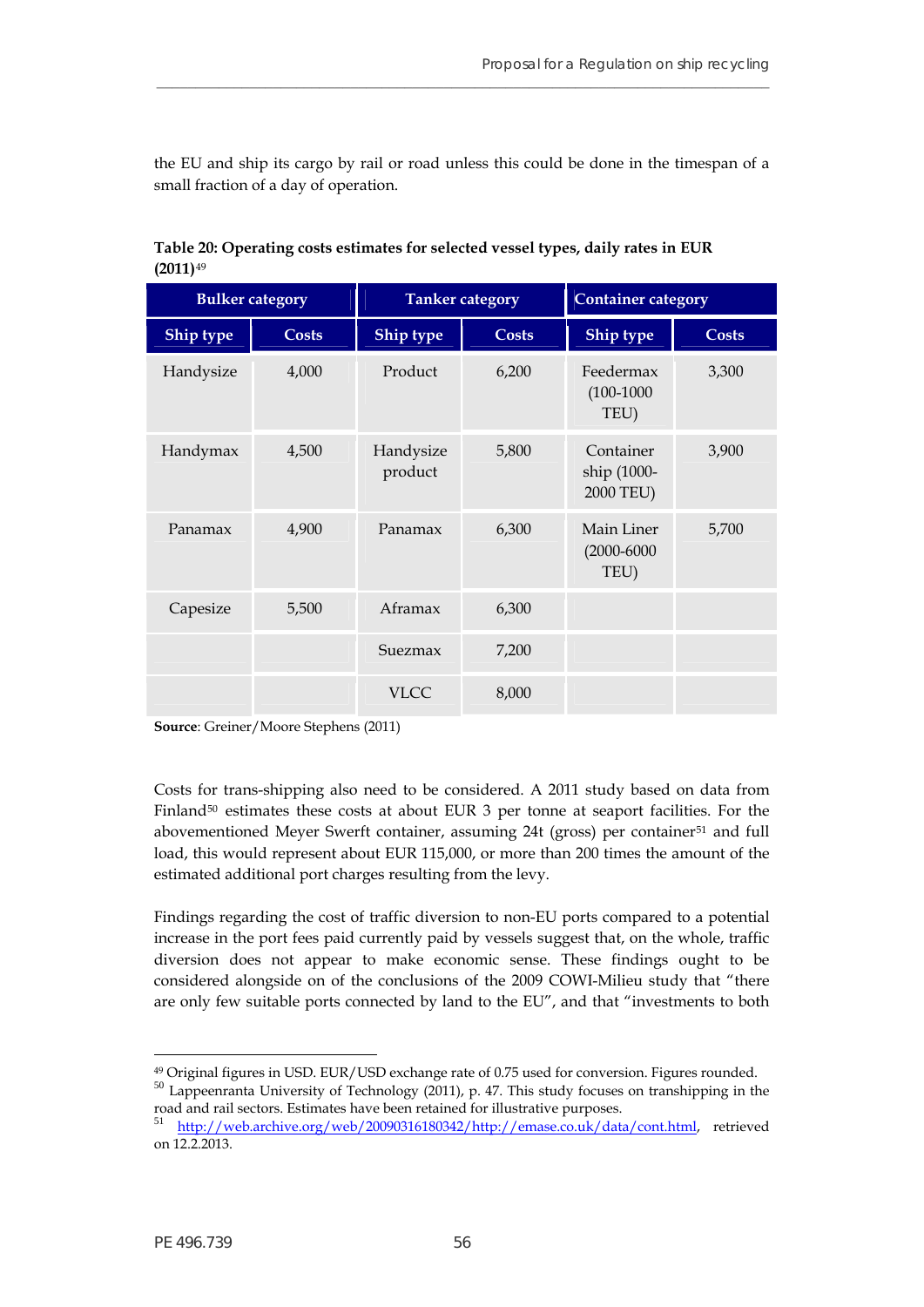the EU and ship its cargo by rail or road unless this could be done in the timespan of a small fraction of a day of operation.

**Table 20: Operating costs estimates for selected vessel types, daily rates in EUR (2011)**[49]

| Bulker category | | Tanker category | | Container category | |
|---|---|---|---|---|---|
| **Ship type** | **Costs** | **Ship type** | **Costs** | **Ship type** | **Costs** |
| Handysize | 4,000 | Product | 6,200 | Feedermax (100-1000 TEU) | 3,300 |
| Handymax | 4,500 | Handysize product | 5,800 | Container ship (1000-2000 TEU) | 3,900 |
| Panamax | 4,900 | Panamax | 6,300 | Main Liner (2000-6000 TEU) | 5,700 |
| Capesize | 5,500 | Aframax | 6,300 | | |
| | | Suezmax | 7,200 | | |
| | | VLCC | 8,000 | | |

**Source**: Greiner/Moore Stephens (2011)

Costs for trans-shipping also need to be considered. A 2011 study based on data from Finland[50] estimates these costs at about EUR 3 per tonne at seaport facilities. For the abovementioned Meyer Swerft container, assuming 24t (gross) per container[51] and full load, this would represent about EUR 115,000, or more than 200 times the amount of the estimated additional port charges resulting from the levy.

Findings regarding the cost of traffic diversion to non-EU ports compared to a potential increase in the port fees paid currently paid by vessels suggest that, on the whole, traffic diversion does not appear to make economic sense. These findings ought to be considered alongside on of the conclusions of the 2009 COWI-Milieu study that "there are only few suitable ports connected by land to the EU", and that "investments to both

[49] Original figures in USD. EUR/USD exchange rate of 0.75 used for conversion. Figures rounded.

[50] Lappeenranta University of Technology (2011), p. 47. This study focuses on transhipping in the road and rail sectors. Estimates have been retained for illustrative purposes.

[51] http://web.archive.org/web/20090316180342/http://emase.co.uk/data/cont.html, retrieved on 12.2.2013.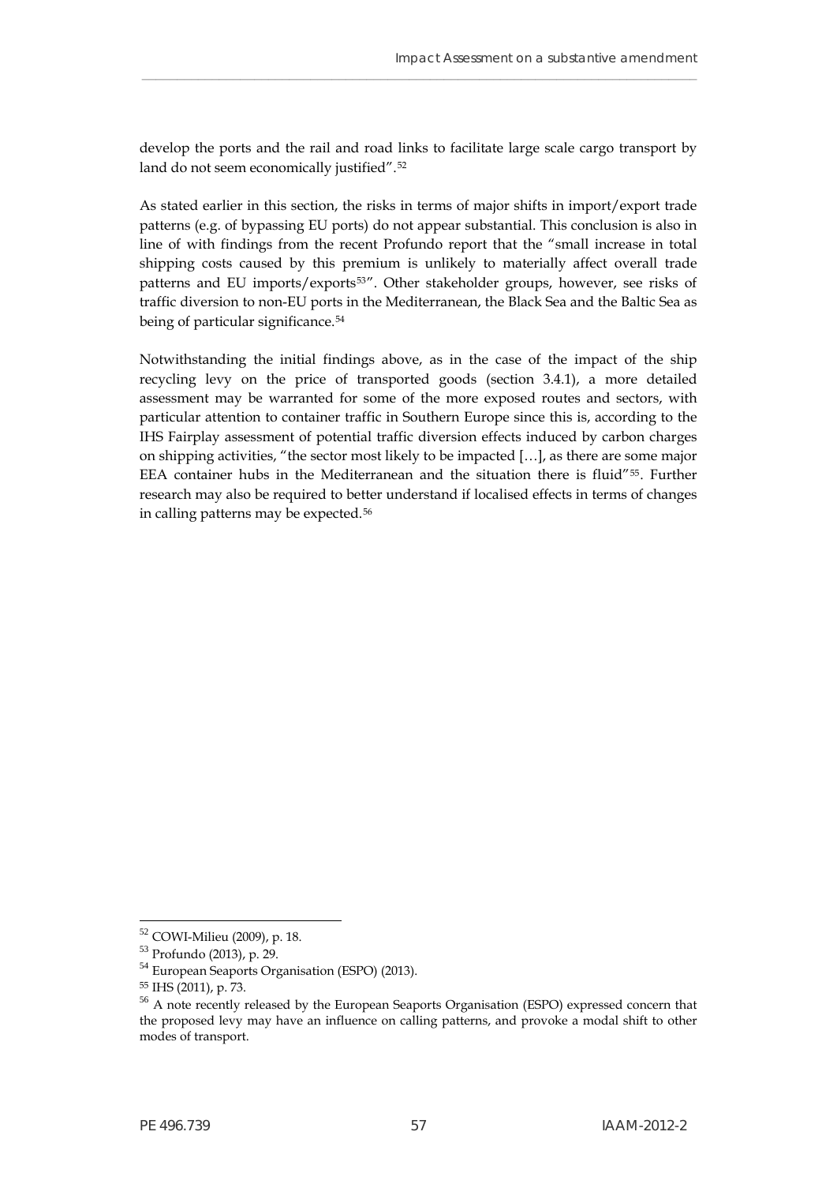develop the ports and the rail and road links to facilitate large scale cargo transport by land do not seem economically justified".[52]

As stated earlier in this section, the risks in terms of major shifts in import/export trade patterns (e.g. of bypassing EU ports) do not appear substantial. This conclusion is also in line of with findings from the recent Profundo report that the "small increase in total shipping costs caused by this premium is unlikely to materially affect overall trade patterns and EU imports/exports[53]". Other stakeholder groups, however, see risks of traffic diversion to non-EU ports in the Mediterranean, the Black Sea and the Baltic Sea as being of particular significance.[54]

Notwithstanding the initial findings above, as in the case of the impact of the ship recycling levy on the price of transported goods (section 3.4.1), a more detailed assessment may be warranted for some of the more exposed routes and sectors, with particular attention to container traffic in Southern Europe since this is, according to the IHS Fairplay assessment of potential traffic diversion effects induced by carbon charges on shipping activities, "the sector most likely to be impacted […], as there are some major EEA container hubs in the Mediterranean and the situation there is fluid"[55]. Further research may also be required to better understand if localised effects in terms of changes in calling patterns may be expected.[56]

---

[52] COWI-Milieu (2009), p. 18.

[53] Profundo (2013), p. 29.

[54] European Seaports Organisation (ESPO) (2013).

[55] IHS (2011), p. 73.

[56] A note recently released by the European Seaports Organisation (ESPO) expressed concern that the proposed levy may have an influence on calling patterns, and provoke a modal shift to other modes of transport.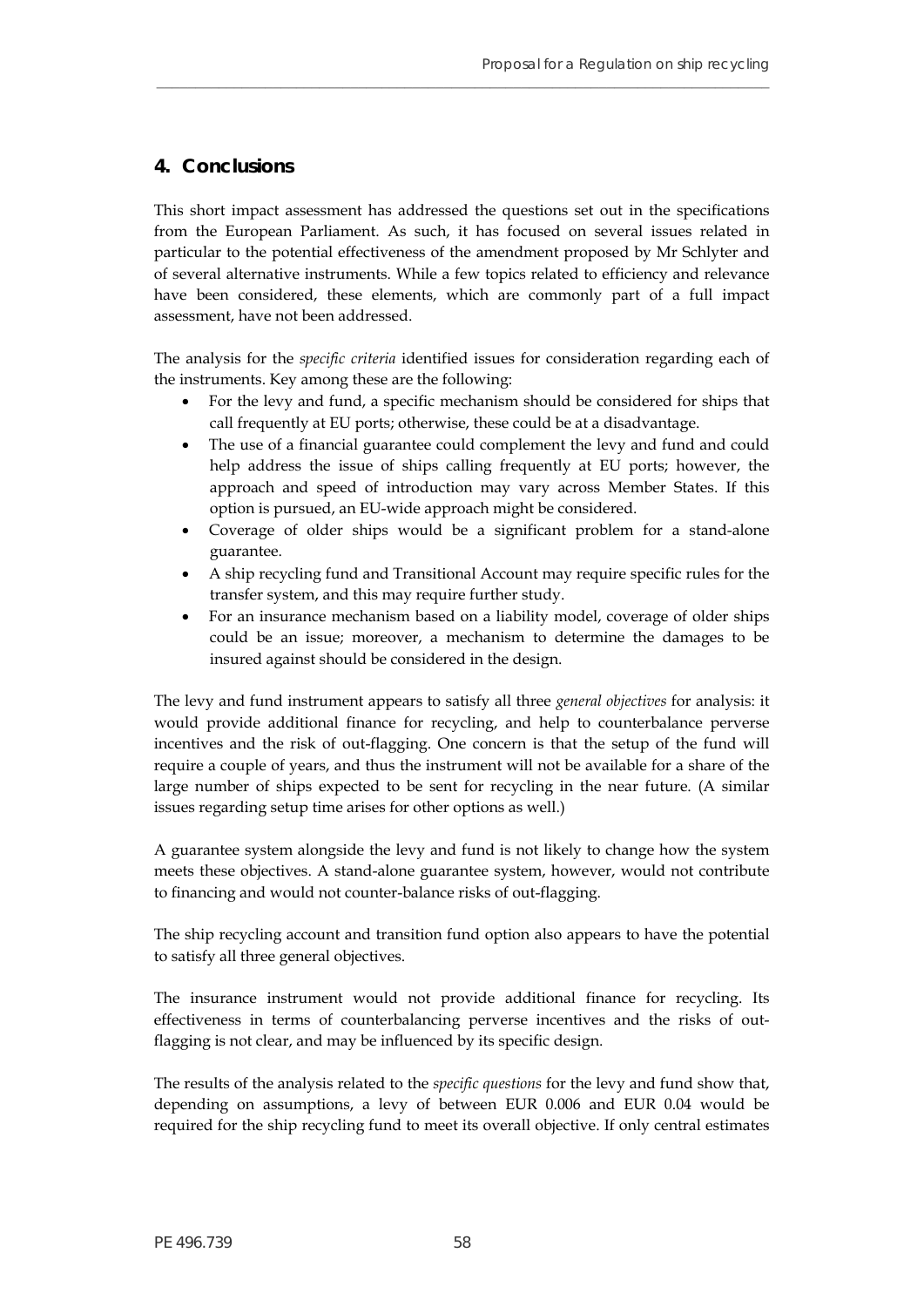## 4. Conclusions

This short impact assessment has addressed the questions set out in the specifications from the European Parliament. As such, it has focused on several issues related in particular to the potential effectiveness of the amendment proposed by Mr Schlyter and of several alternative instruments. While a few topics related to efficiency and relevance have been considered, these elements, which are commonly part of a full impact assessment, have not been addressed.

The analysis for the *specific criteria* identified issues for consideration regarding each of the instruments. Key among these are the following:

- For the levy and fund, a specific mechanism should be considered for ships that call frequently at EU ports; otherwise, these could be at a disadvantage.
- The use of a financial guarantee could complement the levy and fund and could help address the issue of ships calling frequently at EU ports; however, the approach and speed of introduction may vary across Member States. If this option is pursued, an EU-wide approach might be considered.
- Coverage of older ships would be a significant problem for a stand-alone guarantee.
- A ship recycling fund and Transitional Account may require specific rules for the transfer system, and this may require further study.
- For an insurance mechanism based on a liability model, coverage of older ships could be an issue; moreover, a mechanism to determine the damages to be insured against should be considered in the design.

The levy and fund instrument appears to satisfy all three *general objectives* for analysis: it would provide additional finance for recycling, and help to counterbalance perverse incentives and the risk of out-flagging. One concern is that the setup of the fund will require a couple of years, and thus the instrument will not be available for a share of the large number of ships expected to be sent for recycling in the near future. (A similar issues regarding setup time arises for other options as well.)

A guarantee system alongside the levy and fund is not likely to change how the system meets these objectives. A stand-alone guarantee system, however, would not contribute to financing and would not counter-balance risks of out-flagging.

The ship recycling account and transition fund option also appears to have the potential to satisfy all three general objectives.

The insurance instrument would not provide additional finance for recycling. Its effectiveness in terms of counterbalancing perverse incentives and the risks of out-flagging is not clear, and may be influenced by its specific design.

The results of the analysis related to the *specific questions* for the levy and fund show that, depending on assumptions, a levy of between EUR 0.006 and EUR 0.04 would be required for the ship recycling fund to meet its overall objective. If only central estimates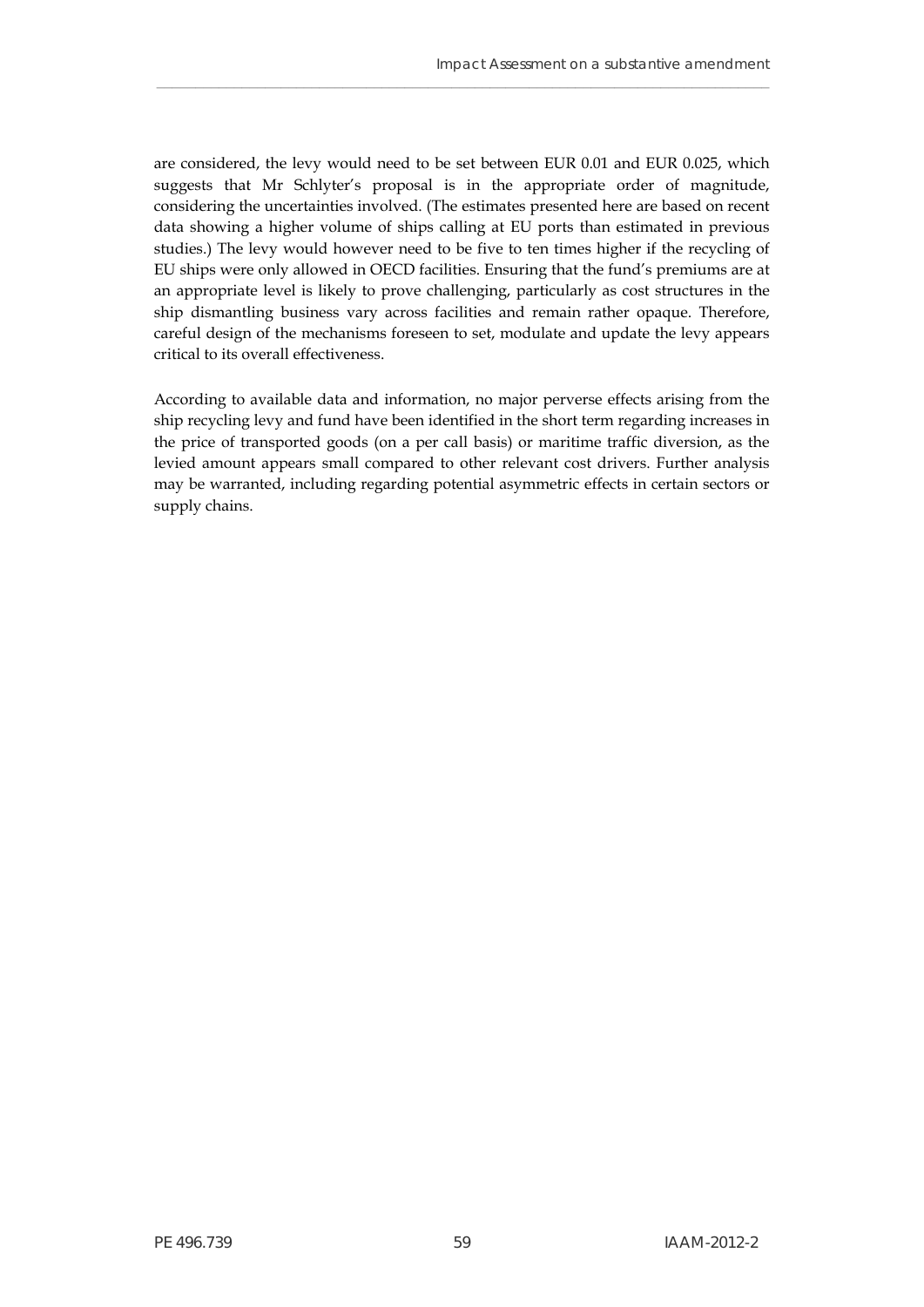are considered, the levy would need to be set between EUR 0.01 and EUR 0.025, which suggests that Mr Schlyter's proposal is in the appropriate order of magnitude, considering the uncertainties involved. (The estimates presented here are based on recent data showing a higher volume of ships calling at EU ports than estimated in previous studies.) The levy would however need to be five to ten times higher if the recycling of EU ships were only allowed in OECD facilities. Ensuring that the fund's premiums are at an appropriate level is likely to prove challenging, particularly as cost structures in the ship dismantling business vary across facilities and remain rather opaque. Therefore, careful design of the mechanisms foreseen to set, modulate and update the levy appears critical to its overall effectiveness.

According to available data and information, no major perverse effects arising from the ship recycling levy and fund have been identified in the short term regarding increases in the price of transported goods (on a per call basis) or maritime traffic diversion, as the levied amount appears small compared to other relevant cost drivers. Further analysis may be warranted, including regarding potential asymmetric effects in certain sectors or supply chains.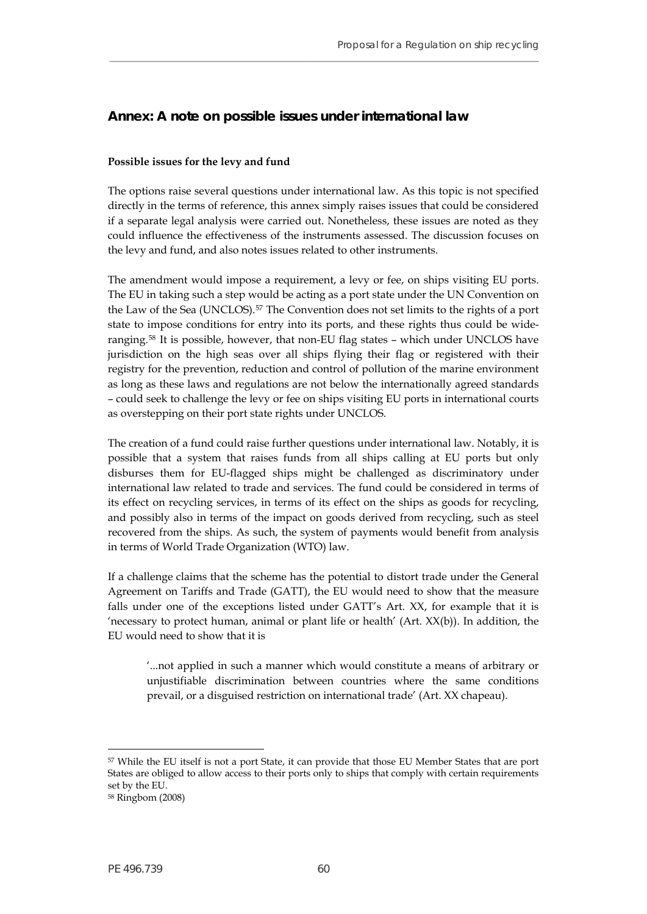## Annex: A note on possible issues under international law

**Possible issues for the levy and fund**

The options raise several questions under international law. As this topic is not specified directly in the terms of reference, this annex simply raises issues that could be considered if a separate legal analysis were carried out. Nonetheless, these issues are noted as they could influence the effectiveness of the instruments assessed. The discussion focuses on the levy and fund, and also notes issues related to other instruments.

The amendment would impose a requirement, a levy or fee, on ships visiting EU ports. The EU in taking such a step would be acting as a port state under the UN Convention on the Law of the Sea (UNCLOS).[57] The Convention does not set limits to the rights of a port state to impose conditions for entry into its ports, and these rights thus could be wide-ranging.[58] It is possible, however, that non-EU flag states – which under UNCLOS have jurisdiction on the high seas over all ships flying their flag or registered with their registry for the prevention, reduction and control of pollution of the marine environment as long as these laws and regulations are not below the internationally agreed standards – could seek to challenge the levy or fee on ships visiting EU ports in international courts as overstepping on their port state rights under UNCLOS.

The creation of a fund could raise further questions under international law. Notably, it is possible that a system that raises funds from all ships calling at EU ports but only disburses them for EU-flagged ships might be challenged as discriminatory under international law related to trade and services. The fund could be considered in terms of its effect on recycling services, in terms of its effect on the ships as goods for recycling, and possibly also in terms of the impact on goods derived from recycling, such as steel recovered from the ships. As such, the system of payments would benefit from analysis in terms of World Trade Organization (WTO) law.

If a challenge claims that the scheme has the potential to distort trade under the General Agreement on Tariffs and Trade (GATT), the EU would need to show that the measure falls under one of the exceptions listed under GATT's Art. XX, for example that it is 'necessary to protect human, animal or plant life or health' (Art. XX(b)). In addition, the EU would need to show that it is

> '...not applied in such a manner which would constitute a means of arbitrary or unjustifiable discrimination between countries where the same conditions prevail, or a disguised restriction on international trade' (Art. XX chapeau).

---

[57] While the EU itself is not a port State, it can provide that those EU Member States that are port States are obliged to allow access to their ports only to ships that comply with certain requirements set by the EU.

[58] Ringbom (2008)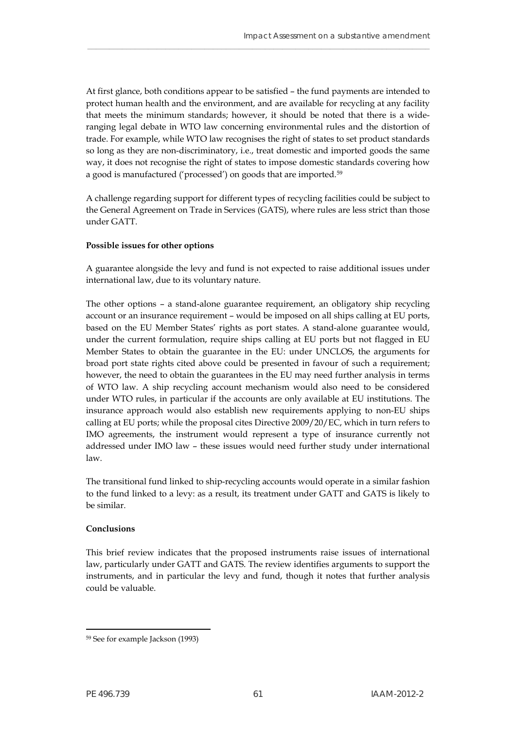At first glance, both conditions appear to be satisfied – the fund payments are intended to protect human health and the environment, and are available for recycling at any facility that meets the minimum standards; however, it should be noted that there is a wide-ranging legal debate in WTO law concerning environmental rules and the distortion of trade. For example, while WTO law recognises the right of states to set product standards so long as they are non-discriminatory, i.e., treat domestic and imported goods the same way, it does not recognise the right of states to impose domestic standards covering how a good is manufactured ('processed') on goods that are imported.[59]

A challenge regarding support for different types of recycling facilities could be subject to the General Agreement on Trade in Services (GATS), where rules are less strict than those under GATT.

**Possible issues for other options**

A guarantee alongside the levy and fund is not expected to raise additional issues under international law, due to its voluntary nature.

The other options – a stand-alone guarantee requirement, an obligatory ship recycling account or an insurance requirement – would be imposed on all ships calling at EU ports, based on the EU Member States' rights as port states. A stand-alone guarantee would, under the current formulation, require ships calling at EU ports but not flagged in EU Member States to obtain the guarantee in the EU: under UNCLOS, the arguments for broad port state rights cited above could be presented in favour of such a requirement; however, the need to obtain the guarantees in the EU may need further analysis in terms of WTO law. A ship recycling account mechanism would also need to be considered under WTO rules, in particular if the accounts are only available at EU institutions. The insurance approach would also establish new requirements applying to non-EU ships calling at EU ports; while the proposal cites Directive 2009/20/EC, which in turn refers to IMO agreements, the instrument would represent a type of insurance currently not addressed under IMO law – these issues would need further study under international law.

The transitional fund linked to ship-recycling accounts would operate in a similar fashion to the fund linked to a levy: as a result, its treatment under GATT and GATS is likely to be similar.

**Conclusions**

This brief review indicates that the proposed instruments raise issues of international law, particularly under GATT and GATS. The review identifies arguments to support the instruments, and in particular the levy and fund, though it notes that further analysis could be valuable.

---

[59] See for example Jackson (1993)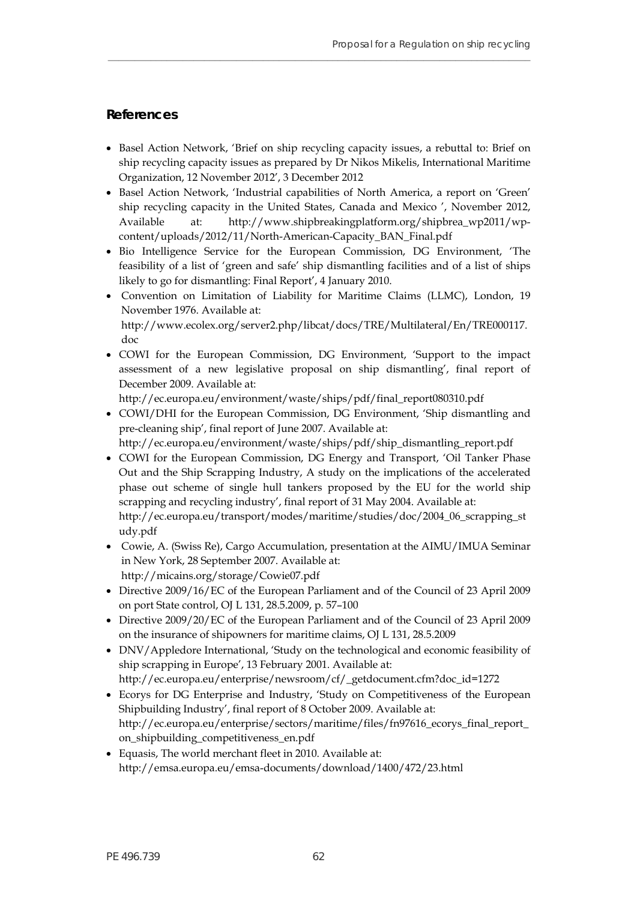## References

- Basel Action Network, 'Brief on ship recycling capacity issues, a rebuttal to: Brief on ship recycling capacity issues as prepared by Dr Nikos Mikelis, International Maritime Organization, 12 November 2012', 3 December 2012
- Basel Action Network, 'Industrial capabilities of North America, a report on 'Green' ship recycling capacity in the United States, Canada and Mexico ', November 2012, Available at: http://www.shipbreakingplatform.org/shipbrea_wp2011/wp-content/uploads/2012/11/North-American-Capacity_BAN_Final.pdf
- Bio Intelligence Service for the European Commission, DG Environment, 'The feasibility of a list of 'green and safe' ship dismantling facilities and of a list of ships likely to go for dismantling: Final Report', 4 January 2010.
- Convention on Limitation of Liability for Maritime Claims (LLMC), London, 19 November 1976. Available at: http://www.ecolex.org/server2.php/libcat/docs/TRE/Multilateral/En/TRE000117.doc
- COWI for the European Commission, DG Environment, 'Support to the impact assessment of a new legislative proposal on ship dismantling', final report of December 2009. Available at: http://ec.europa.eu/environment/waste/ships/pdf/final_report080310.pdf
- COWI/DHI for the European Commission, DG Environment, 'Ship dismantling and pre-cleaning ship', final report of June 2007. Available at: http://ec.europa.eu/environment/waste/ships/pdf/ship_dismantling_report.pdf
- COWI for the European Commission, DG Energy and Transport, 'Oil Tanker Phase Out and the Ship Scrapping Industry, A study on the implications of the accelerated phase out scheme of single hull tankers proposed by the EU for the world ship scrapping and recycling industry', final report of 31 May 2004. Available at: http://ec.europa.eu/transport/modes/maritime/studies/doc/2004_06_scrapping_study.pdf
- Cowie, A. (Swiss Re), Cargo Accumulation, presentation at the AIMU/IMUA Seminar in New York, 28 September 2007. Available at: http://micains.org/storage/Cowie07.pdf
- Directive 2009/16/EC of the European Parliament and of the Council of 23 April 2009 on port State control, OJ L 131, 28.5.2009, p. 57–100
- Directive 2009/20/EC of the European Parliament and of the Council of 23 April 2009 on the insurance of shipowners for maritime claims, OJ L 131, 28.5.2009
- DNV/Appledore International, 'Study on the technological and economic feasibility of ship scrapping in Europe', 13 February 2001. Available at: http://ec.europa.eu/enterprise/newsroom/cf/_getdocument.cfm?doc_id=1272
- Ecorys for DG Enterprise and Industry, 'Study on Competitiveness of the European Shipbuilding Industry', final report of 8 October 2009. Available at: http://ec.europa.eu/enterprise/sectors/maritime/files/fn97616_ecorys_final_report_on_shipbuilding_competitiveness_en.pdf
- Equasis, The world merchant fleet in 2010. Available at: http://emsa.europa.eu/emsa-documents/download/1400/472/23.html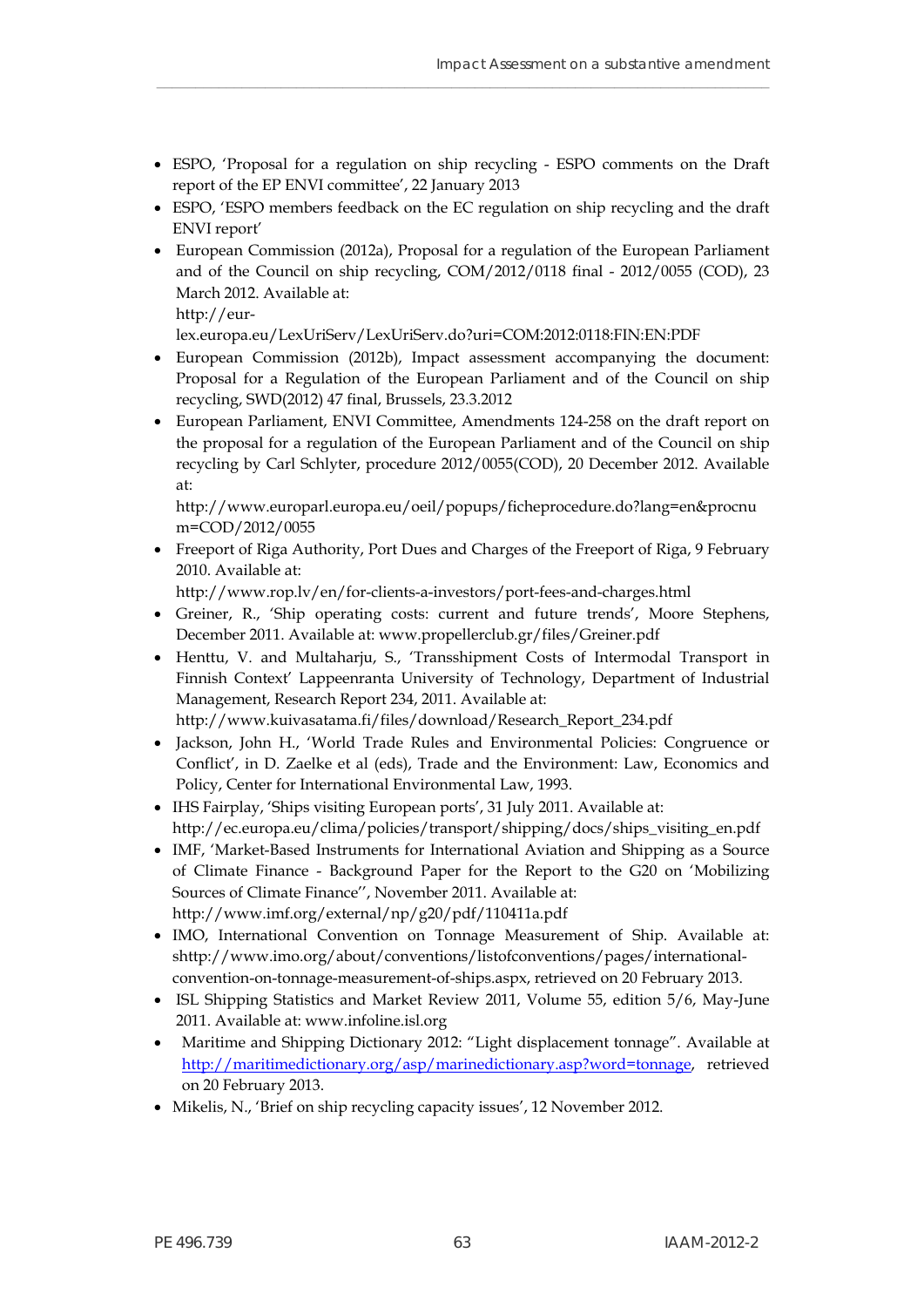- ESPO, 'Proposal for a regulation on ship recycling - ESPO comments on the Draft report of the EP ENVI committee', 22 January 2013
- ESPO, 'ESPO members feedback on the EC regulation on ship recycling and the draft ENVI report'
- European Commission (2012a), Proposal for a regulation of the European Parliament and of the Council on ship recycling, COM/2012/0118 final - 2012/0055 (COD), 23 March 2012. Available at: http://eur-lex.europa.eu/LexUriServ/LexUriServ.do?uri=COM:2012:0118:FIN:EN:PDF
- European Commission (2012b), Impact assessment accompanying the document: Proposal for a Regulation of the European Parliament and of the Council on ship recycling, SWD(2012) 47 final, Brussels, 23.3.2012
- European Parliament, ENVI Committee, Amendments 124-258 on the draft report on the proposal for a regulation of the European Parliament and of the Council on ship recycling by Carl Schlyter, procedure 2012/0055(COD), 20 December 2012. Available at: http://www.europarl.europa.eu/oeil/popups/ficheprocedure.do?lang=en&procnum=COD/2012/0055
- Freeport of Riga Authority, Port Dues and Charges of the Freeport of Riga, 9 February 2010. Available at: http://www.rop.lv/en/for-clients-a-investors/port-fees-and-charges.html
- Greiner, R., 'Ship operating costs: current and future trends', Moore Stephens, December 2011. Available at: www.propellerclub.gr/files/Greiner.pdf
- Henttu, V. and Multaharju, S., 'Transshipment Costs of Intermodal Transport in Finnish Context' Lappeenranta University of Technology, Department of Industrial Management, Research Report 234, 2011. Available at: http://www.kuivasatama.fi/files/download/Research_Report_234.pdf
- Jackson, John H., 'World Trade Rules and Environmental Policies: Congruence or Conflict', in D. Zaelke et al (eds), Trade and the Environment: Law, Economics and Policy, Center for International Environmental Law, 1993.
- IHS Fairplay, 'Ships visiting European ports', 31 July 2011. Available at: http://ec.europa.eu/clima/policies/transport/shipping/docs/ships_visiting_en.pdf
- IMF, 'Market-Based Instruments for International Aviation and Shipping as a Source of Climate Finance - Background Paper for the Report to the G20 on 'Mobilizing Sources of Climate Finance'', November 2011. Available at: http://www.imf.org/external/np/g20/pdf/110411a.pdf
- IMO, International Convention on Tonnage Measurement of Ship. Available at: shttp://www.imo.org/about/conventions/listofconventions/pages/international-convention-on-tonnage-measurement-of-ships.aspx, retrieved on 20 February 2013.
- ISL Shipping Statistics and Market Review 2011, Volume 55, edition 5/6, May-June 2011. Available at: www.infoline.isl.org
- Maritime and Shipping Dictionary 2012: "Light displacement tonnage". Available at http://maritimedictionary.org/asp/marinedictionary.asp?word=tonnage, retrieved on 20 February 2013.
- Mikelis, N., 'Brief on ship recycling capacity issues', 12 November 2012.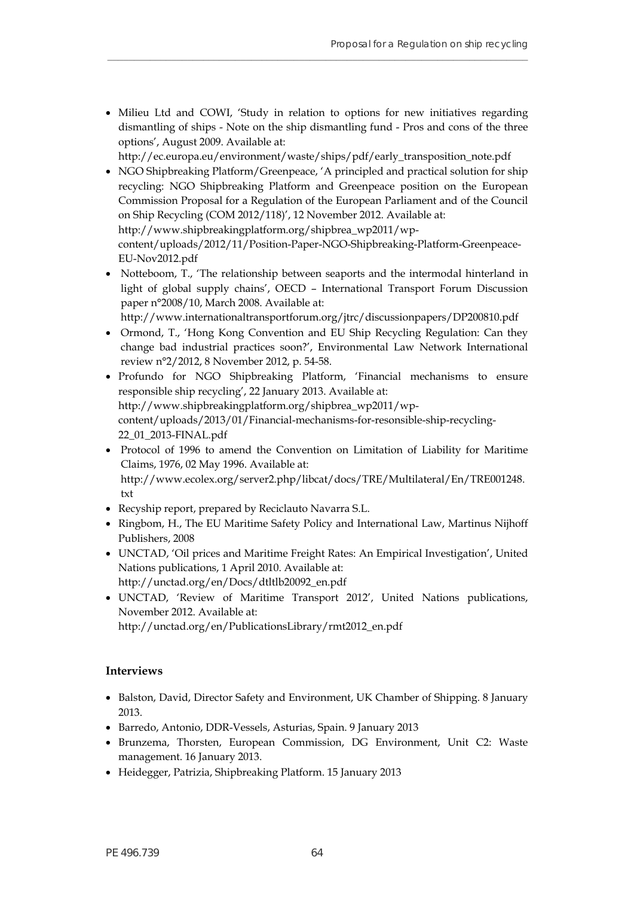- Milieu Ltd and COWI, 'Study in relation to options for new initiatives regarding dismantling of ships - Note on the ship dismantling fund - Pros and cons of the three options', August 2009. Available at: http://ec.europa.eu/environment/waste/ships/pdf/early_transposition_note.pdf
- NGO Shipbreaking Platform/Greenpeace, 'A principled and practical solution for ship recycling: NGO Shipbreaking Platform and Greenpeace position on the European Commission Proposal for a Regulation of the European Parliament and of the Council on Ship Recycling (COM 2012/118)', 12 November 2012. Available at: http://www.shipbreakingplatform.org/shipbrea_wp2011/wp-content/uploads/2012/11/Position-Paper-NGO-Shipbreaking-Platform-Greenpeace-EU-Nov2012.pdf
- Notteboom, T., 'The relationship between seaports and the intermodal hinterland in light of global supply chains', OECD – International Transport Forum Discussion paper n°2008/10, March 2008. Available at: http://www.internationaltransportforum.org/jtrc/discussionpapers/DP200810.pdf
- Ormond, T., 'Hong Kong Convention and EU Ship Recycling Regulation: Can they change bad industrial practices soon?', Environmental Law Network International review n°2/2012, 8 November 2012, p. 54-58.
- Profundo for NGO Shipbreaking Platform, 'Financial mechanisms to ensure responsible ship recycling', 22 January 2013. Available at: http://www.shipbreakingplatform.org/shipbrea_wp2011/wp-content/uploads/2013/01/Financial-mechanisms-for-resonsible-ship-recycling-22_01_2013-FINAL.pdf
- Protocol of 1996 to amend the Convention on Limitation of Liability for Maritime Claims, 1976, 02 May 1996. Available at: http://www.ecolex.org/server2.php/libcat/docs/TRE/Multilateral/En/TRE001248.txt
- Recyship report, prepared by Reciclauto Navarra S.L.
- Ringbom, H., The EU Maritime Safety Policy and International Law, Martinus Nijhoff Publishers, 2008
- UNCTAD, 'Oil prices and Maritime Freight Rates: An Empirical Investigation', United Nations publications, 1 April 2010. Available at: http://unctad.org/en/Docs/dtltlb20092_en.pdf
- UNCTAD, 'Review of Maritime Transport 2012', United Nations publications, November 2012. Available at: http://unctad.org/en/PublicationsLibrary/rmt2012_en.pdf

### Interviews

- Balston, David, Director Safety and Environment, UK Chamber of Shipping. 8 January 2013.
- Barredo, Antonio, DDR-Vessels, Asturias, Spain. 9 January 2013
- Brunzema, Thorsten, European Commission, DG Environment, Unit C2: Waste management. 16 January 2013.
- Heidegger, Patrizia, Shipbreaking Platform. 15 January 2013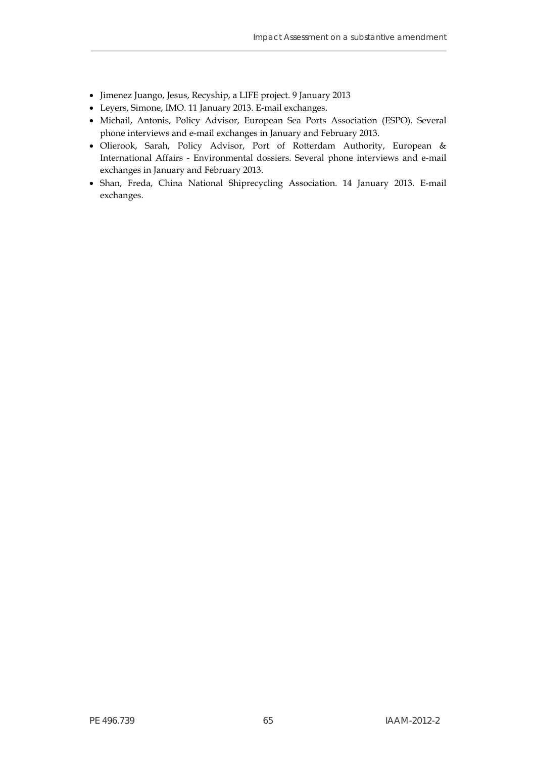- Jimenez Juango, Jesus, Recyship, a LIFE project. 9 January 2013
- Leyers, Simone, IMO. 11 January 2013. E-mail exchanges.
- Michail, Antonis, Policy Advisor, European Sea Ports Association (ESPO). Several phone interviews and e-mail exchanges in January and February 2013.
- Olierook, Sarah, Policy Advisor, Port of Rotterdam Authority, European & International Affairs - Environmental dossiers. Several phone interviews and e-mail exchanges in January and February 2013.
- Shan, Freda, China National Shiprecycling Association. 14 January 2013. E-mail exchanges.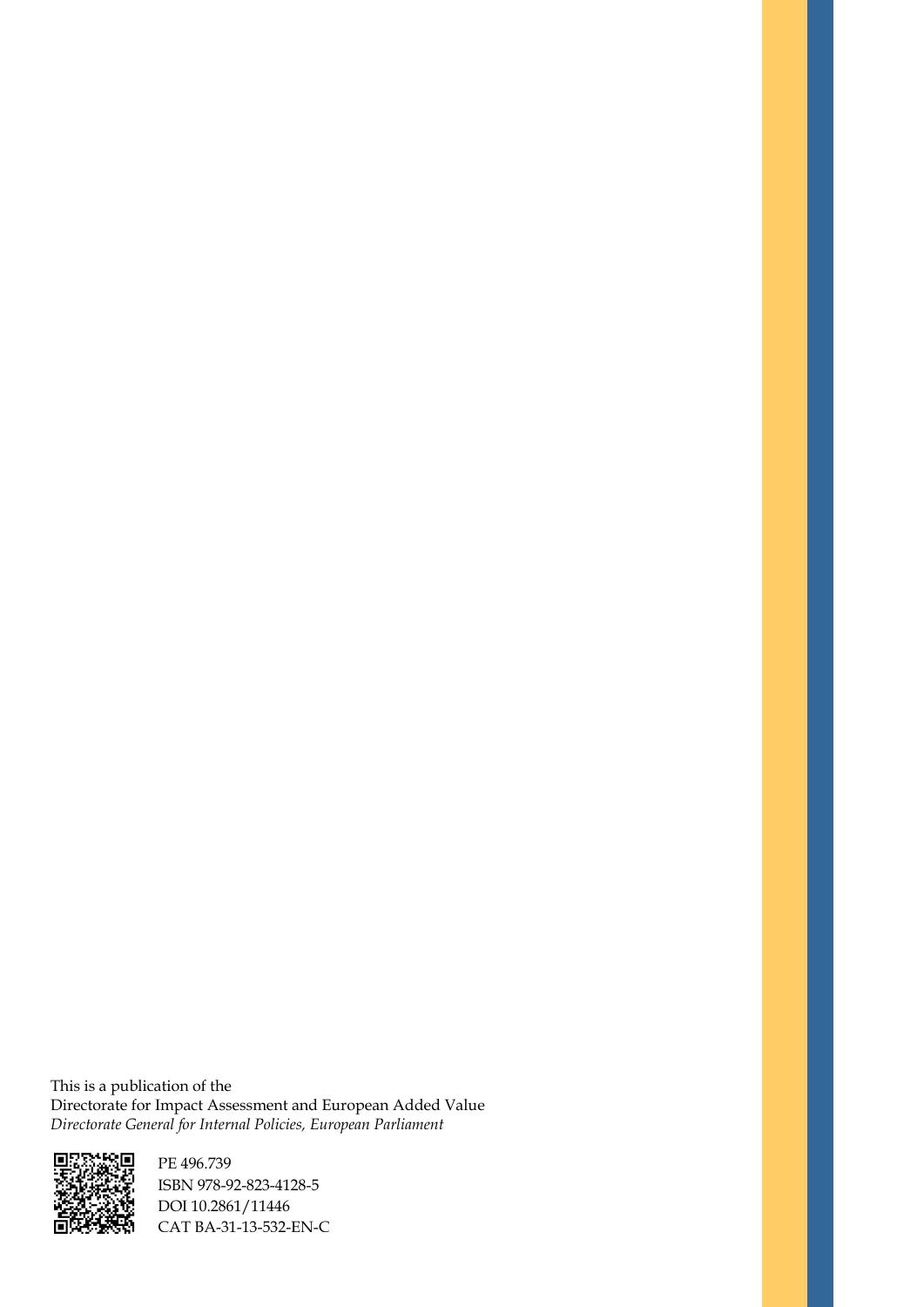This is a publication of the
Directorate for Impact Assessment and European Added Value
*Directorate General for Internal Policies, European Parliament*

PE 496.739
ISBN 978-92-823-4128-5
DOI 10.2861/11446
CAT BA-31-13-532-EN-C